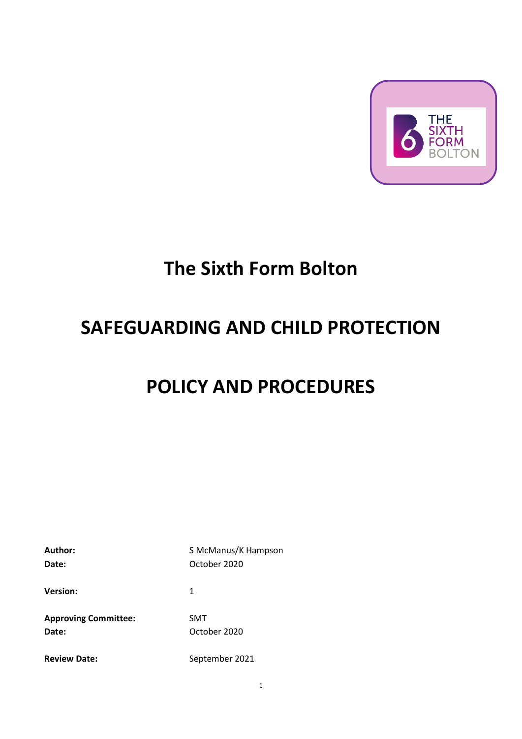# The Sixth Form Bolton

# SAFEGUARDING AND CHILD PROTECTION

# POLICY AND PROCEDURES

| | |
|---|---|
| **Author:** | S McManus/K Hampson |
| **Date:** | October 2020 |
| **Version:** | 1 |
| **Approving Committee:** | SMT |
| **Date:** | October 2020 |
| **Review Date:** | September 2021 |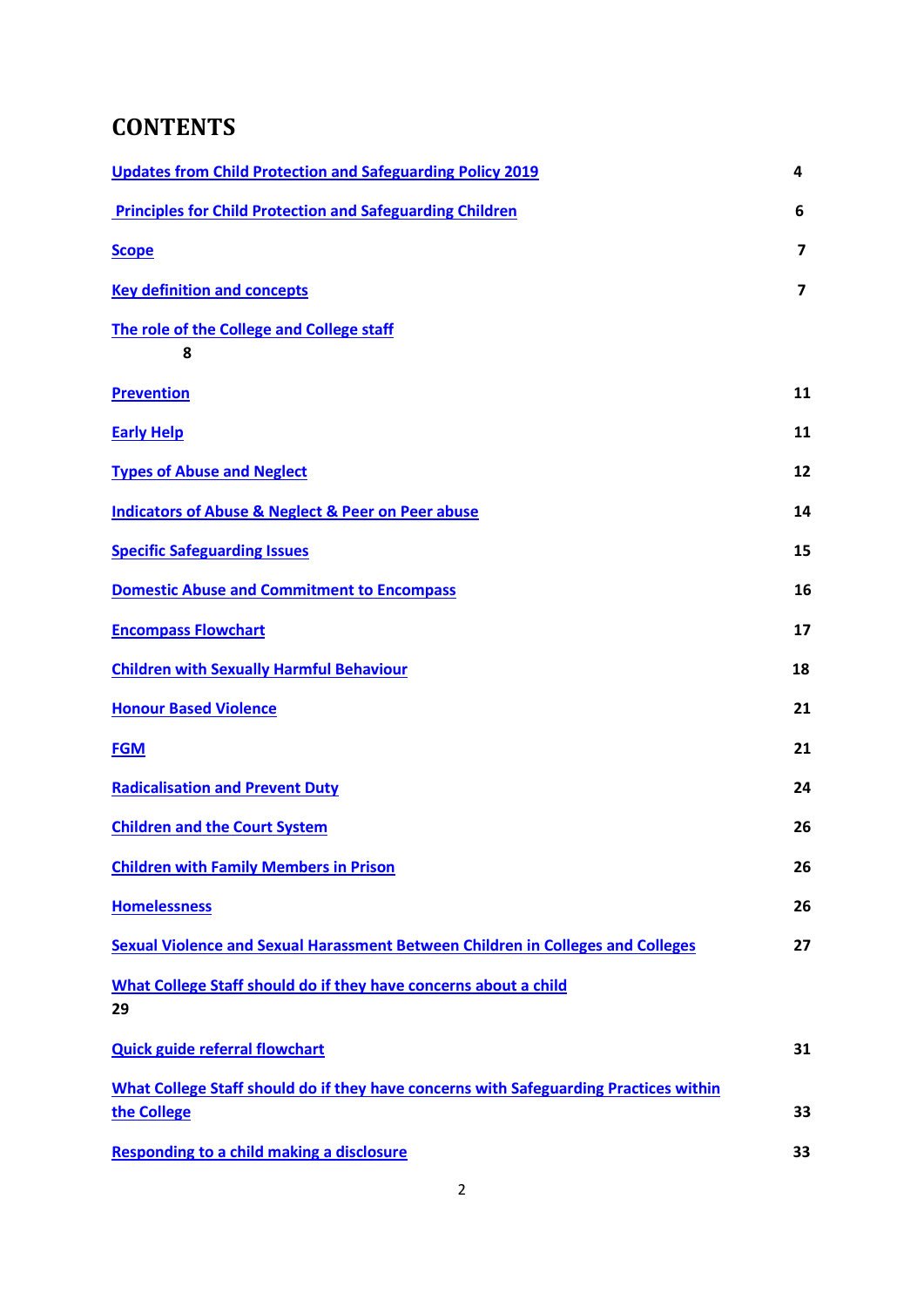# CONTENTS

| | |
|---|---|
| Updates from Child Protection and Safeguarding Policy 2019 | 4 |
| Principles for Child Protection and Safeguarding Children | 6 |
| Scope | 7 |
| Key definition and concepts | 7 |
| The role of the College and College staff | 8 |
| Prevention | 11 |
| Early Help | 11 |
| Types of Abuse and Neglect | 12 |
| Indicators of Abuse & Neglect & Peer on Peer abuse | 14 |
| Specific Safeguarding Issues | 15 |
| Domestic Abuse and Commitment to Encompass | 16 |
| Encompass Flowchart | 17 |
| Children with Sexually Harmful Behaviour | 18 |
| Honour Based Violence | 21 |
| FGM | 21 |
| Radicalisation and Prevent Duty | 24 |
| Children and the Court System | 26 |
| Children with Family Members in Prison | 26 |
| Homelessness | 26 |
| Sexual Violence and Sexual Harassment Between Children in Colleges and Colleges | 27 |
| What College Staff should do if they have concerns about a child | 29 |
| Quick guide referral flowchart | 31 |
| What College Staff should do if they have concerns with Safeguarding Practices within the College | 33 |
| Responding to a child making a disclosure | 33 |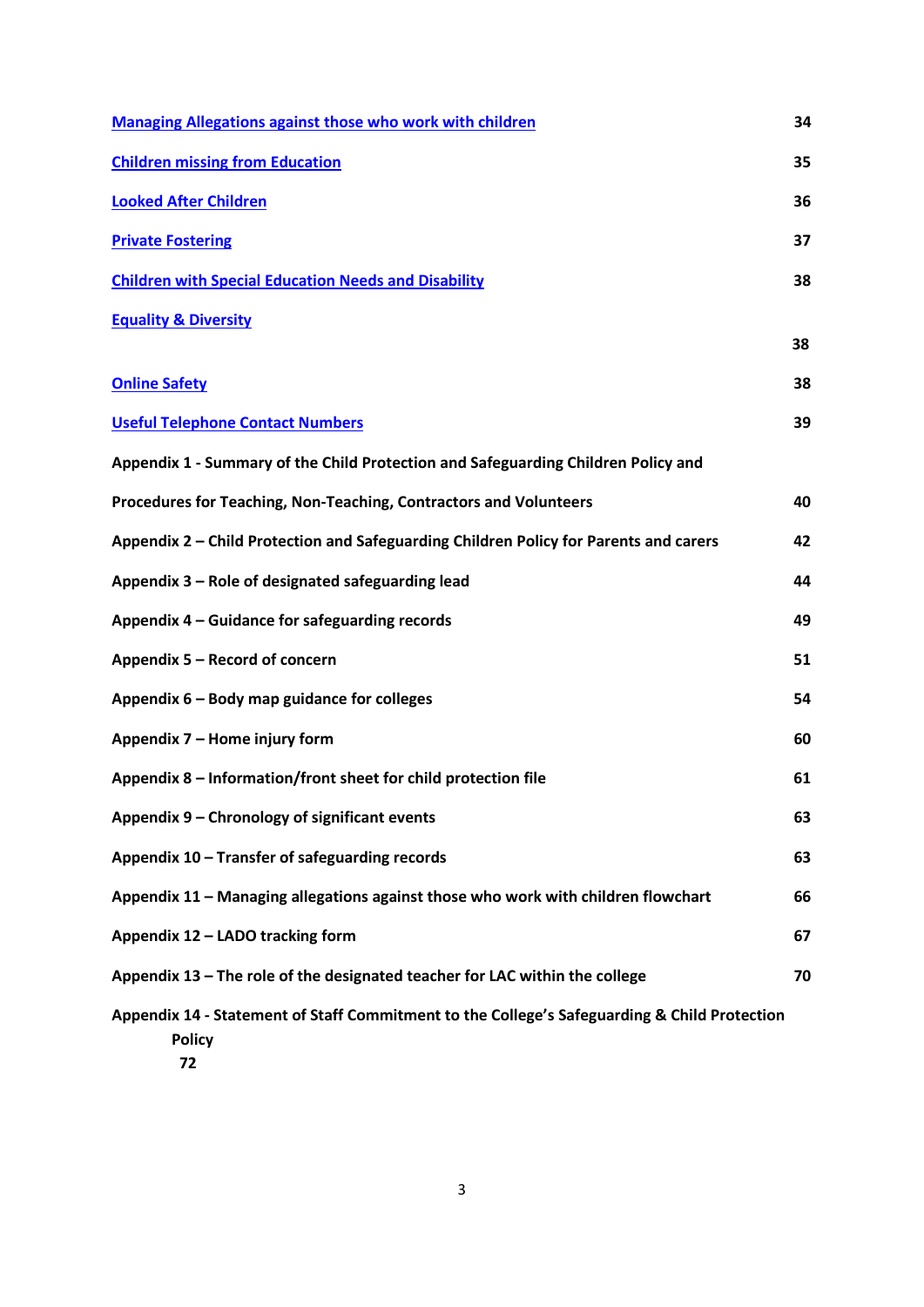| | |
|---|---|
| Managing Allegations against those who work with children | 34 |
| Children missing from Education | 35 |
| Looked After Children | 36 |
| Private Fostering | 37 |
| Children with Special Education Needs and Disability | 38 |
| Equality & Diversity | 38 |
| Online Safety | 38 |
| Useful Telephone Contact Numbers | 39 |
| **Appendix 1 - Summary of the Child Protection and Safeguarding Children Policy and Procedures for Teaching, Non-Teaching, Contractors and Volunteers** | **40** |
| **Appendix 2 – Child Protection and Safeguarding Children Policy for Parents and carers** | **42** |
| **Appendix 3 – Role of designated safeguarding lead** | **44** |
| **Appendix 4 – Guidance for safeguarding records** | **49** |
| **Appendix 5 – Record of concern** | **51** |
| **Appendix 6 – Body map guidance for colleges** | **54** |
| **Appendix 7 – Home injury form** | **60** |
| **Appendix 8 – Information/front sheet for child protection file** | **61** |
| **Appendix 9 – Chronology of significant events** | **63** |
| **Appendix 10 – Transfer of safeguarding records** | **63** |
| **Appendix 11 – Managing allegations against those who work with children flowchart** | **66** |
| **Appendix 12 – LADO tracking form** | **67** |
| **Appendix 13 – The role of the designated teacher for LAC within the college** | **70** |
| **Appendix 14 - Statement of Staff Commitment to the College's Safeguarding & Child Protection Policy** | **72** |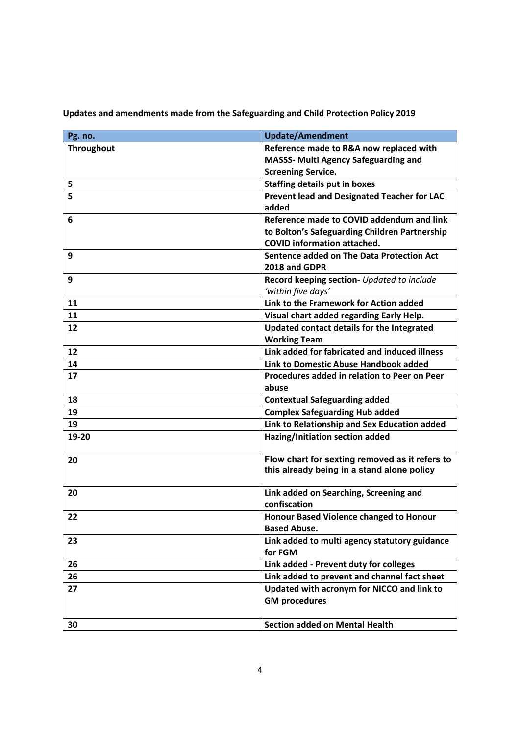**Updates and amendments made from the Safeguarding and Child Protection Policy 2019**

| Pg. no. | Update/Amendment |
|---|---|
| **Throughout** | **Reference made to R&A now replaced with MASSS- Multi Agency Safeguarding and Screening Service.** |
| **5** | **Staffing details put in boxes** |
| **5** | **Prevent lead and Designated Teacher for LAC added** |
| **6** | **Reference made to COVID addendum and link to Bolton's Safeguarding Children Partnership COVID information attached.** |
| **9** | **Sentence added on The Data Protection Act 2018 and GDPR** |
| **9** | **Record keeping section-** *Updated to include 'within five days'* |
| **11** | **Link to the Framework for Action added** |
| **11** | **Visual chart added regarding Early Help.** |
| **12** | **Updated contact details for the Integrated Working Team** |
| **12** | **Link added for fabricated and induced illness** |
| **14** | **Link to Domestic Abuse Handbook added** |
| **17** | **Procedures added in relation to Peer on Peer abuse** |
| **18** | **Contextual Safeguarding added** |
| **19** | **Complex Safeguarding Hub added** |
| **19** | **Link to Relationship and Sex Education added** |
| **19-20** | **Hazing/Initiation section added** |
| **20** | **Flow chart for sexting removed as it refers to this already being in a stand alone policy** |
| **20** | **Link added on Searching, Screening and confiscation** |
| **22** | **Honour Based Violence changed to Honour Based Abuse.** |
| **23** | **Link added to multi agency statutory guidance for FGM** |
| **26** | **Link added - Prevent duty for colleges** |
| **26** | **Link added to prevent and channel fact sheet** |
| **27** | **Updated with acronym for NICCO and link to GM procedures** |
| **30** | **Section added on Mental Health** |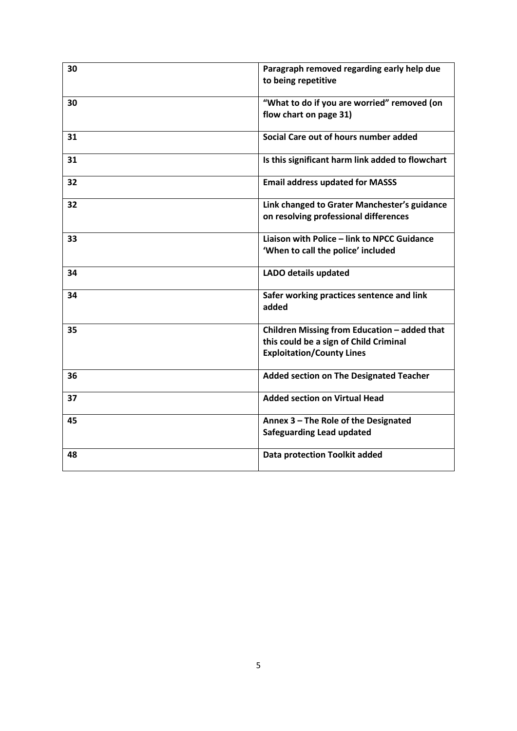| 30 | **Paragraph removed regarding early help due to being repetitive** |
|---|---|
| 30 | **"What to do if you are worried" removed (on flow chart on page 31)** |
| 31 | **Social Care out of hours number added** |
| 31 | **Is this significant harm link added to flowchart** |
| 32 | **Email address updated for MASSS** |
| 32 | **Link changed to Grater Manchester's guidance on resolving professional differences** |
| 33 | **Liaison with Police – link to NPCC Guidance 'When to call the police' included** |
| 34 | **LADO details updated** |
| 34 | **Safer working practices sentence and link added** |
| 35 | **Children Missing from Education – added that this could be a sign of Child Criminal Exploitation/County Lines** |
| 36 | **Added section on The Designated Teacher** |
| 37 | **Added section on Virtual Head** |
| 45 | **Annex 3 – The Role of the Designated Safeguarding Lead updated** |
| 48 | **Data protection Toolkit added** |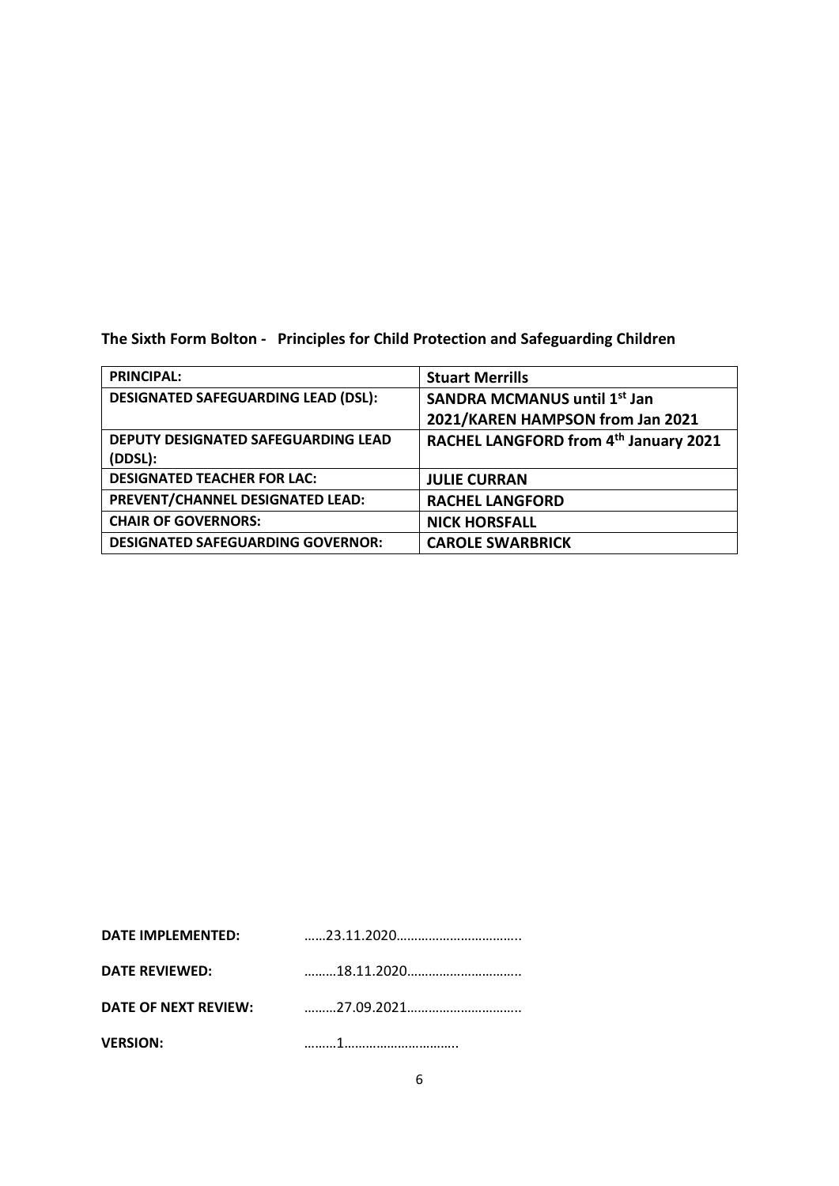**The Sixth Form Bolton - Principles for Child Protection and Safeguarding Children**

| | |
|---|---|
| **PRINCIPAL:** | **Stuart Merrills** |
| **DESIGNATED SAFEGUARDING LEAD (DSL):** | **SANDRA MCMANUS until 1st Jan 2021/KAREN HAMPSON from Jan 2021** |
| **DEPUTY DESIGNATED SAFEGUARDING LEAD (DDSL):** | **RACHEL LANGFORD from 4th January 2021** |
| **DESIGNATED TEACHER FOR LAC:** | **JULIE CURRAN** |
| **PREVENT/CHANNEL DESIGNATED LEAD:** | **RACHEL LANGFORD** |
| **CHAIR OF GOVERNORS:** | **NICK HORSFALL** |
| **DESIGNATED SAFEGUARDING GOVERNOR:** | **CAROLE SWARBRICK** |

**DATE IMPLEMENTED:** ……23.11.2020……………………………..

**DATE REVIEWED:** ………18.11.2020…………………………..

**DATE OF NEXT REVIEW:** ………27.09.2021…………………………..

**VERSION:** ………1…………………………..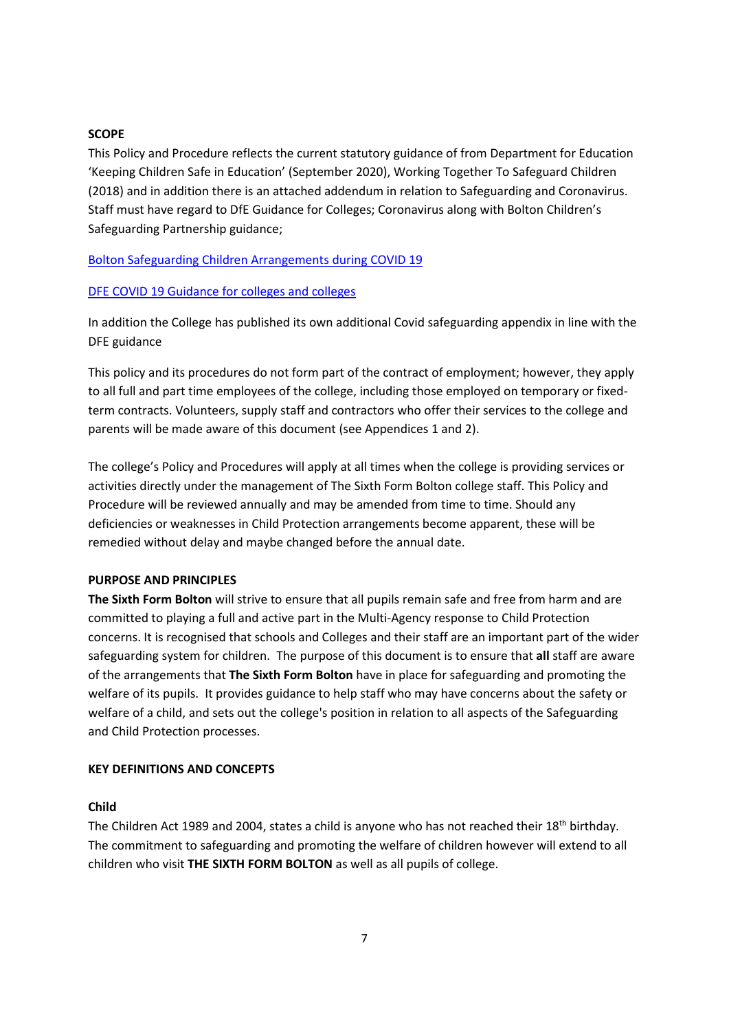**SCOPE**

This Policy and Procedure reflects the current statutory guidance of from Department for Education 'Keeping Children Safe in Education' (September 2020), Working Together To Safeguard Children (2018) and in addition there is an attached addendum in relation to Safeguarding and Coronavirus. Staff must have regard to DfE Guidance for Colleges; Coronavirus along with Bolton Children's Safeguarding Partnership guidance;

Bolton Safeguarding Children Arrangements during COVID 19

DFE COVID 19 Guidance for colleges and colleges

In addition the College has published its own additional Covid safeguarding appendix in line with the DFE guidance

This policy and its procedures do not form part of the contract of employment; however, they apply to all full and part time employees of the college, including those employed on temporary or fixed-term contracts. Volunteers, supply staff and contractors who offer their services to the college and parents will be made aware of this document (see Appendices 1 and 2).

The college's Policy and Procedures will apply at all times when the college is providing services or activities directly under the management of The Sixth Form Bolton college staff. This Policy and Procedure will be reviewed annually and may be amended from time to time. Should any deficiencies or weaknesses in Child Protection arrangements become apparent, these will be remedied without delay and maybe changed before the annual date.

**PURPOSE AND PRINCIPLES**

**The Sixth Form Bolton** will strive to ensure that all pupils remain safe and free from harm and are committed to playing a full and active part in the Multi-Agency response to Child Protection concerns. It is recognised that schools and Colleges and their staff are an important part of the wider safeguarding system for children. The purpose of this document is to ensure that **all** staff are aware of the arrangements that **The Sixth Form Bolton** have in place for safeguarding and promoting the welfare of its pupils. It provides guidance to help staff who may have concerns about the safety or welfare of a child, and sets out the college's position in relation to all aspects of the Safeguarding and Child Protection processes.

**KEY DEFINITIONS AND CONCEPTS**

**Child**

The Children Act 1989 and 2004, states a child is anyone who has not reached their 18th birthday. The commitment to safeguarding and promoting the welfare of children however will extend to all children who visit **THE SIXTH FORM BOLTON** as well as all pupils of college.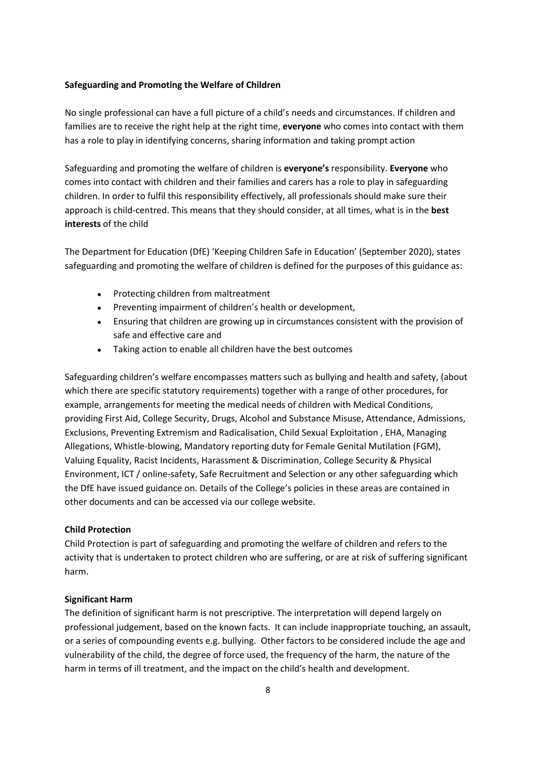**Safeguarding and Promoting the Welfare of Children**

No single professional can have a full picture of a child's needs and circumstances. If children and families are to receive the right help at the right time, **everyone** who comes into contact with them has a role to play in identifying concerns, sharing information and taking prompt action

Safeguarding and promoting the welfare of children is **everyone's** responsibility. **Everyone** who comes into contact with children and their families and carers has a role to play in safeguarding children. In order to fulfil this responsibility effectively, all professionals should make sure their approach is child-centred. This means that they should consider, at all times, what is in the **best interests** of the child

The Department for Education (DfE) 'Keeping Children Safe in Education' (September 2020), states safeguarding and promoting the welfare of children is defined for the purposes of this guidance as:

- Protecting children from maltreatment
- Preventing impairment of children's health or development,
- Ensuring that children are growing up in circumstances consistent with the provision of safe and effective care and
- Taking action to enable all children have the best outcomes

Safeguarding children's welfare encompasses matters such as bullying and health and safety, (about which there are specific statutory requirements) together with a range of other procedures, for example, arrangements for meeting the medical needs of children with Medical Conditions, providing First Aid, College Security, Drugs, Alcohol and Substance Misuse, Attendance, Admissions, Exclusions, Preventing Extremism and Radicalisation, Child Sexual Exploitation , EHA, Managing Allegations, Whistle-blowing, Mandatory reporting duty for Female Genital Mutilation (FGM), Valuing Equality, Racist Incidents, Harassment & Discrimination, College Security & Physical Environment, ICT / online-safety, Safe Recruitment and Selection or any other safeguarding which the DfE have issued guidance on. Details of the College's policies in these areas are contained in other documents and can be accessed via our college website.

**Child Protection**

Child Protection is part of safeguarding and promoting the welfare of children and refers to the activity that is undertaken to protect children who are suffering, or are at risk of suffering significant harm.

**Significant Harm**

The definition of significant harm is not prescriptive. The interpretation will depend largely on professional judgement, based on the known facts. It can include inappropriate touching, an assault, or a series of compounding events e.g. bullying. Other factors to be considered include the age and vulnerability of the child, the degree of force used, the frequency of the harm, the nature of the harm in terms of ill treatment, and the impact on the child's health and development.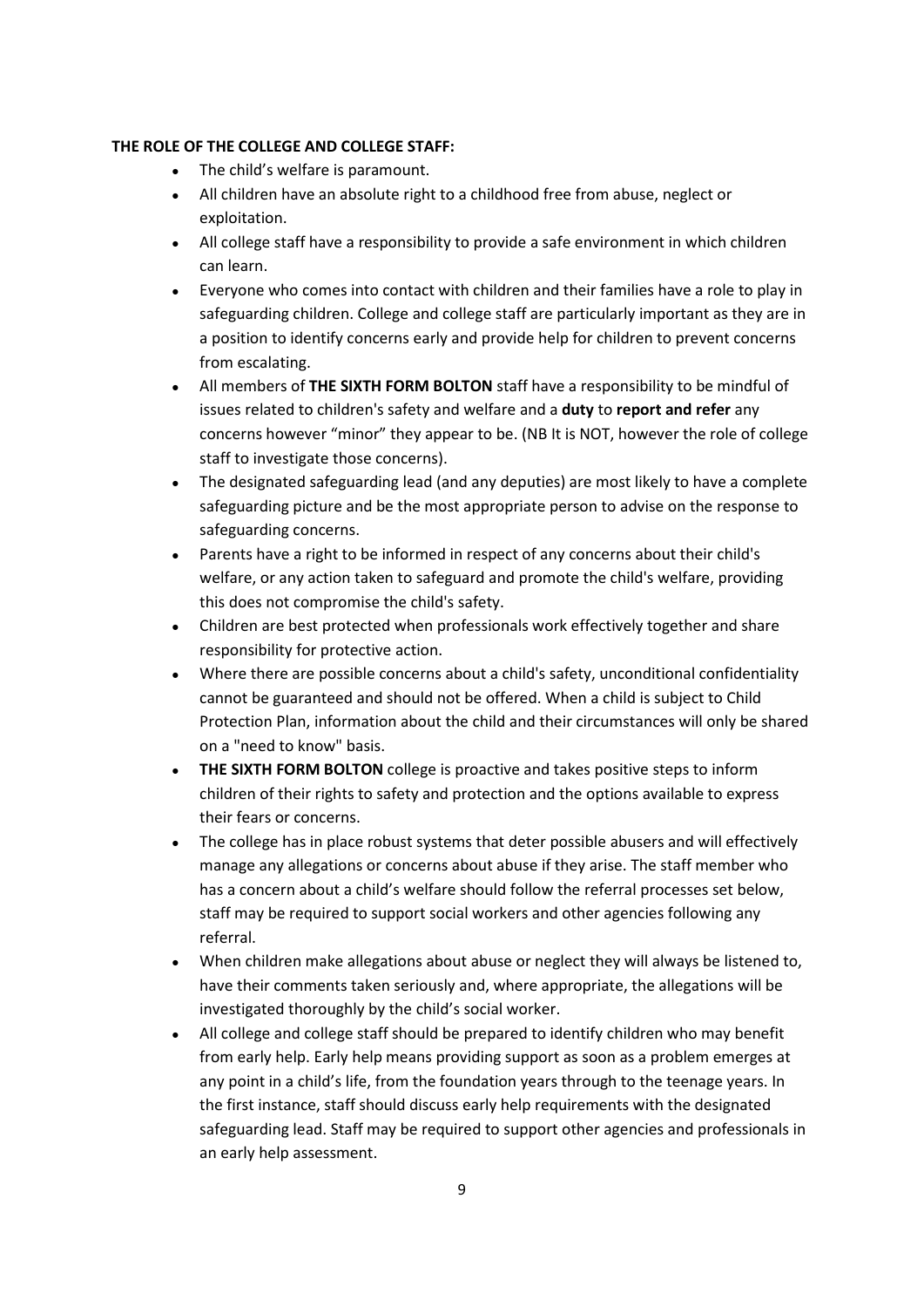**THE ROLE OF THE COLLEGE AND COLLEGE STAFF:**

- The child’s welfare is paramount.
- All children have an absolute right to a childhood free from abuse, neglect or exploitation.
- All college staff have a responsibility to provide a safe environment in which children can learn.
- Everyone who comes into contact with children and their families have a role to play in safeguarding children. College and college staff are particularly important as they are in a position to identify concerns early and provide help for children to prevent concerns from escalating.
- All members of **THE SIXTH FORM BOLTON** staff have a responsibility to be mindful of issues related to children's safety and welfare and a **duty** to **report and refer** any concerns however “minor” they appear to be. (NB It is NOT, however the role of college staff to investigate those concerns).
- The designated safeguarding lead (and any deputies) are most likely to have a complete safeguarding picture and be the most appropriate person to advise on the response to safeguarding concerns.
- Parents have a right to be informed in respect of any concerns about their child's welfare, or any action taken to safeguard and promote the child's welfare, providing this does not compromise the child's safety.
- Children are best protected when professionals work effectively together and share responsibility for protective action.
- Where there are possible concerns about a child's safety, unconditional confidentiality cannot be guaranteed and should not be offered. When a child is subject to Child Protection Plan, information about the child and their circumstances will only be shared on a "need to know" basis.
- **THE SIXTH FORM BOLTON** college is proactive and takes positive steps to inform children of their rights to safety and protection and the options available to express their fears or concerns.
- The college has in place robust systems that deter possible abusers and will effectively manage any allegations or concerns about abuse if they arise. The staff member who has a concern about a child’s welfare should follow the referral processes set below, staff may be required to support social workers and other agencies following any referral.
- When children make allegations about abuse or neglect they will always be listened to, have their comments taken seriously and, where appropriate, the allegations will be investigated thoroughly by the child’s social worker.
- All college and college staff should be prepared to identify children who may benefit from early help. Early help means providing support as soon as a problem emerges at any point in a child’s life, from the foundation years through to the teenage years. In the first instance, staff should discuss early help requirements with the designated safeguarding lead. Staff may be required to support other agencies and professionals in an early help assessment.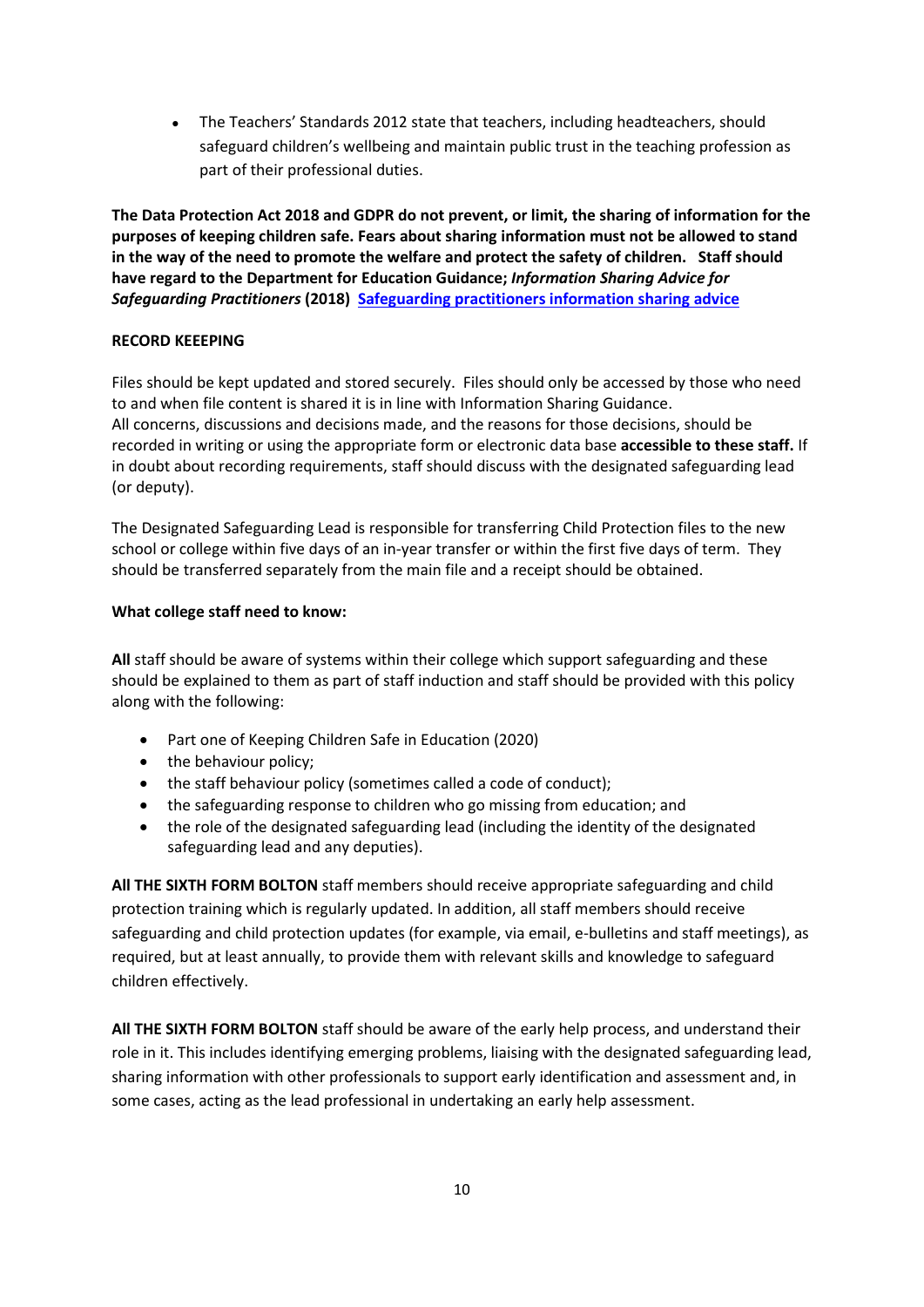- The Teachers' Standards 2012 state that teachers, including headteachers, should safeguard children's wellbeing and maintain public trust in the teaching profession as part of their professional duties.

**The Data Protection Act 2018 and GDPR do not prevent, or limit, the sharing of information for the purposes of keeping children safe. Fears about sharing information must not be allowed to stand in the way of the need to promote the welfare and protect the safety of children. Staff should have regard to the Department for Education Guidance; *Information Sharing Advice for Safeguarding Practitioners* (2018) [Safeguarding practitioners information sharing advice]()**

**RECORD KEEEPING**

Files should be kept updated and stored securely. Files should only be accessed by those who need to and when file content is shared it is in line with Information Sharing Guidance.
All concerns, discussions and decisions made, and the reasons for those decisions, should be recorded in writing or using the appropriate form or electronic data base **accessible to these staff.** If in doubt about recording requirements, staff should discuss with the designated safeguarding lead (or deputy).

The Designated Safeguarding Lead is responsible for transferring Child Protection files to the new school or college within five days of an in-year transfer or within the first five days of term. They should be transferred separately from the main file and a receipt should be obtained.

**What college staff need to know:**

**All** staff should be aware of systems within their college which support safeguarding and these should be explained to them as part of staff induction and staff should be provided with this policy along with the following:

- Part one of Keeping Children Safe in Education (2020)
- the behaviour policy;
- the staff behaviour policy (sometimes called a code of conduct);
- the safeguarding response to children who go missing from education; and
- the role of the designated safeguarding lead (including the identity of the designated safeguarding lead and any deputies).

**All THE SIXTH FORM BOLTON** staff members should receive appropriate safeguarding and child protection training which is regularly updated. In addition, all staff members should receive safeguarding and child protection updates (for example, via email, e-bulletins and staff meetings), as required, but at least annually, to provide them with relevant skills and knowledge to safeguard children effectively.

**All THE SIXTH FORM BOLTON** staff should be aware of the early help process, and understand their role in it. This includes identifying emerging problems, liaising with the designated safeguarding lead, sharing information with other professionals to support early identification and assessment and, in some cases, acting as the lead professional in undertaking an early help assessment.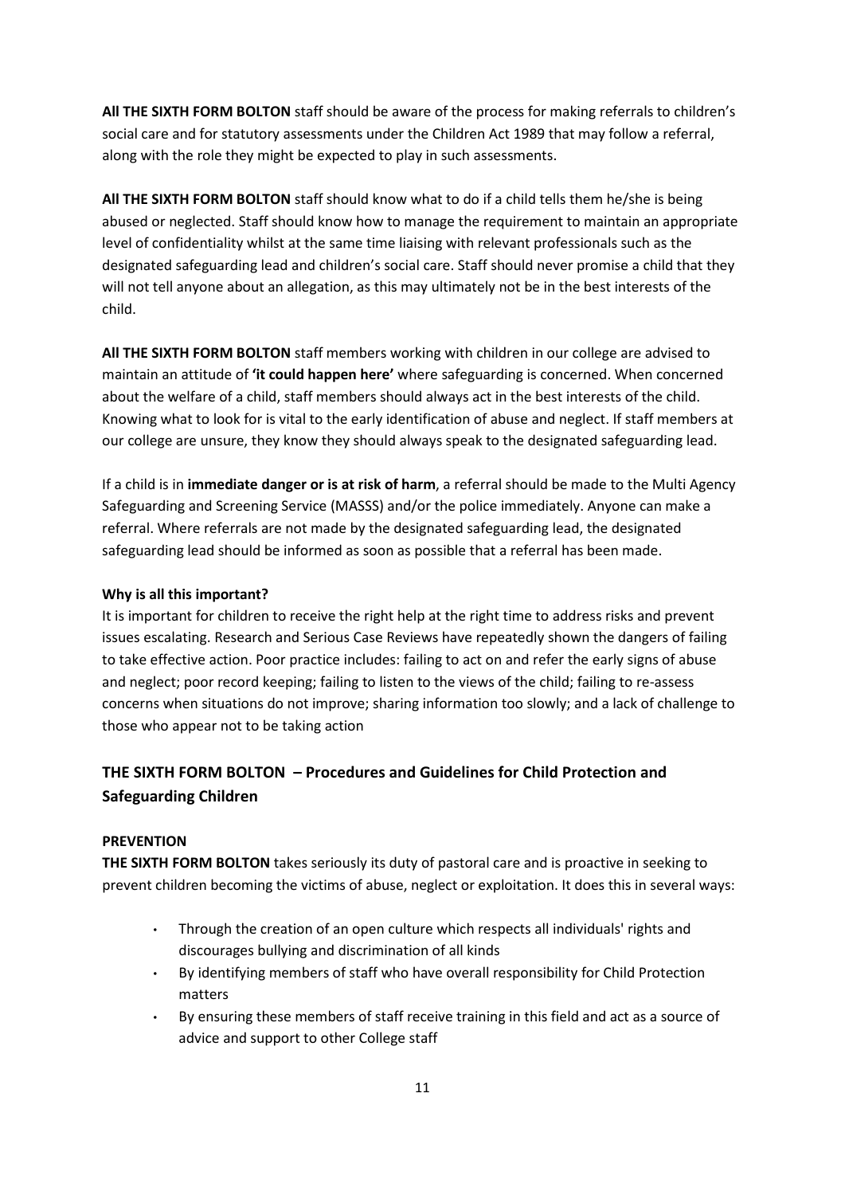**All THE SIXTH FORM BOLTON** staff should be aware of the process for making referrals to children's social care and for statutory assessments under the Children Act 1989 that may follow a referral, along with the role they might be expected to play in such assessments.

**All THE SIXTH FORM BOLTON** staff should know what to do if a child tells them he/she is being abused or neglected. Staff should know how to manage the requirement to maintain an appropriate level of confidentiality whilst at the same time liaising with relevant professionals such as the designated safeguarding lead and children's social care. Staff should never promise a child that they will not tell anyone about an allegation, as this may ultimately not be in the best interests of the child.

**All THE SIXTH FORM BOLTON** staff members working with children in our college are advised to maintain an attitude of **'it could happen here'** where safeguarding is concerned. When concerned about the welfare of a child, staff members should always act in the best interests of the child. Knowing what to look for is vital to the early identification of abuse and neglect. If staff members at our college are unsure, they know they should always speak to the designated safeguarding lead.

If a child is in **immediate danger or is at risk of harm**, a referral should be made to the Multi Agency Safeguarding and Screening Service (MASSS) and/or the police immediately. Anyone can make a referral. Where referrals are not made by the designated safeguarding lead, the designated safeguarding lead should be informed as soon as possible that a referral has been made.

**Why is all this important?**

It is important for children to receive the right help at the right time to address risks and prevent issues escalating. Research and Serious Case Reviews have repeatedly shown the dangers of failing to take effective action. Poor practice includes: failing to act on and refer the early signs of abuse and neglect; poor record keeping; failing to listen to the views of the child; failing to re-assess concerns when situations do not improve; sharing information too slowly; and a lack of challenge to those who appear not to be taking action

## THE SIXTH FORM BOLTON – Procedures and Guidelines for Child Protection and Safeguarding Children

**PREVENTION**

**THE SIXTH FORM BOLTON** takes seriously its duty of pastoral care and is proactive in seeking to prevent children becoming the victims of abuse, neglect or exploitation. It does this in several ways:

- Through the creation of an open culture which respects all individuals' rights and discourages bullying and discrimination of all kinds
- By identifying members of staff who have overall responsibility for Child Protection matters
- By ensuring these members of staff receive training in this field and act as a source of advice and support to other College staff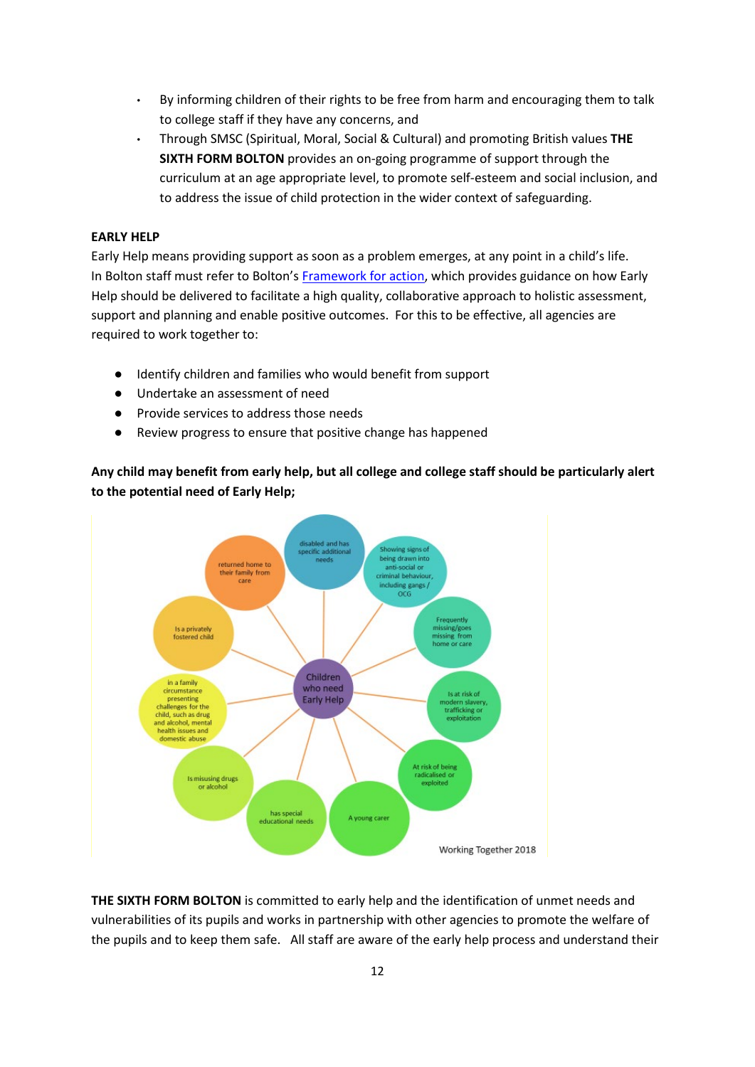- By informing children of their rights to be free from harm and encouraging them to talk to college staff if they have any concerns, and
- Through SMSC (Spiritual, Moral, Social & Cultural) and promoting British values **THE SIXTH FORM BOLTON** provides an on-going programme of support through the curriculum at an age appropriate level, to promote self-esteem and social inclusion, and to address the issue of child protection in the wider context of safeguarding.

**EARLY HELP**

Early Help means providing support as soon as a problem emerges, at any point in a child's life. In Bolton staff must refer to Bolton's Framework for action, which provides guidance on how Early Help should be delivered to facilitate a high quality, collaborative approach to holistic assessment, support and planning and enable positive outcomes. For this to be effective, all agencies are required to work together to:

- Identify children and families who would benefit from support
- Undertake an assessment of need
- Provide services to address those needs
- Review progress to ensure that positive change has happened

**Any child may benefit from early help, but all college and college staff should be particularly alert to the potential need of Early Help;**

Children who need Early Help:

- disabled and has specific additional needs
- Showing signs of being drawn into anti-social or criminal behaviour, including gangs / OCG
- Frequently missing/goes missing from home or care
- Is at risk of modern slavery, trafficking or exploitation
- At risk of being radicalised or exploited
- A young carer
- has special educational needs
- Is misusing drugs or alcohol
- in a family circumstance presenting challenges for the child, such as drug and alcohol, mental health issues and domestic abuse
- Is a privately fostered child
- returned home to their family from care

Working Together 2018

**THE SIXTH FORM BOLTON** is committed to early help and the identification of unmet needs and vulnerabilities of its pupils and works in partnership with other agencies to promote the welfare of the pupils and to keep them safe. All staff are aware of the early help process and understand their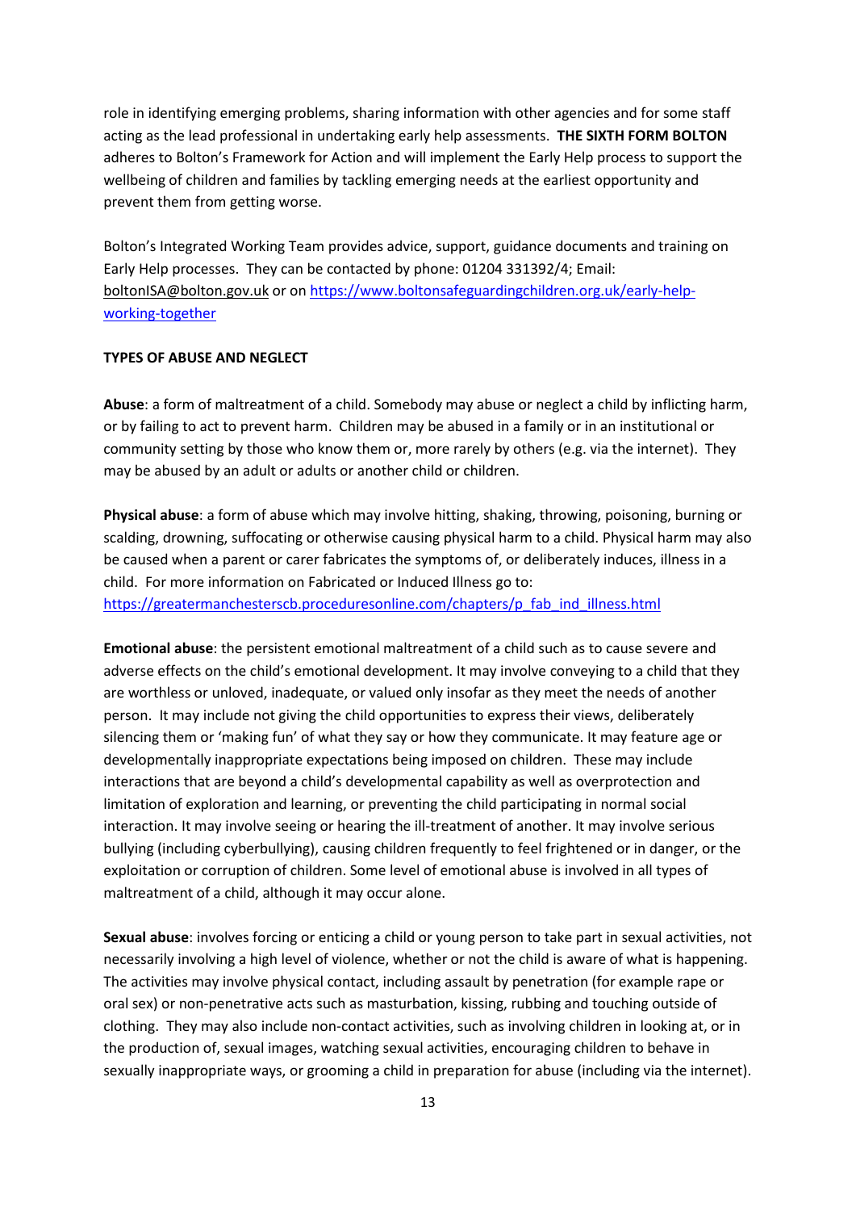role in identifying emerging problems, sharing information with other agencies and for some staff acting as the lead professional in undertaking early help assessments. **THE SIXTH FORM BOLTON** adheres to Bolton's Framework for Action and will implement the Early Help process to support the wellbeing of children and families by tackling emerging needs at the earliest opportunity and prevent them from getting worse.

Bolton's Integrated Working Team provides advice, support, guidance documents and training on Early Help processes. They can be contacted by phone: 01204 331392/4; Email: boltonISA@bolton.gov.uk or on https://www.boltonsafeguardingchildren.org.uk/early-help-working-together

**TYPES OF ABUSE AND NEGLECT**

**Abuse**: a form of maltreatment of a child. Somebody may abuse or neglect a child by inflicting harm, or by failing to act to prevent harm. Children may be abused in a family or in an institutional or community setting by those who know them or, more rarely by others (e.g. via the internet). They may be abused by an adult or adults or another child or children.

**Physical abuse**: a form of abuse which may involve hitting, shaking, throwing, poisoning, burning or scalding, drowning, suffocating or otherwise causing physical harm to a child. Physical harm may also be caused when a parent or carer fabricates the symptoms of, or deliberately induces, illness in a child. For more information on Fabricated or Induced Illness go to: https://greatermanchesterscb.proceduresonline.com/chapters/p_fab_ind_illness.html

**Emotional abuse**: the persistent emotional maltreatment of a child such as to cause severe and adverse effects on the child's emotional development. It may involve conveying to a child that they are worthless or unloved, inadequate, or valued only insofar as they meet the needs of another person. It may include not giving the child opportunities to express their views, deliberately silencing them or 'making fun' of what they say or how they communicate. It may feature age or developmentally inappropriate expectations being imposed on children. These may include interactions that are beyond a child's developmental capability as well as overprotection and limitation of exploration and learning, or preventing the child participating in normal social interaction. It may involve seeing or hearing the ill-treatment of another. It may involve serious bullying (including cyberbullying), causing children frequently to feel frightened or in danger, or the exploitation or corruption of children. Some level of emotional abuse is involved in all types of maltreatment of a child, although it may occur alone.

**Sexual abuse**: involves forcing or enticing a child or young person to take part in sexual activities, not necessarily involving a high level of violence, whether or not the child is aware of what is happening. The activities may involve physical contact, including assault by penetration (for example rape or oral sex) or non-penetrative acts such as masturbation, kissing, rubbing and touching outside of clothing. They may also include non-contact activities, such as involving children in looking at, or in the production of, sexual images, watching sexual activities, encouraging children to behave in sexually inappropriate ways, or grooming a child in preparation for abuse (including via the internet).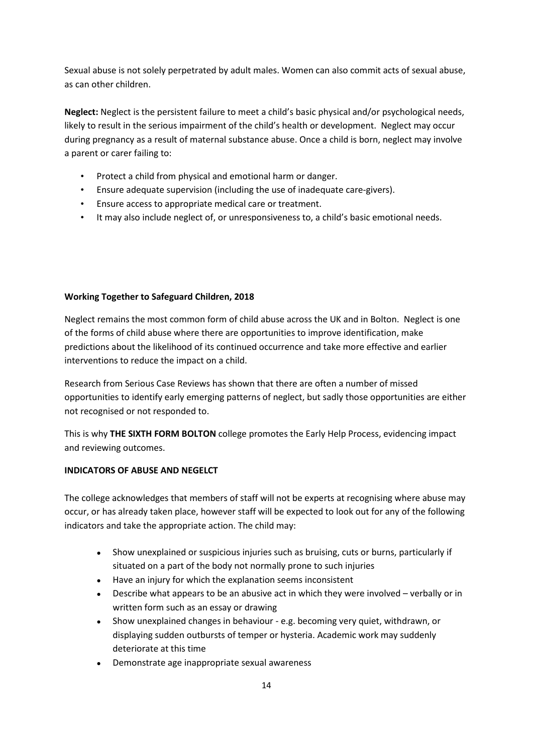Sexual abuse is not solely perpetrated by adult males. Women can also commit acts of sexual abuse, as can other children.

**Neglect:** Neglect is the persistent failure to meet a child's basic physical and/or psychological needs, likely to result in the serious impairment of the child's health or development. Neglect may occur during pregnancy as a result of maternal substance abuse. Once a child is born, neglect may involve a parent or carer failing to:

- Protect a child from physical and emotional harm or danger.
- Ensure adequate supervision (including the use of inadequate care-givers).
- Ensure access to appropriate medical care or treatment.
- It may also include neglect of, or unresponsiveness to, a child's basic emotional needs.

**Working Together to Safeguard Children, 2018**

Neglect remains the most common form of child abuse across the UK and in Bolton. Neglect is one of the forms of child abuse where there are opportunities to improve identification, make predictions about the likelihood of its continued occurrence and take more effective and earlier interventions to reduce the impact on a child.

Research from Serious Case Reviews has shown that there are often a number of missed opportunities to identify early emerging patterns of neglect, but sadly those opportunities are either not recognised or not responded to.

This is why **THE SIXTH FORM BOLTON** college promotes the Early Help Process, evidencing impact and reviewing outcomes.

**INDICATORS OF ABUSE AND NEGELCT**

The college acknowledges that members of staff will not be experts at recognising where abuse may occur, or has already taken place, however staff will be expected to look out for any of the following indicators and take the appropriate action. The child may:

- Show unexplained or suspicious injuries such as bruising, cuts or burns, particularly if situated on a part of the body not normally prone to such injuries
- Have an injury for which the explanation seems inconsistent
- Describe what appears to be an abusive act in which they were involved – verbally or in written form such as an essay or drawing
- Show unexplained changes in behaviour - e.g. becoming very quiet, withdrawn, or displaying sudden outbursts of temper or hysteria. Academic work may suddenly deteriorate at this time
- Demonstrate age inappropriate sexual awareness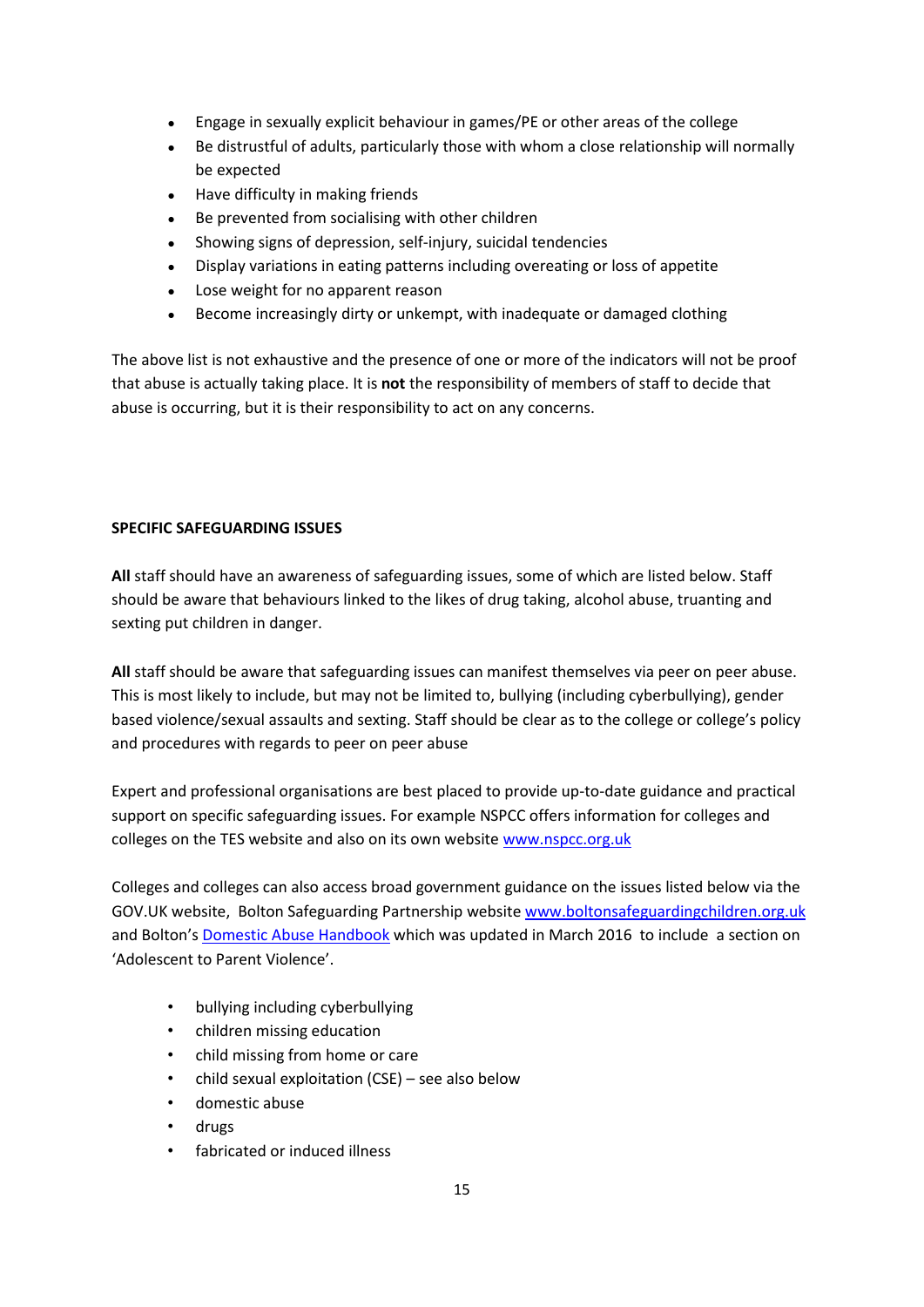- Engage in sexually explicit behaviour in games/PE or other areas of the college
- Be distrustful of adults, particularly those with whom a close relationship will normally be expected
- Have difficulty in making friends
- Be prevented from socialising with other children
- Showing signs of depression, self-injury, suicidal tendencies
- Display variations in eating patterns including overeating or loss of appetite
- Lose weight for no apparent reason
- Become increasingly dirty or unkempt, with inadequate or damaged clothing

The above list is not exhaustive and the presence of one or more of the indicators will not be proof that abuse is actually taking place. It is **not** the responsibility of members of staff to decide that abuse is occurring, but it is their responsibility to act on any concerns.

**SPECIFIC SAFEGUARDING ISSUES**

**All** staff should have an awareness of safeguarding issues, some of which are listed below. Staff should be aware that behaviours linked to the likes of drug taking, alcohol abuse, truanting and sexting put children in danger.

**All** staff should be aware that safeguarding issues can manifest themselves via peer on peer abuse. This is most likely to include, but may not be limited to, bullying (including cyberbullying), gender based violence/sexual assaults and sexting. Staff should be clear as to the college or college's policy and procedures with regards to peer on peer abuse

Expert and professional organisations are best placed to provide up-to-date guidance and practical support on specific safeguarding issues. For example NSPCC offers information for colleges and colleges on the TES website and also on its own website [www.nspcc.org.uk](www.nspcc.org.uk)

Colleges and colleges can also access broad government guidance on the issues listed below via the GOV.UK website, Bolton Safeguarding Partnership website [www.boltonsafeguardingchildren.org.uk](www.boltonsafeguardingchildren.org.uk) and Bolton's Domestic Abuse Handbook which was updated in March 2016 to include a section on 'Adolescent to Parent Violence'.

- bullying including cyberbullying
- children missing education
- child missing from home or care
- child sexual exploitation (CSE) – see also below
- domestic abuse
- drugs
- fabricated or induced illness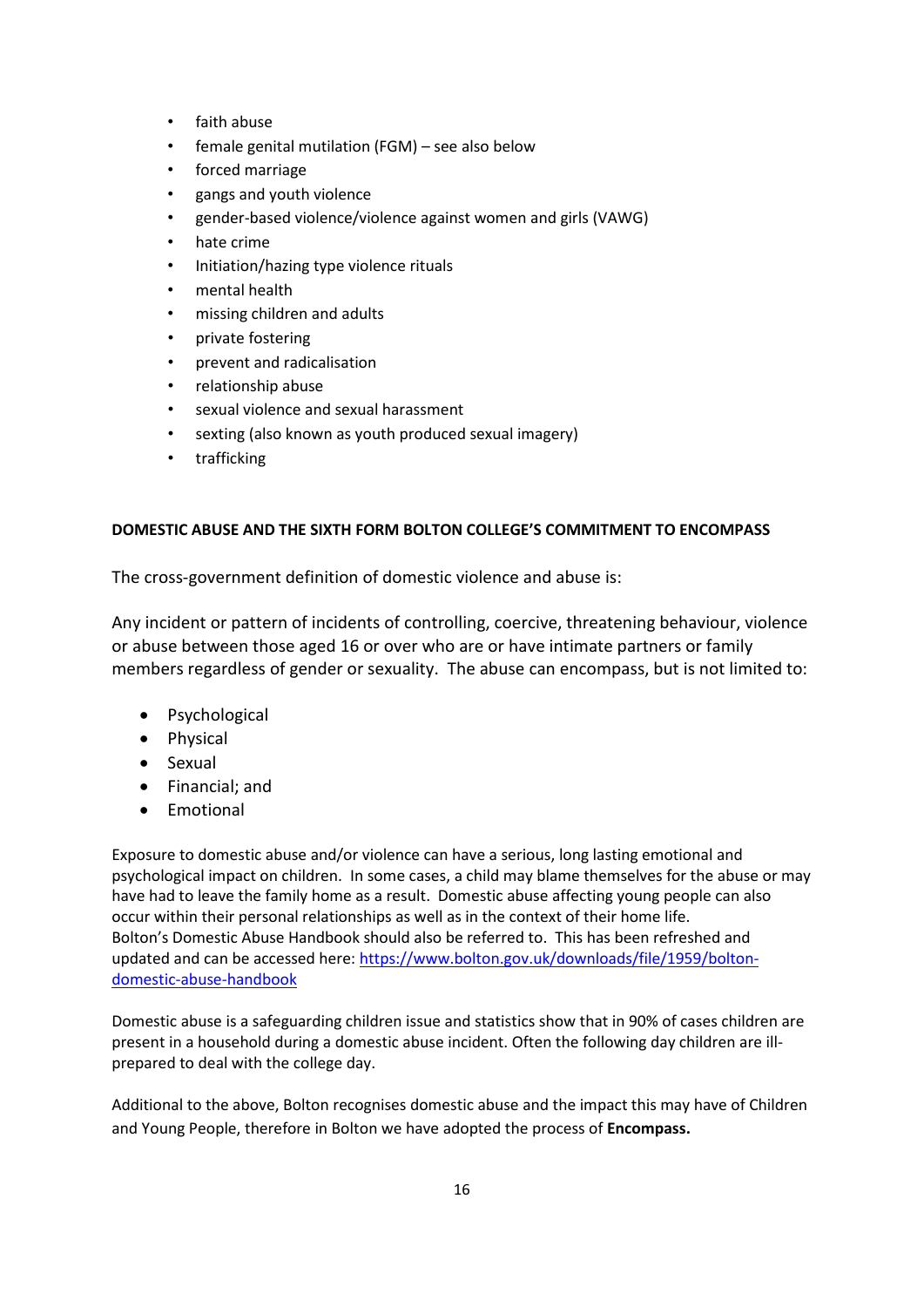- faith abuse
- female genital mutilation (FGM) – see also below
- forced marriage
- gangs and youth violence
- gender-based violence/violence against women and girls (VAWG)
- hate crime
- Initiation/hazing type violence rituals
- mental health
- missing children and adults
- private fostering
- prevent and radicalisation
- relationship abuse
- sexual violence and sexual harassment
- sexting (also known as youth produced sexual imagery)
- trafficking

**DOMESTIC ABUSE AND THE SIXTH FORM BOLTON COLLEGE'S COMMITMENT TO ENCOMPASS**

The cross-government definition of domestic violence and abuse is:

Any incident or pattern of incidents of controlling, coercive, threatening behaviour, violence or abuse between those aged 16 or over who are or have intimate partners or family members regardless of gender or sexuality. The abuse can encompass, but is not limited to:

- Psychological
- Physical
- Sexual
- Financial; and
- Emotional

Exposure to domestic abuse and/or violence can have a serious, long lasting emotional and psychological impact on children. In some cases, a child may blame themselves for the abuse or may have had to leave the family home as a result. Domestic abuse affecting young people can also occur within their personal relationships as well as in the context of their home life. Bolton's Domestic Abuse Handbook should also be referred to. This has been refreshed and updated and can be accessed here: [https://www.bolton.gov.uk/downloads/file/1959/bolton-domestic-abuse-handbook](https://www.bolton.gov.uk/downloads/file/1959/bolton-domestic-abuse-handbook)

Domestic abuse is a safeguarding children issue and statistics show that in 90% of cases children are present in a household during a domestic abuse incident. Often the following day children are ill-prepared to deal with the college day.

Additional to the above, Bolton recognises domestic abuse and the impact this may have of Children and Young People, therefore in Bolton we have adopted the process of **Encompass.**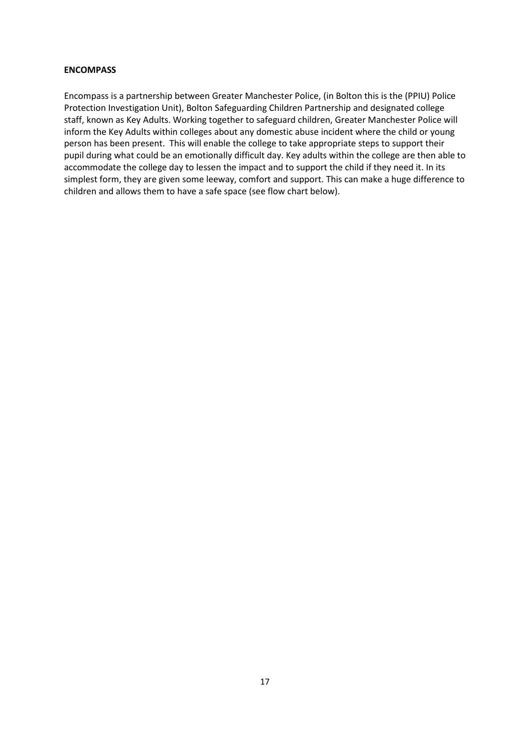**ENCOMPASS**

Encompass is a partnership between Greater Manchester Police, (in Bolton this is the (PPIU) Police Protection Investigation Unit), Bolton Safeguarding Children Partnership and designated college staff, known as Key Adults. Working together to safeguard children, Greater Manchester Police will inform the Key Adults within colleges about any domestic abuse incident where the child or young person has been present. This will enable the college to take appropriate steps to support their pupil during what could be an emotionally difficult day. Key adults within the college are then able to accommodate the college day to lessen the impact and to support the child if they need it. In its simplest form, they are given some leeway, comfort and support. This can make a huge difference to children and allows them to have a safe space (see flow chart below).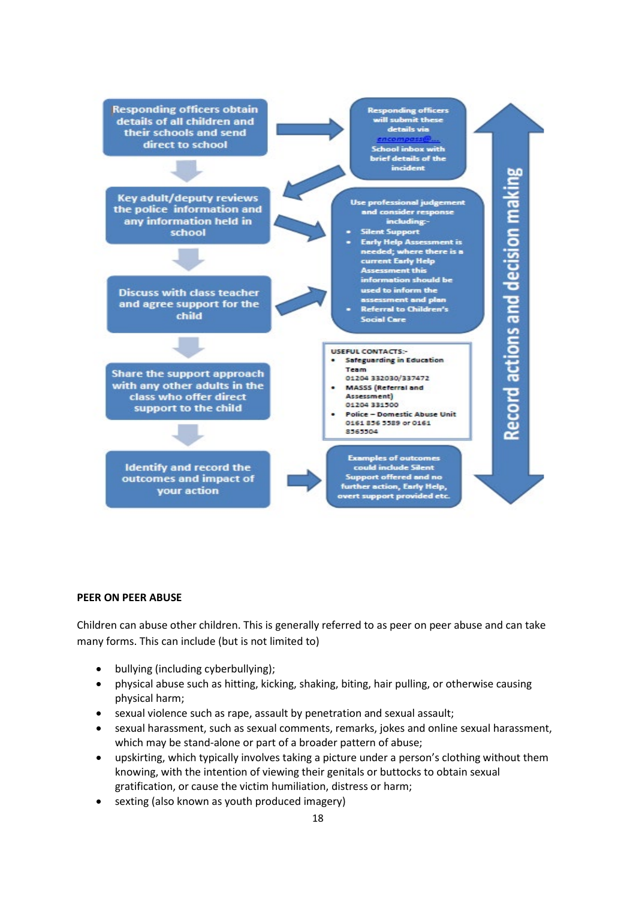Responding officers obtain details of all children and their schools and send direct to school

Responding officers will submit these details via encompass@... School inbox with brief details of the incident

Key adult/deputy reviews the police information and any information held in school

Use professional judgement and consider response including:-

- Silent Support
- Early Help Assessment is needed; where there is a current Early Help Assessment this information should be used to inform the assessment and plan
- Referral to Children's Social Care

Discuss with class teacher and agree support for the child

Share the support approach with any other adults in the class who offer direct support to the child

USEFUL CONTACTS:-

- Safeguarding in Education Team 01204 332030/337472
- MASSS (Referral and Assessment) 01204 331500
- Police – Domestic Abuse Unit 0161 856 5589 or 0161 8565504

Identify and record the outcomes and impact of your action

Examples of outcomes could include Silent Support offered and no further action, Early Help, overt support provided etc.

Record actions and decision making

**PEER ON PEER ABUSE**

Children can abuse other children. This is generally referred to as peer on peer abuse and can take many forms. This can include (but is not limited to)

- bullying (including cyberbullying);
- physical abuse such as hitting, kicking, shaking, biting, hair pulling, or otherwise causing physical harm;
- sexual violence such as rape, assault by penetration and sexual assault;
- sexual harassment, such as sexual comments, remarks, jokes and online sexual harassment, which may be stand-alone or part of a broader pattern of abuse;
- upskirting, which typically involves taking a picture under a person's clothing without them knowing, with the intention of viewing their genitals or buttocks to obtain sexual gratification, or cause the victim humiliation, distress or harm;
- sexting (also known as youth produced imagery)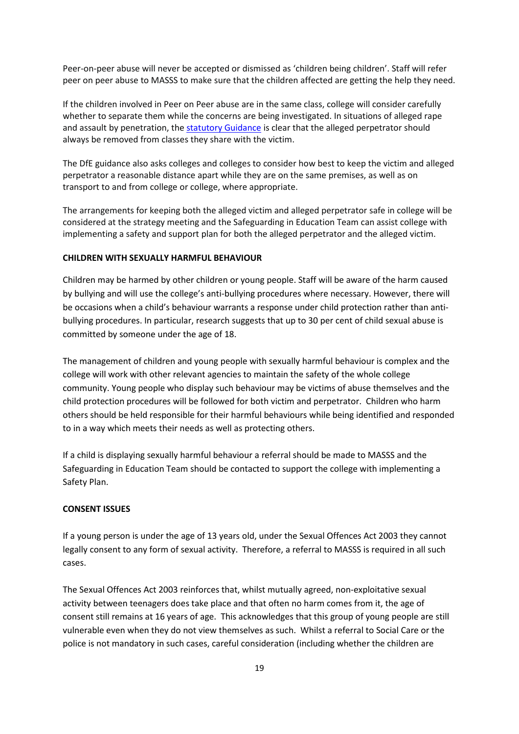Peer-on-peer abuse will never be accepted or dismissed as 'children being children'. Staff will refer peer on peer abuse to MASSS to make sure that the children affected are getting the help they need.

If the children involved in Peer on Peer abuse are in the same class, college will consider carefully whether to separate them while the concerns are being investigated. In situations of alleged rape and assault by penetration, the statutory Guidance is clear that the alleged perpetrator should always be removed from classes they share with the victim.

The DfE guidance also asks colleges and colleges to consider how best to keep the victim and alleged perpetrator a reasonable distance apart while they are on the same premises, as well as on transport to and from college or college, where appropriate.

The arrangements for keeping both the alleged victim and alleged perpetrator safe in college will be considered at the strategy meeting and the Safeguarding in Education Team can assist college with implementing a safety and support plan for both the alleged perpetrator and the alleged victim.

**CHILDREN WITH SEXUALLY HARMFUL BEHAVIOUR**

Children may be harmed by other children or young people. Staff will be aware of the harm caused by bullying and will use the college's anti-bullying procedures where necessary. However, there will be occasions when a child's behaviour warrants a response under child protection rather than anti-bullying procedures. In particular, research suggests that up to 30 per cent of child sexual abuse is committed by someone under the age of 18.

The management of children and young people with sexually harmful behaviour is complex and the college will work with other relevant agencies to maintain the safety of the whole college community. Young people who display such behaviour may be victims of abuse themselves and the child protection procedures will be followed for both victim and perpetrator. Children who harm others should be held responsible for their harmful behaviours while being identified and responded to in a way which meets their needs as well as protecting others.

If a child is displaying sexually harmful behaviour a referral should be made to MASSS and the Safeguarding in Education Team should be contacted to support the college with implementing a Safety Plan.

**CONSENT ISSUES**

If a young person is under the age of 13 years old, under the Sexual Offences Act 2003 they cannot legally consent to any form of sexual activity. Therefore, a referral to MASSS is required in all such cases.

The Sexual Offences Act 2003 reinforces that, whilst mutually agreed, non-exploitative sexual activity between teenagers does take place and that often no harm comes from it, the age of consent still remains at 16 years of age. This acknowledges that this group of young people are still vulnerable even when they do not view themselves as such. Whilst a referral to Social Care or the police is not mandatory in such cases, careful consideration (including whether the children are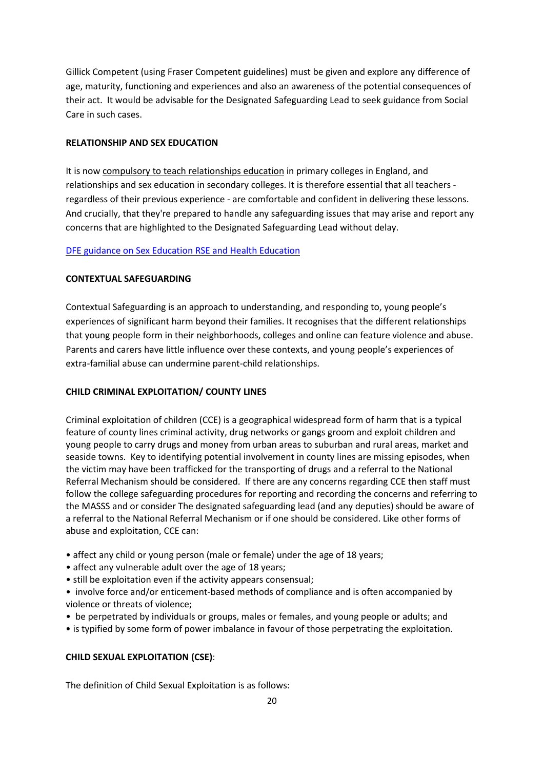Gillick Competent (using Fraser Competent guidelines) must be given and explore any difference of age, maturity, functioning and experiences and also an awareness of the potential consequences of their act. It would be advisable for the Designated Safeguarding Lead to seek guidance from Social Care in such cases.

**RELATIONSHIP AND SEX EDUCATION**

It is now compulsory to teach relationships education in primary colleges in England, and relationships and sex education in secondary colleges. It is therefore essential that all teachers - regardless of their previous experience - are comfortable and confident in delivering these lessons. And crucially, that they're prepared to handle any safeguarding issues that may arise and report any concerns that are highlighted to the Designated Safeguarding Lead without delay.

DFE guidance on Sex Education RSE and Health Education

**CONTEXTUAL SAFEGUARDING**

Contextual Safeguarding is an approach to understanding, and responding to, young people's experiences of significant harm beyond their families. It recognises that the different relationships that young people form in their neighborhoods, colleges and online can feature violence and abuse. Parents and carers have little influence over these contexts, and young people's experiences of extra-familial abuse can undermine parent-child relationships.

**CHILD CRIMINAL EXPLOITATION/ COUNTY LINES**

Criminal exploitation of children (CCE) is a geographical widespread form of harm that is a typical feature of county lines criminal activity, drug networks or gangs groom and exploit children and young people to carry drugs and money from urban areas to suburban and rural areas, market and seaside towns. Key to identifying potential involvement in county lines are missing episodes, when the victim may have been trafficked for the transporting of drugs and a referral to the National Referral Mechanism should be considered. If there are any concerns regarding CCE then staff must follow the college safeguarding procedures for reporting and recording the concerns and referring to the MASSS and or consider The designated safeguarding lead (and any deputies) should be aware of a referral to the National Referral Mechanism or if one should be considered. Like other forms of abuse and exploitation, CCE can:

- affect any child or young person (male or female) under the age of 18 years;
- affect any vulnerable adult over the age of 18 years;
- still be exploitation even if the activity appears consensual;
- involve force and/or enticement-based methods of compliance and is often accompanied by violence or threats of violence;
- be perpetrated by individuals or groups, males or females, and young people or adults; and
- is typified by some form of power imbalance in favour of those perpetrating the exploitation.

**CHILD SEXUAL EXPLOITATION (CSE)**:

The definition of Child Sexual Exploitation is as follows: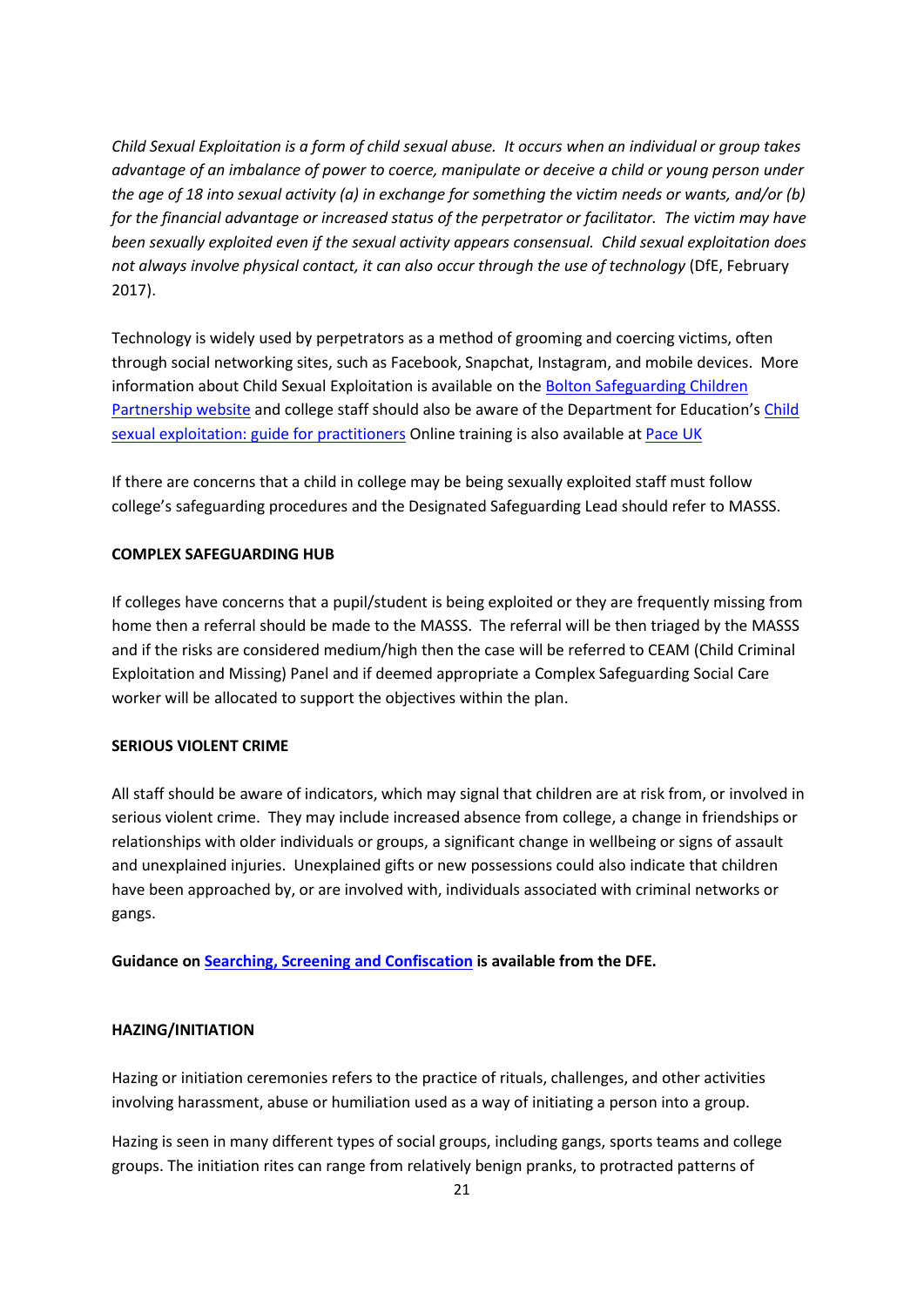*Child Sexual Exploitation is a form of child sexual abuse. It occurs when an individual or group takes advantage of an imbalance of power to coerce, manipulate or deceive a child or young person under the age of 18 into sexual activity (a) in exchange for something the victim needs or wants, and/or (b) for the financial advantage or increased status of the perpetrator or facilitator. The victim may have been sexually exploited even if the sexual activity appears consensual. Child sexual exploitation does not always involve physical contact, it can also occur through the use of technology* (DfE, February 2017).

Technology is widely used by perpetrators as a method of grooming and coercing victims, often through social networking sites, such as Facebook, Snapchat, Instagram, and mobile devices. More information about Child Sexual Exploitation is available on the Bolton Safeguarding Children Partnership website and college staff should also be aware of the Department for Education's Child sexual exploitation: guide for practitioners Online training is also available at Pace UK

If there are concerns that a child in college may be being sexually exploited staff must follow college's safeguarding procedures and the Designated Safeguarding Lead should refer to MASSS.

**COMPLEX SAFEGUARDING HUB**

If colleges have concerns that a pupil/student is being exploited or they are frequently missing from home then a referral should be made to the MASSS. The referral will be then triaged by the MASSS and if the risks are considered medium/high then the case will be referred to CEAM (Child Criminal Exploitation and Missing) Panel and if deemed appropriate a Complex Safeguarding Social Care worker will be allocated to support the objectives within the plan.

**SERIOUS VIOLENT CRIME**

All staff should be aware of indicators, which may signal that children are at risk from, or involved in serious violent crime. They may include increased absence from college, a change in friendships or relationships with older individuals or groups, a significant change in wellbeing or signs of assault and unexplained injuries. Unexplained gifts or new possessions could also indicate that children have been approached by, or are involved with, individuals associated with criminal networks or gangs.

**Guidance on Searching, Screening and Confiscation is available from the DFE.**

**HAZING/INITIATION**

Hazing or initiation ceremonies refers to the practice of rituals, challenges, and other activities involving harassment, abuse or humiliation used as a way of initiating a person into a group.

Hazing is seen in many different types of social groups, including gangs, sports teams and college groups. The initiation rites can range from relatively benign pranks, to protracted patterns of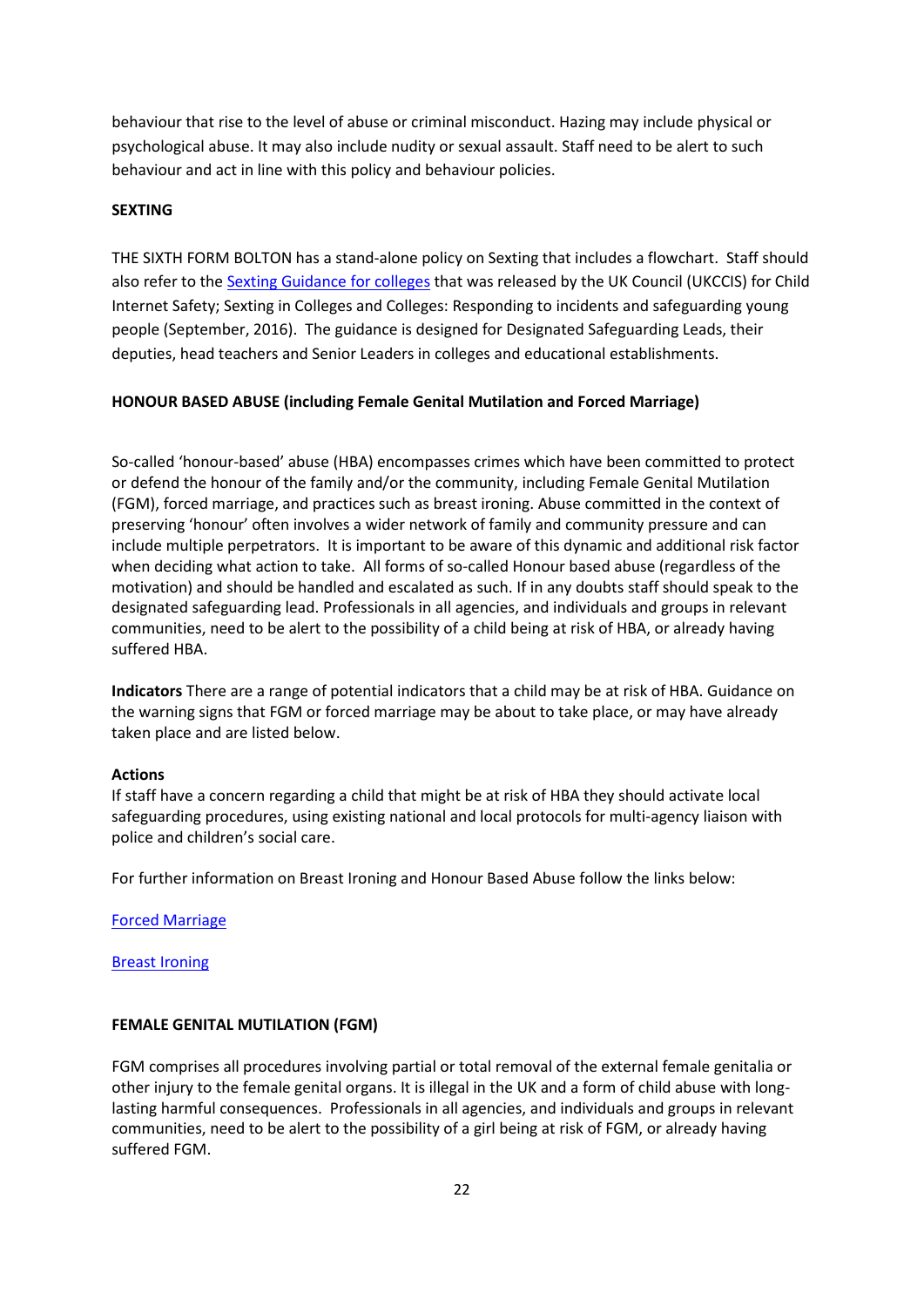behaviour that rise to the level of abuse or criminal misconduct. Hazing may include physical or psychological abuse. It may also include nudity or sexual assault. Staff need to be alert to such behaviour and act in line with this policy and behaviour policies.

**SEXTING**

THE SIXTH FORM BOLTON has a stand-alone policy on Sexting that includes a flowchart. Staff should also refer to the Sexting Guidance for colleges that was released by the UK Council (UKCCIS) for Child Internet Safety; Sexting in Colleges and Colleges: Responding to incidents and safeguarding young people (September, 2016). The guidance is designed for Designated Safeguarding Leads, their deputies, head teachers and Senior Leaders in colleges and educational establishments.

**HONOUR BASED ABUSE (including Female Genital Mutilation and Forced Marriage)**

So-called 'honour-based' abuse (HBA) encompasses crimes which have been committed to protect or defend the honour of the family and/or the community, including Female Genital Mutilation (FGM), forced marriage, and practices such as breast ironing. Abuse committed in the context of preserving 'honour' often involves a wider network of family and community pressure and can include multiple perpetrators. It is important to be aware of this dynamic and additional risk factor when deciding what action to take. All forms of so-called Honour based abuse (regardless of the motivation) and should be handled and escalated as such. If in any doubts staff should speak to the designated safeguarding lead. Professionals in all agencies, and individuals and groups in relevant communities, need to be alert to the possibility of a child being at risk of HBA, or already having suffered HBA.

**Indicators** There are a range of potential indicators that a child may be at risk of HBA. Guidance on the warning signs that FGM or forced marriage may be about to take place, or may have already taken place and are listed below.

**Actions**
If staff have a concern regarding a child that might be at risk of HBA they should activate local safeguarding procedures, using existing national and local protocols for multi-agency liaison with police and children's social care.

For further information on Breast Ironing and Honour Based Abuse follow the links below:

Forced Marriage

Breast Ironing

**FEMALE GENITAL MUTILATION (FGM)**

FGM comprises all procedures involving partial or total removal of the external female genitalia or other injury to the female genital organs. It is illegal in the UK and a form of child abuse with long-lasting harmful consequences. Professionals in all agencies, and individuals and groups in relevant communities, need to be alert to the possibility of a girl being at risk of FGM, or already having suffered FGM.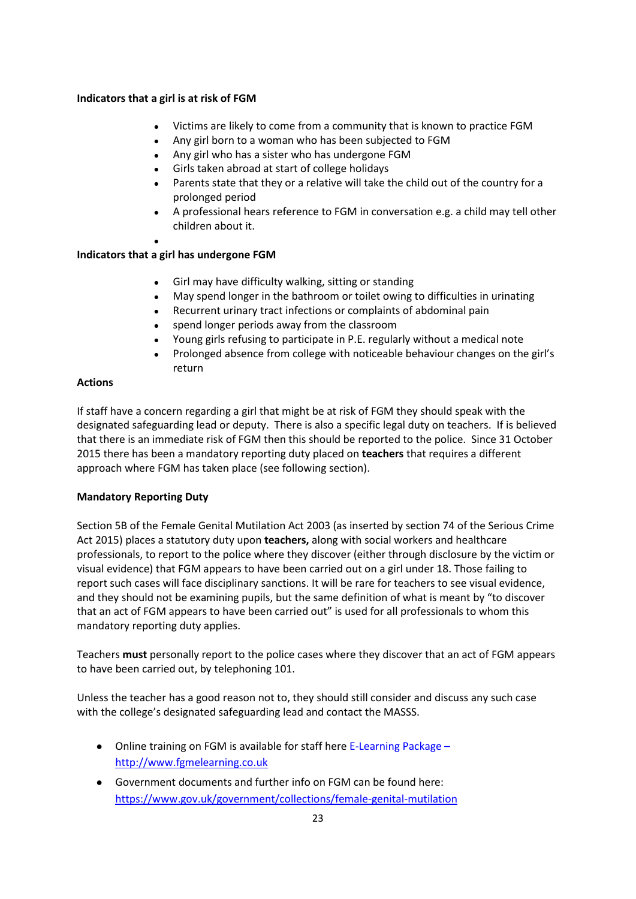**Indicators that a girl is at risk of FGM**

- Victims are likely to come from a community that is known to practice FGM
- Any girl born to a woman who has been subjected to FGM
- Any girl who has a sister who has undergone FGM
- Girls taken abroad at start of college holidays
- Parents state that they or a relative will take the child out of the country for a prolonged period
- A professional hears reference to FGM in conversation e.g. a child may tell other children about it.

**Indicators that a girl has undergone FGM**

- Girl may have difficulty walking, sitting or standing
- May spend longer in the bathroom or toilet owing to difficulties in urinating
- Recurrent urinary tract infections or complaints of abdominal pain
- spend longer periods away from the classroom
- Young girls refusing to participate in P.E. regularly without a medical note
- Prolonged absence from college with noticeable behaviour changes on the girl's return

**Actions**

If staff have a concern regarding a girl that might be at risk of FGM they should speak with the designated safeguarding lead or deputy. There is also a specific legal duty on teachers. If is believed that there is an immediate risk of FGM then this should be reported to the police. Since 31 October 2015 there has been a mandatory reporting duty placed on **teachers** that requires a different approach where FGM has taken place (see following section).

**Mandatory Reporting Duty**

Section 5B of the Female Genital Mutilation Act 2003 (as inserted by section 74 of the Serious Crime Act 2015) places a statutory duty upon **teachers,** along with social workers and healthcare professionals, to report to the police where they discover (either through disclosure by the victim or visual evidence) that FGM appears to have been carried out on a girl under 18. Those failing to report such cases will face disciplinary sanctions. It will be rare for teachers to see visual evidence, and they should not be examining pupils, but the same definition of what is meant by "to discover that an act of FGM appears to have been carried out" is used for all professionals to whom this mandatory reporting duty applies.

Teachers **must** personally report to the police cases where they discover that an act of FGM appears to have been carried out, by telephoning 101.

Unless the teacher has a good reason not to, they should still consider and discuss any such case with the college's designated safeguarding lead and contact the MASSS.

- Online training on FGM is available for staff here E-Learning Package – http://www.fgmelearning.co.uk
- Government documents and further info on FGM can be found here: https://www.gov.uk/government/collections/female-genital-mutilation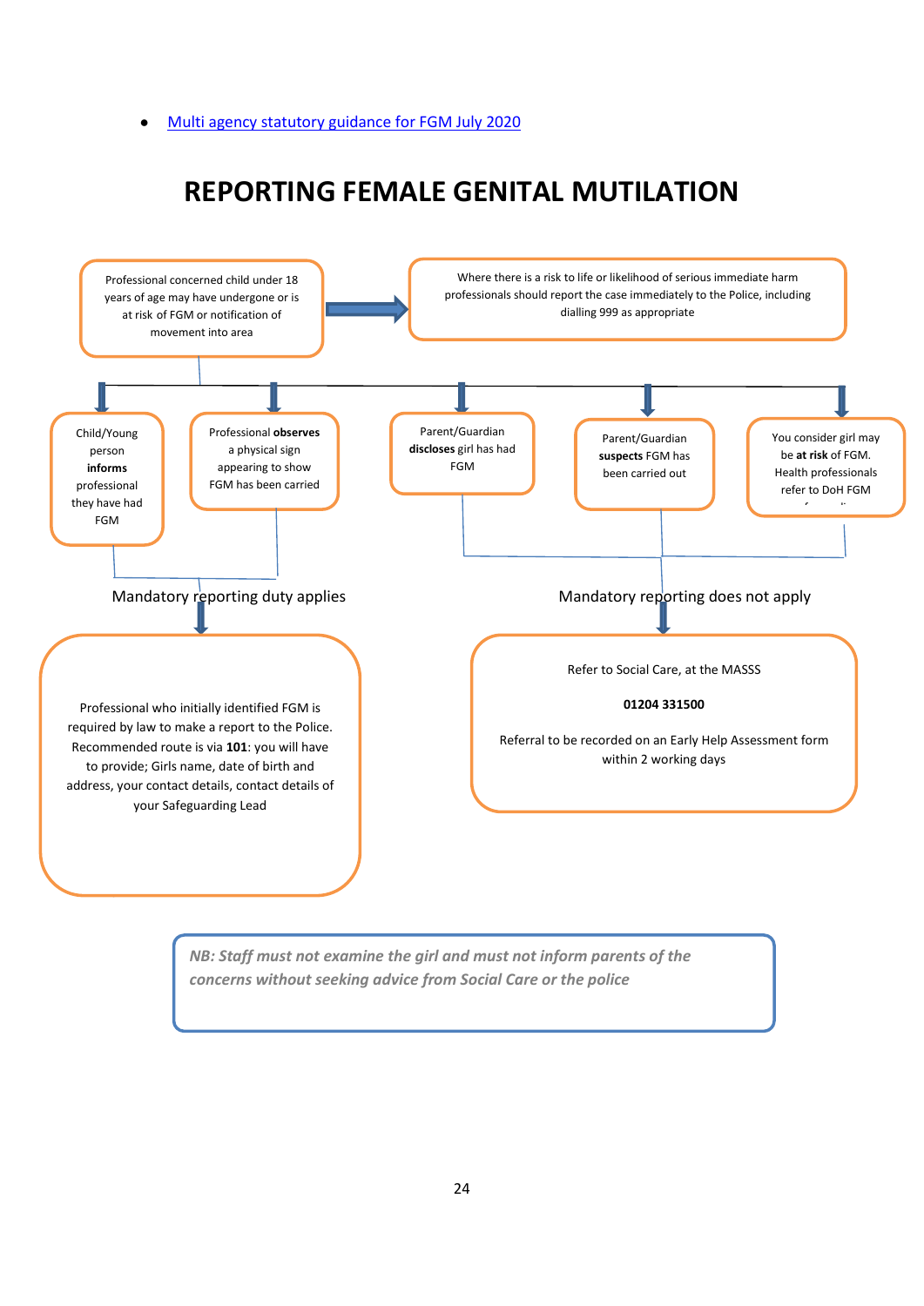- [Multi agency statutory guidance for FGM July 2020]()

# REPORTING FEMALE GENITAL MUTILATION

Professional concerned child under 18 years of age may have undergone or is at risk of FGM or notification of movement into area

Where there is a risk to life or likelihood of serious immediate harm professionals should report the case immediately to the Police, including dialling 999 as appropriate

Child/Young person **informs** professional they have had FGM

Professional **observes** a physical sign appearing to show FGM has been carried

Parent/Guardian **discloses** girl has had FGM

Parent/Guardian **suspects** FGM has been carried out

You consider girl may be **at risk** of FGM. Health professionals refer to DoH FGM

**Mandatory reporting duty applies**

Professional who initially identified FGM is required by law to make a report to the Police. Recommended route is via **101**: you will have to provide; Girls name, date of birth and address, your contact details, contact details of your Safeguarding Lead

**Mandatory reporting does not apply**

Refer to Social Care, at the MASSS

**01204 331500**

Referral to be recorded on an Early Help Assessment form within 2 working days

***NB: Staff must not examine the girl and must not inform parents of the concerns without seeking advice from Social Care or the police***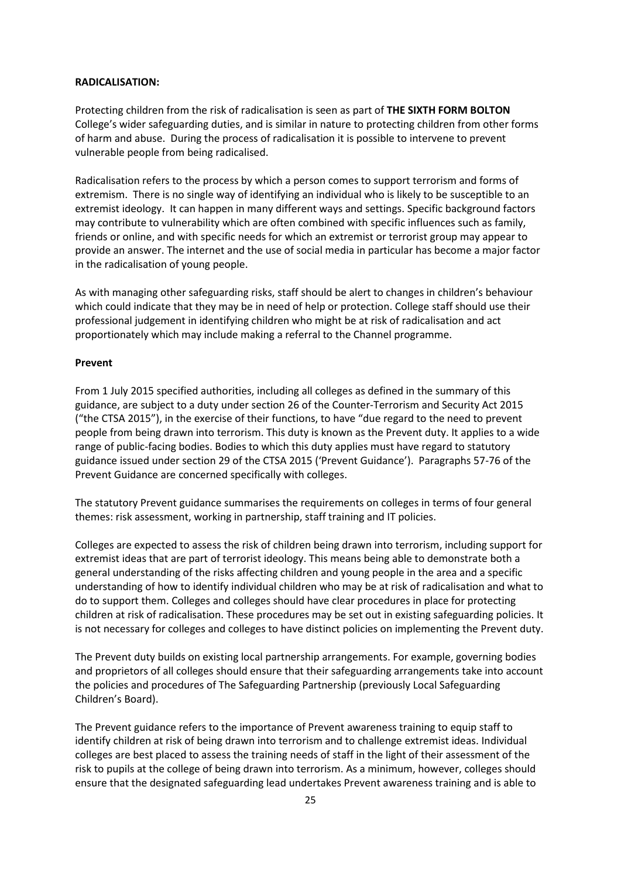**RADICALISATION:**

Protecting children from the risk of radicalisation is seen as part of **THE SIXTH FORM BOLTON** College's wider safeguarding duties, and is similar in nature to protecting children from other forms of harm and abuse. During the process of radicalisation it is possible to intervene to prevent vulnerable people from being radicalised.

Radicalisation refers to the process by which a person comes to support terrorism and forms of extremism. There is no single way of identifying an individual who is likely to be susceptible to an extremist ideology. It can happen in many different ways and settings. Specific background factors may contribute to vulnerability which are often combined with specific influences such as family, friends or online, and with specific needs for which an extremist or terrorist group may appear to provide an answer. The internet and the use of social media in particular has become a major factor in the radicalisation of young people.

As with managing other safeguarding risks, staff should be alert to changes in children's behaviour which could indicate that they may be in need of help or protection. College staff should use their professional judgement in identifying children who might be at risk of radicalisation and act proportionately which may include making a referral to the Channel programme.

**Prevent**

From 1 July 2015 specified authorities, including all colleges as defined in the summary of this guidance, are subject to a duty under section 26 of the Counter-Terrorism and Security Act 2015 ("the CTSA 2015"), in the exercise of their functions, to have "due regard to the need to prevent people from being drawn into terrorism. This duty is known as the Prevent duty. It applies to a wide range of public-facing bodies. Bodies to which this duty applies must have regard to statutory guidance issued under section 29 of the CTSA 2015 ('Prevent Guidance'). Paragraphs 57-76 of the Prevent Guidance are concerned specifically with colleges.

The statutory Prevent guidance summarises the requirements on colleges in terms of four general themes: risk assessment, working in partnership, staff training and IT policies.

Colleges are expected to assess the risk of children being drawn into terrorism, including support for extremist ideas that are part of terrorist ideology. This means being able to demonstrate both a general understanding of the risks affecting children and young people in the area and a specific understanding of how to identify individual children who may be at risk of radicalisation and what to do to support them. Colleges and colleges should have clear procedures in place for protecting children at risk of radicalisation. These procedures may be set out in existing safeguarding policies. It is not necessary for colleges and colleges to have distinct policies on implementing the Prevent duty.

The Prevent duty builds on existing local partnership arrangements. For example, governing bodies and proprietors of all colleges should ensure that their safeguarding arrangements take into account the policies and procedures of The Safeguarding Partnership (previously Local Safeguarding Children's Board).

The Prevent guidance refers to the importance of Prevent awareness training to equip staff to identify children at risk of being drawn into terrorism and to challenge extremist ideas. Individual colleges are best placed to assess the training needs of staff in the light of their assessment of the risk to pupils at the college of being drawn into terrorism. As a minimum, however, colleges should ensure that the designated safeguarding lead undertakes Prevent awareness training and is able to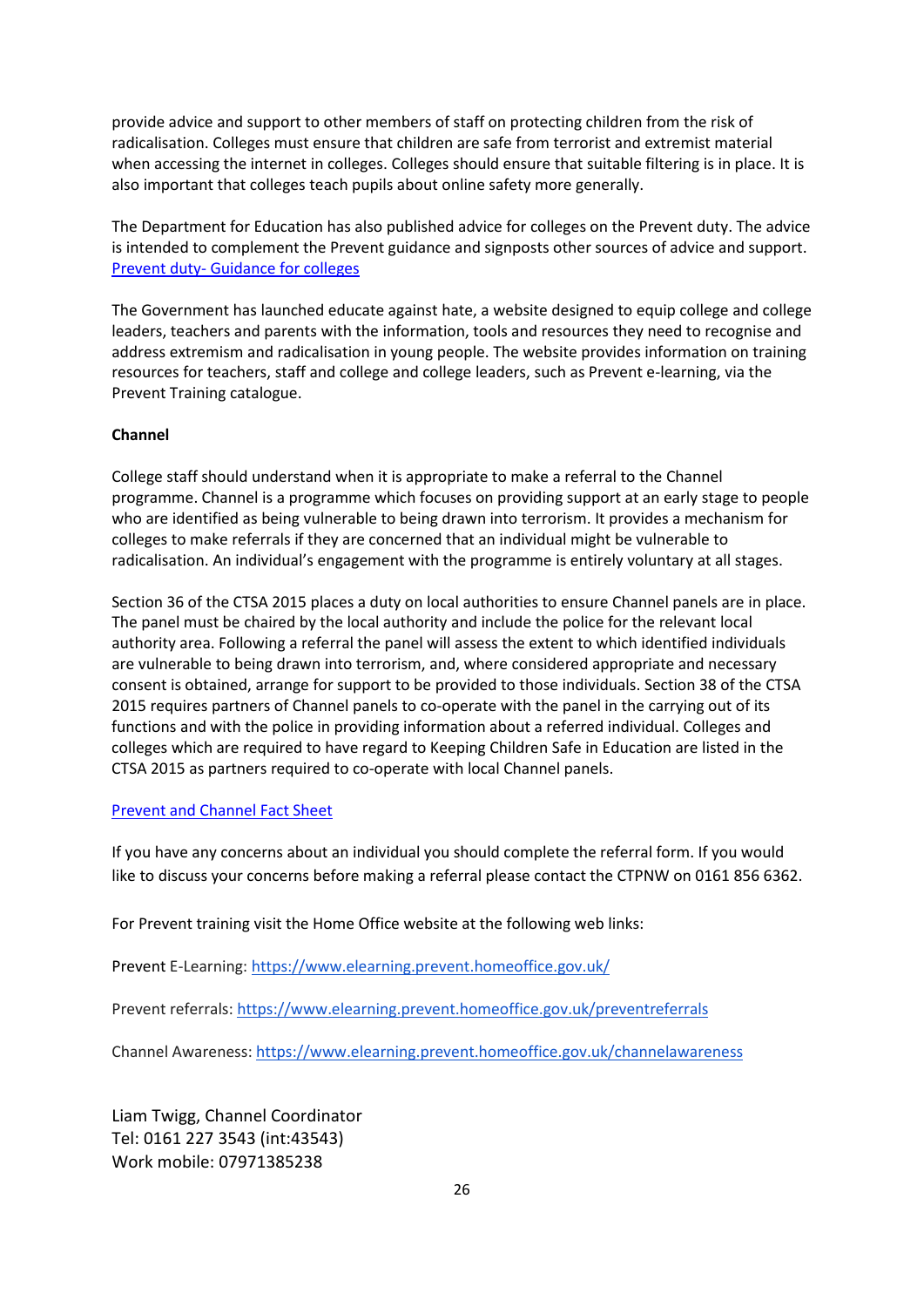provide advice and support to other members of staff on protecting children from the risk of radicalisation. Colleges must ensure that children are safe from terrorist and extremist material when accessing the internet in colleges. Colleges should ensure that suitable filtering is in place. It is also important that colleges teach pupils about online safety more generally.

The Department for Education has also published advice for colleges on the Prevent duty. The advice is intended to complement the Prevent guidance and signposts other sources of advice and support. [Prevent duty- Guidance for colleges]()

The Government has launched educate against hate, a website designed to equip college and college leaders, teachers and parents with the information, tools and resources they need to recognise and address extremism and radicalisation in young people. The website provides information on training resources for teachers, staff and college and college leaders, such as Prevent e-learning, via the Prevent Training catalogue.

**Channel**

College staff should understand when it is appropriate to make a referral to the Channel programme. Channel is a programme which focuses on providing support at an early stage to people who are identified as being vulnerable to being drawn into terrorism. It provides a mechanism for colleges to make referrals if they are concerned that an individual might be vulnerable to radicalisation. An individual's engagement with the programme is entirely voluntary at all stages.

Section 36 of the CTSA 2015 places a duty on local authorities to ensure Channel panels are in place. The panel must be chaired by the local authority and include the police for the relevant local authority area. Following a referral the panel will assess the extent to which identified individuals are vulnerable to being drawn into terrorism, and, where considered appropriate and necessary consent is obtained, arrange for support to be provided to those individuals. Section 38 of the CTSA 2015 requires partners of Channel panels to co-operate with the panel in the carrying out of its functions and with the police in providing information about a referred individual. Colleges and colleges which are required to have regard to Keeping Children Safe in Education are listed in the CTSA 2015 as partners required to co-operate with local Channel panels.

[Prevent and Channel Fact Sheet]()

If you have any concerns about an individual you should complete the referral form. If you would like to discuss your concerns before making a referral please contact the CTPNW on 0161 856 6362.

For Prevent training visit the Home Office website at the following web links:

Prevent E-Learning: https://www.elearning.prevent.homeoffice.gov.uk/

Prevent referrals: https://www.elearning.prevent.homeoffice.gov.uk/preventreferrals

Channel Awareness: https://www.elearning.prevent.homeoffice.gov.uk/channelawareness

Liam Twigg, Channel Coordinator
Tel: 0161 227 3543 (int:43543)
Work mobile: 07971385238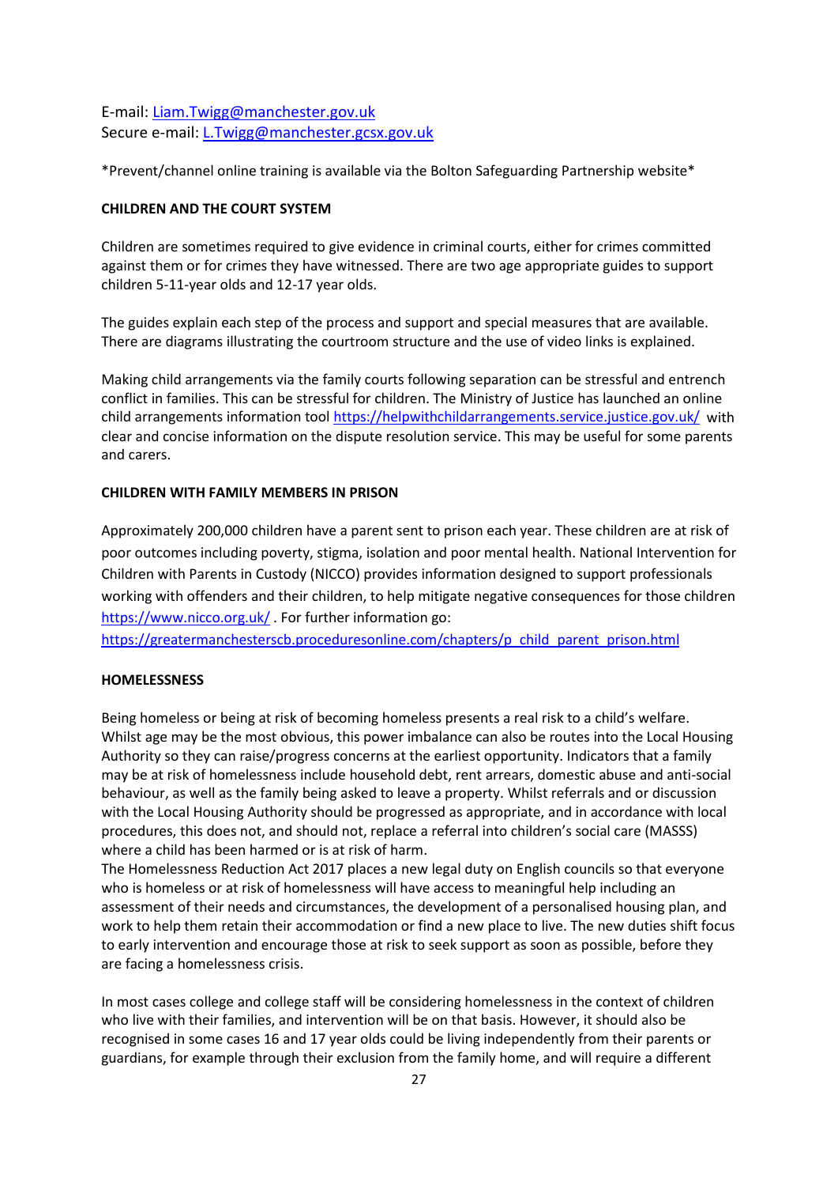E-mail: Liam.Twigg@manchester.gov.uk
Secure e-mail: L.Twigg@manchester.gcsx.gov.uk

*Prevent/channel online training is available via the Bolton Safeguarding Partnership website*

**CHILDREN AND THE COURT SYSTEM**

Children are sometimes required to give evidence in criminal courts, either for crimes committed against them or for crimes they have witnessed. There are two age appropriate guides to support children 5-11-year olds and 12-17 year olds.

The guides explain each step of the process and support and special measures that are available. There are diagrams illustrating the courtroom structure and the use of video links is explained.

Making child arrangements via the family courts following separation can be stressful and entrench conflict in families. This can be stressful for children. The Ministry of Justice has launched an online child arrangements information tool https://helpwithchildarrangements.service.justice.gov.uk/ with clear and concise information on the dispute resolution service. This may be useful for some parents and carers.

**CHILDREN WITH FAMILY MEMBERS IN PRISON**

Approximately 200,000 children have a parent sent to prison each year. These children are at risk of poor outcomes including poverty, stigma, isolation and poor mental health. National Intervention for Children with Parents in Custody (NICCO) provides information designed to support professionals working with offenders and their children, to help mitigate negative consequences for those children https://www.nicco.org.uk/ . For further information go: https://greatermanchesterscb.proceduresonline.com/chapters/p_child_parent_prison.html

**HOMELESSNESS**

Being homeless or being at risk of becoming homeless presents a real risk to a child's welfare. Whilst age may be the most obvious, this power imbalance can also be routes into the Local Housing Authority so they can raise/progress concerns at the earliest opportunity. Indicators that a family may be at risk of homelessness include household debt, rent arrears, domestic abuse and anti-social behaviour, as well as the family being asked to leave a property. Whilst referrals and or discussion with the Local Housing Authority should be progressed as appropriate, and in accordance with local procedures, this does not, and should not, replace a referral into children's social care (MASSS) where a child has been harmed or is at risk of harm.
The Homelessness Reduction Act 2017 places a new legal duty on English councils so that everyone who is homeless or at risk of homelessness will have access to meaningful help including an assessment of their needs and circumstances, the development of a personalised housing plan, and work to help them retain their accommodation or find a new place to live. The new duties shift focus to early intervention and encourage those at risk to seek support as soon as possible, before they are facing a homelessness crisis.

In most cases college and college staff will be considering homelessness in the context of children who live with their families, and intervention will be on that basis. However, it should also be recognised in some cases 16 and 17 year olds could be living independently from their parents or guardians, for example through their exclusion from the family home, and will require a different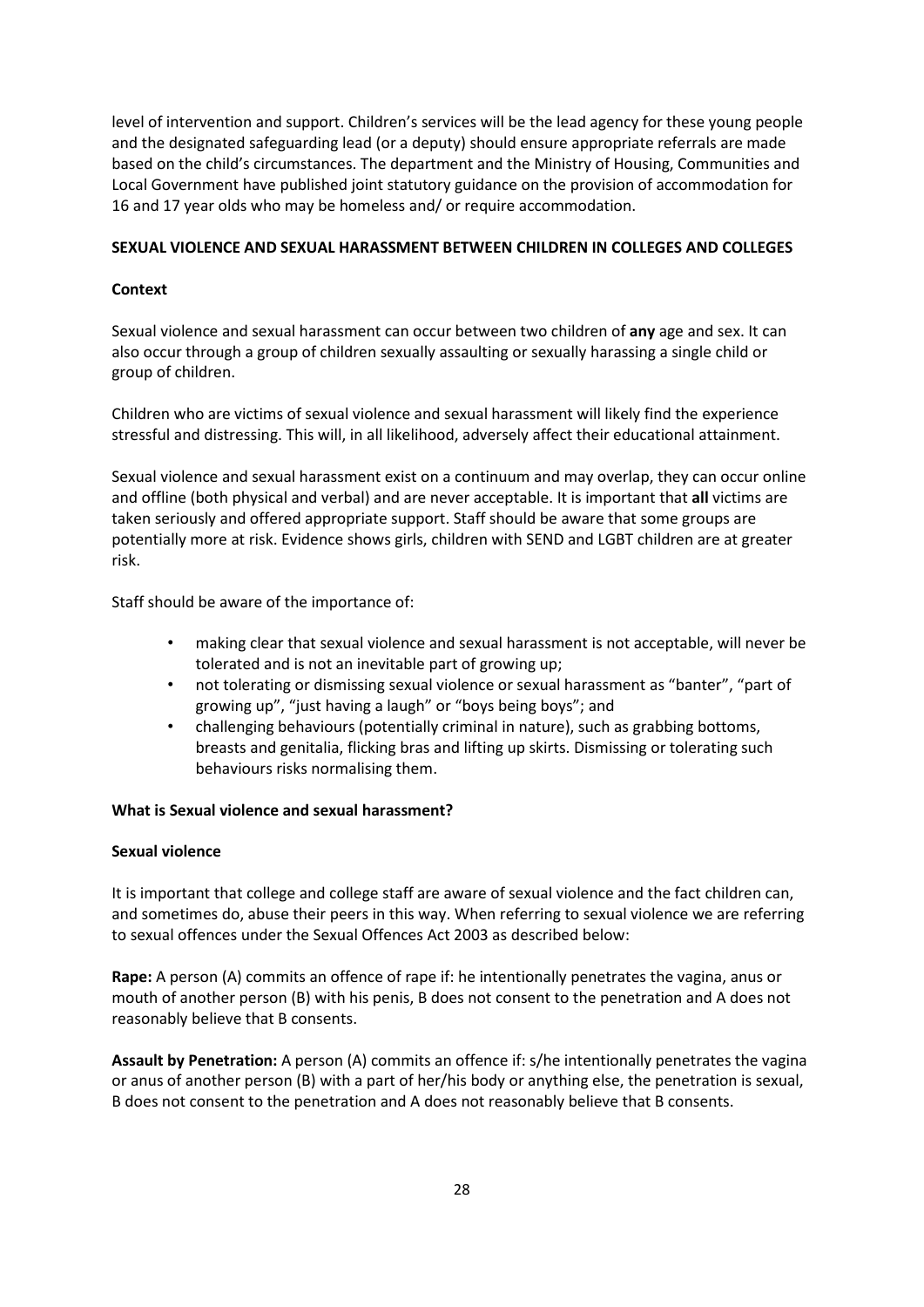level of intervention and support. Children's services will be the lead agency for these young people and the designated safeguarding lead (or a deputy) should ensure appropriate referrals are made based on the child's circumstances. The department and the Ministry of Housing, Communities and Local Government have published joint statutory guidance on the provision of accommodation for 16 and 17 year olds who may be homeless and/ or require accommodation.

## SEXUAL VIOLENCE AND SEXUAL HARASSMENT BETWEEN CHILDREN IN COLLEGES AND COLLEGES

### Context

Sexual violence and sexual harassment can occur between two children of **any** age and sex. It can also occur through a group of children sexually assaulting or sexually harassing a single child or group of children.

Children who are victims of sexual violence and sexual harassment will likely find the experience stressful and distressing. This will, in all likelihood, adversely affect their educational attainment.

Sexual violence and sexual harassment exist on a continuum and may overlap, they can occur online and offline (both physical and verbal) and are never acceptable. It is important that **all** victims are taken seriously and offered appropriate support. Staff should be aware that some groups are potentially more at risk. Evidence shows girls, children with SEND and LGBT children are at greater risk.

Staff should be aware of the importance of:

- making clear that sexual violence and sexual harassment is not acceptable, will never be tolerated and is not an inevitable part of growing up;
- not tolerating or dismissing sexual violence or sexual harassment as "banter", "part of growing up", "just having a laugh" or "boys being boys"; and
- challenging behaviours (potentially criminal in nature), such as grabbing bottoms, breasts and genitalia, flicking bras and lifting up skirts. Dismissing or tolerating such behaviours risks normalising them.

### What is Sexual violence and sexual harassment?

### Sexual violence

It is important that college and college staff are aware of sexual violence and the fact children can, and sometimes do, abuse their peers in this way. When referring to sexual violence we are referring to sexual offences under the Sexual Offences Act 2003 as described below:

**Rape:** A person (A) commits an offence of rape if: he intentionally penetrates the vagina, anus or mouth of another person (B) with his penis, B does not consent to the penetration and A does not reasonably believe that B consents.

**Assault by Penetration:** A person (A) commits an offence if: s/he intentionally penetrates the vagina or anus of another person (B) with a part of her/his body or anything else, the penetration is sexual, B does not consent to the penetration and A does not reasonably believe that B consents.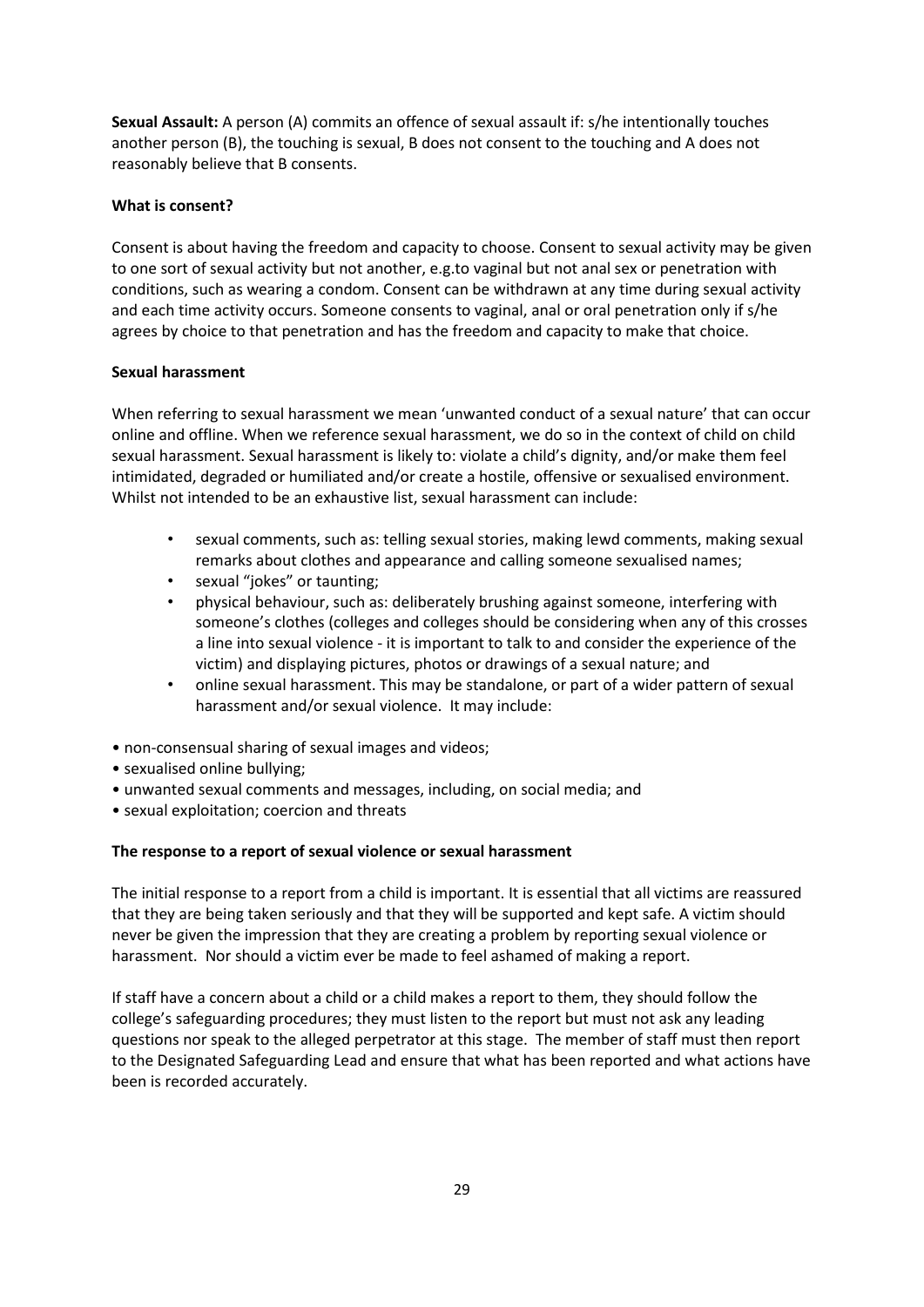**Sexual Assault:** A person (A) commits an offence of sexual assault if: s/he intentionally touches another person (B), the touching is sexual, B does not consent to the touching and A does not reasonably believe that B consents.

**What is consent?**

Consent is about having the freedom and capacity to choose. Consent to sexual activity may be given to one sort of sexual activity but not another, e.g.to vaginal but not anal sex or penetration with conditions, such as wearing a condom. Consent can be withdrawn at any time during sexual activity and each time activity occurs. Someone consents to vaginal, anal or oral penetration only if s/he agrees by choice to that penetration and has the freedom and capacity to make that choice.

**Sexual harassment**

When referring to sexual harassment we mean 'unwanted conduct of a sexual nature' that can occur online and offline. When we reference sexual harassment, we do so in the context of child on child sexual harassment. Sexual harassment is likely to: violate a child's dignity, and/or make them feel intimidated, degraded or humiliated and/or create a hostile, offensive or sexualised environment. Whilst not intended to be an exhaustive list, sexual harassment can include:

- sexual comments, such as: telling sexual stories, making lewd comments, making sexual remarks about clothes and appearance and calling someone sexualised names;
- sexual "jokes" or taunting;
- physical behaviour, such as: deliberately brushing against someone, interfering with someone's clothes (colleges and colleges should be considering when any of this crosses a line into sexual violence - it is important to talk to and consider the experience of the victim) and displaying pictures, photos or drawings of a sexual nature; and
- online sexual harassment. This may be standalone, or part of a wider pattern of sexual harassment and/or sexual violence. It may include:

- non-consensual sharing of sexual images and videos;
- sexualised online bullying;
- unwanted sexual comments and messages, including, on social media; and
- sexual exploitation; coercion and threats

**The response to a report of sexual violence or sexual harassment**

The initial response to a report from a child is important. It is essential that all victims are reassured that they are being taken seriously and that they will be supported and kept safe. A victim should never be given the impression that they are creating a problem by reporting sexual violence or harassment. Nor should a victim ever be made to feel ashamed of making a report.

If staff have a concern about a child or a child makes a report to them, they should follow the college's safeguarding procedures; they must listen to the report but must not ask any leading questions nor speak to the alleged perpetrator at this stage. The member of staff must then report to the Designated Safeguarding Lead and ensure that what has been reported and what actions have been is recorded accurately.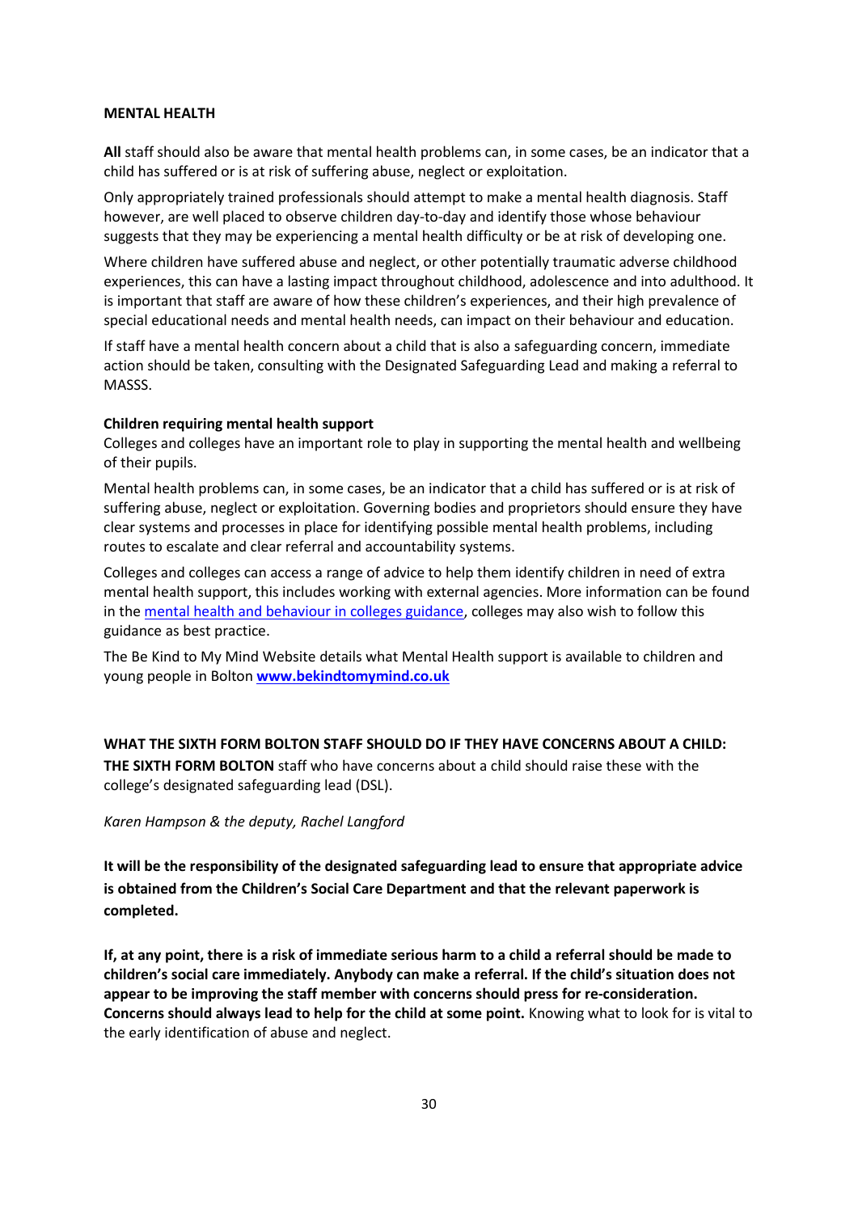**MENTAL HEALTH**

**All** staff should also be aware that mental health problems can, in some cases, be an indicator that a child has suffered or is at risk of suffering abuse, neglect or exploitation.

Only appropriately trained professionals should attempt to make a mental health diagnosis. Staff however, are well placed to observe children day-to-day and identify those whose behaviour suggests that they may be experiencing a mental health difficulty or be at risk of developing one.

Where children have suffered abuse and neglect, or other potentially traumatic adverse childhood experiences, this can have a lasting impact throughout childhood, adolescence and into adulthood. It is important that staff are aware of how these children's experiences, and their high prevalence of special educational needs and mental health needs, can impact on their behaviour and education.

If staff have a mental health concern about a child that is also a safeguarding concern, immediate action should be taken, consulting with the Designated Safeguarding Lead and making a referral to MASSS.

**Children requiring mental health support**

Colleges and colleges have an important role to play in supporting the mental health and wellbeing of their pupils.

Mental health problems can, in some cases, be an indicator that a child has suffered or is at risk of suffering abuse, neglect or exploitation. Governing bodies and proprietors should ensure they have clear systems and processes in place for identifying possible mental health problems, including routes to escalate and clear referral and accountability systems.

Colleges and colleges can access a range of advice to help them identify children in need of extra mental health support, this includes working with external agencies. More information can be found in the [mental health and behaviour in colleges guidance](), colleges may also wish to follow this guidance as best practice.

The Be Kind to My Mind Website details what Mental Health support is available to children and young people in Bolton **[www.bekindtomymind.co.uk](www.bekindtomymind.co.uk)**

**WHAT THE SIXTH FORM BOLTON STAFF SHOULD DO IF THEY HAVE CONCERNS ABOUT A CHILD:**

**THE SIXTH FORM BOLTON** staff who have concerns about a child should raise these with the college's designated safeguarding lead (DSL).

*Karen Hampson & the deputy, Rachel Langford*

**It will be the responsibility of the designated safeguarding lead to ensure that appropriate advice is obtained from the Children's Social Care Department and that the relevant paperwork is completed.**

**If, at any point, there is a risk of immediate serious harm to a child a referral should be made to children's social care immediately. Anybody can make a referral. If the child's situation does not appear to be improving the staff member with concerns should press for re-consideration. Concerns should always lead to help for the child at some point.** Knowing what to look for is vital to the early identification of abuse and neglect.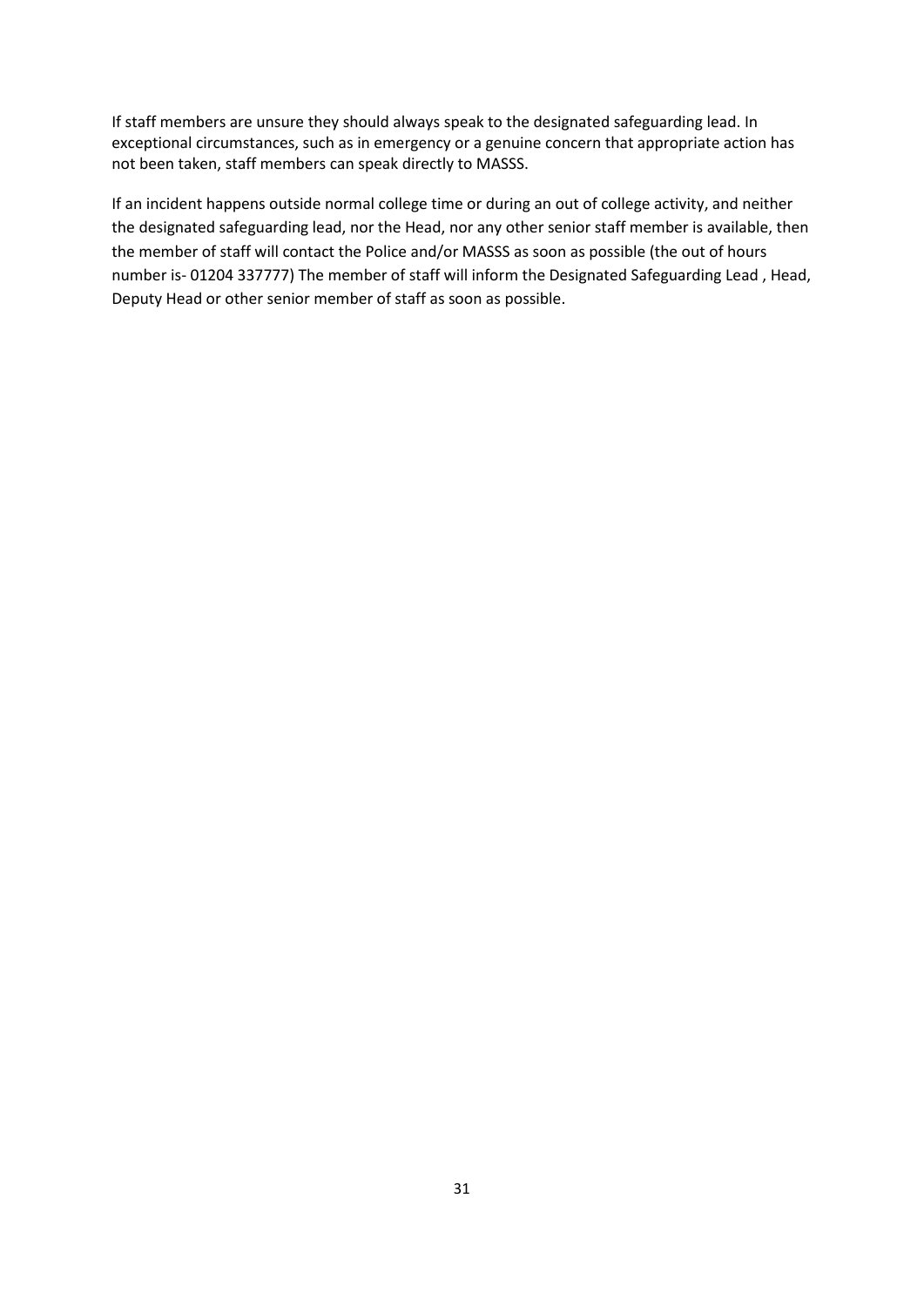If staff members are unsure they should always speak to the designated safeguarding lead. In exceptional circumstances, such as in emergency or a genuine concern that appropriate action has not been taken, staff members can speak directly to MASSS.

If an incident happens outside normal college time or during an out of college activity, and neither the designated safeguarding lead, nor the Head, nor any other senior staff member is available, then the member of staff will contact the Police and/or MASSS as soon as possible (the out of hours number is- 01204 337777) The member of staff will inform the Designated Safeguarding Lead , Head, Deputy Head or other senior member of staff as soon as possible.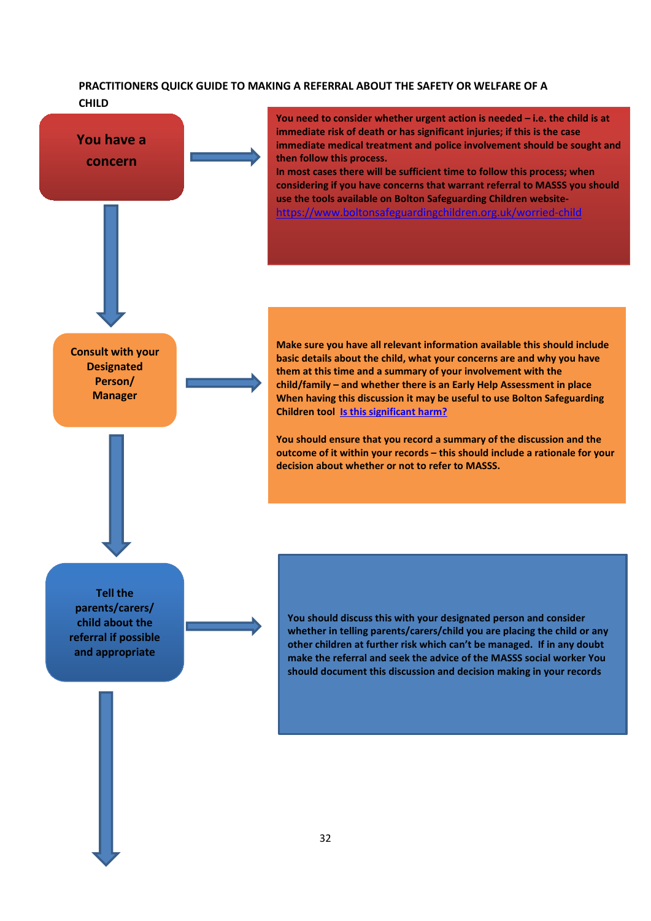**PRACTITIONERS QUICK GUIDE TO MAKING A REFERRAL ABOUT THE SAFETY OR WELFARE OF A CHILD**

**You have a concern**

You need to consider whether urgent action is needed – i.e. the child is at immediate risk of death or has significant injuries; if this is the case immediate medical treatment and police involvement should be sought and then follow this process.
In most cases there will be sufficient time to follow this process; when considering if you have concerns that warrant referral to MASSS you should use the tools available on Bolton Safeguarding Children website- [https://www.boltonsafeguardingchildren.org.uk/worried-child](https://www.boltonsafeguardingchildren.org.uk/worried-child)

↓

**Consult with your Designated Person/ Manager**

Make sure you have all relevant information available this should include basic details about the child, what your concerns are and why you have them at this time and a summary of your involvement with the child/family – and whether there is an Early Help Assessment in place When having this discussion it may be useful to use Bolton Safeguarding Children tool **Is this significant harm?**

You should ensure that you record a summary of the discussion and the outcome of it within your records – this should include a rationale for your decision about whether or not to refer to MASSS.

↓

**Tell the parents/carers/ child about the referral if possible and appropriate**

You should discuss this with your designated person and consider whether in telling parents/carers/child you are placing the child or any other children at further risk which can't be managed. If in any doubt make the referral and seek the advice of the MASSS social worker You should document this discussion and decision making in your records

↓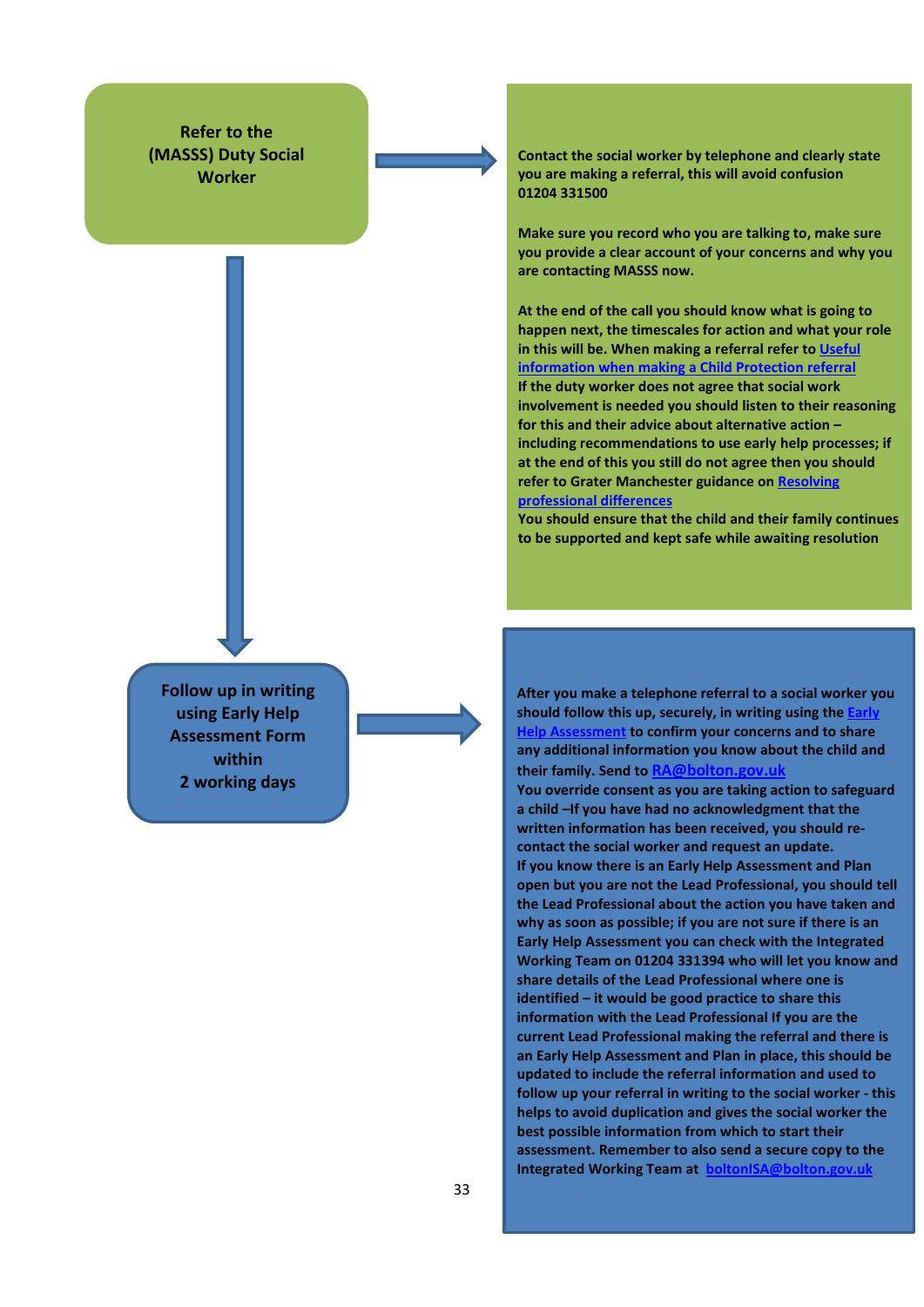**Refer to the (MASSS) Duty Social Worker**

Contact the social worker by telephone and clearly state you are making a referral, this will avoid confusion 01204 331500

Make sure you record who you are talking to, make sure you provide a clear account of your concerns and why you are contacting MASSS now.

At the end of the call you should know what is going to happen next, the timescales for action and what your role in this will be. When making a referral refer to Useful information when making a Child Protection referral
If the duty worker does not agree that social work involvement is needed you should listen to their reasoning for this and their advice about alternative action – including recommendations to use early help processes; if at the end of this you still do not agree then you should refer to Grater Manchester guidance on Resolving professional differences
You should ensure that the child and their family continues to be supported and kept safe while awaiting resolution

**Follow up in writing using Early Help Assessment Form within 2 working days**

After you make a telephone referral to a social worker you should follow this up, securely, in writing using the Early Help Assessment to confirm your concerns and to share any additional information you know about the child and their family. Send to RA@bolton.gov.uk
You override consent as you are taking action to safeguard a child –If you have had no acknowledgment that the written information has been received, you should re-contact the social worker and request an update.
If you know there is an Early Help Assessment and Plan open but you are not the Lead Professional, you should tell the Lead Professional about the action you have taken and why as soon as possible; if you are not sure if there is an Early Help Assessment you can check with the Integrated Working Team on 01204 331394 who will let you know and share details of the Lead Professional where one is identified – it would be good practice to share this information with the Lead Professional If you are the current Lead Professional making the referral and there is an Early Help Assessment and Plan in place, this should be updated to include the referral information and used to follow up your referral in writing to the social worker - this helps to avoid duplication and gives the social worker the best possible information from which to start their assessment. Remember to also send a secure copy to the Integrated Working Team at boltonISA@bolton.gov.uk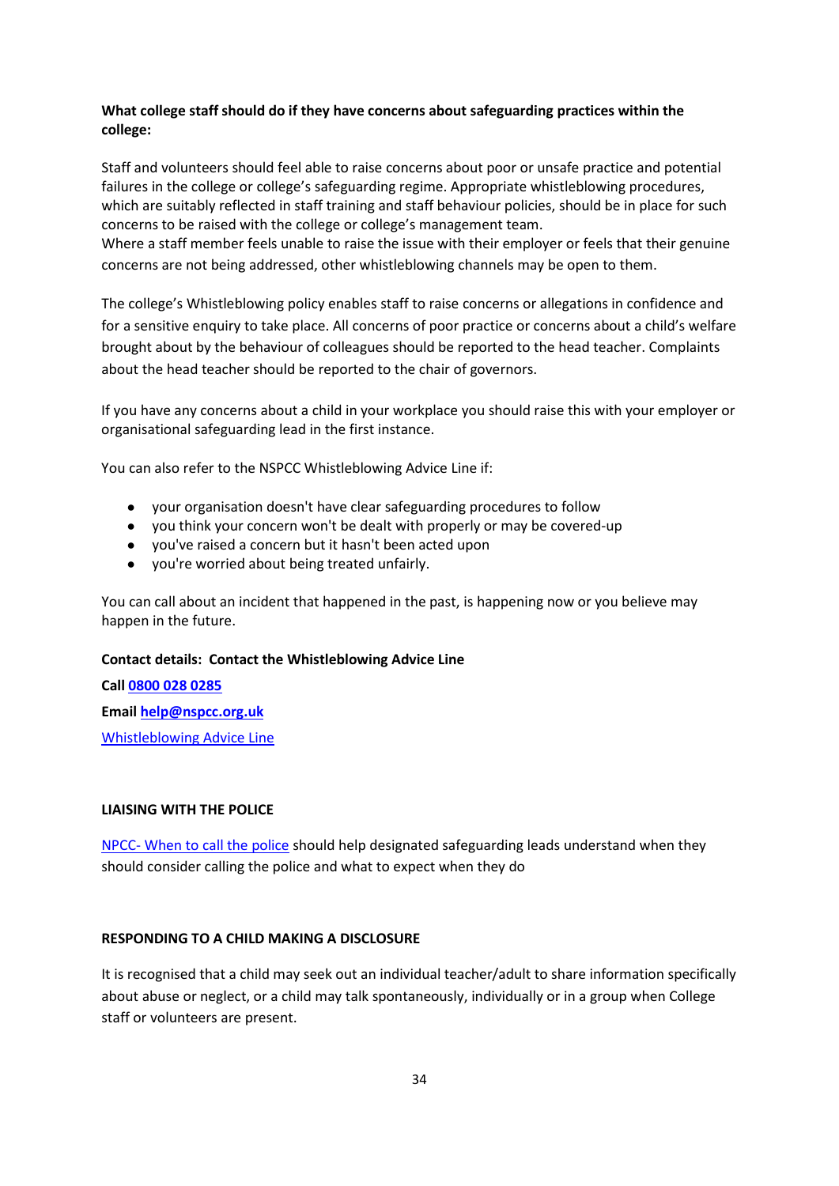**What college staff should do if they have concerns about safeguarding practices within the college:**

Staff and volunteers should feel able to raise concerns about poor or unsafe practice and potential failures in the college or college's safeguarding regime. Appropriate whistleblowing procedures, which are suitably reflected in staff training and staff behaviour policies, should be in place for such concerns to be raised with the college or college's management team.
Where a staff member feels unable to raise the issue with their employer or feels that their genuine concerns are not being addressed, other whistleblowing channels may be open to them.

The college's Whistleblowing policy enables staff to raise concerns or allegations in confidence and for a sensitive enquiry to take place. All concerns of poor practice or concerns about a child's welfare brought about by the behaviour of colleagues should be reported to the head teacher. Complaints about the head teacher should be reported to the chair of governors.

If you have any concerns about a child in your workplace you should raise this with your employer or organisational safeguarding lead in the first instance.

You can also refer to the NSPCC Whistleblowing Advice Line if:

- your organisation doesn't have clear safeguarding procedures to follow
- you think your concern won't be dealt with properly or may be covered-up
- you've raised a concern but it hasn't been acted upon
- you're worried about being treated unfairly.

You can call about an incident that happened in the past, is happening now or you believe may happen in the future.

**Contact details: Contact the Whistleblowing Advice Line**

**Call 0800 028 0285**

**Email help@nspcc.org.uk**

Whistleblowing Advice Line

**LIAISING WITH THE POLICE**

NPCC- When to call the police should help designated safeguarding leads understand when they should consider calling the police and what to expect when they do

**RESPONDING TO A CHILD MAKING A DISCLOSURE**

It is recognised that a child may seek out an individual teacher/adult to share information specifically about abuse or neglect, or a child may talk spontaneously, individually or in a group when College staff or volunteers are present.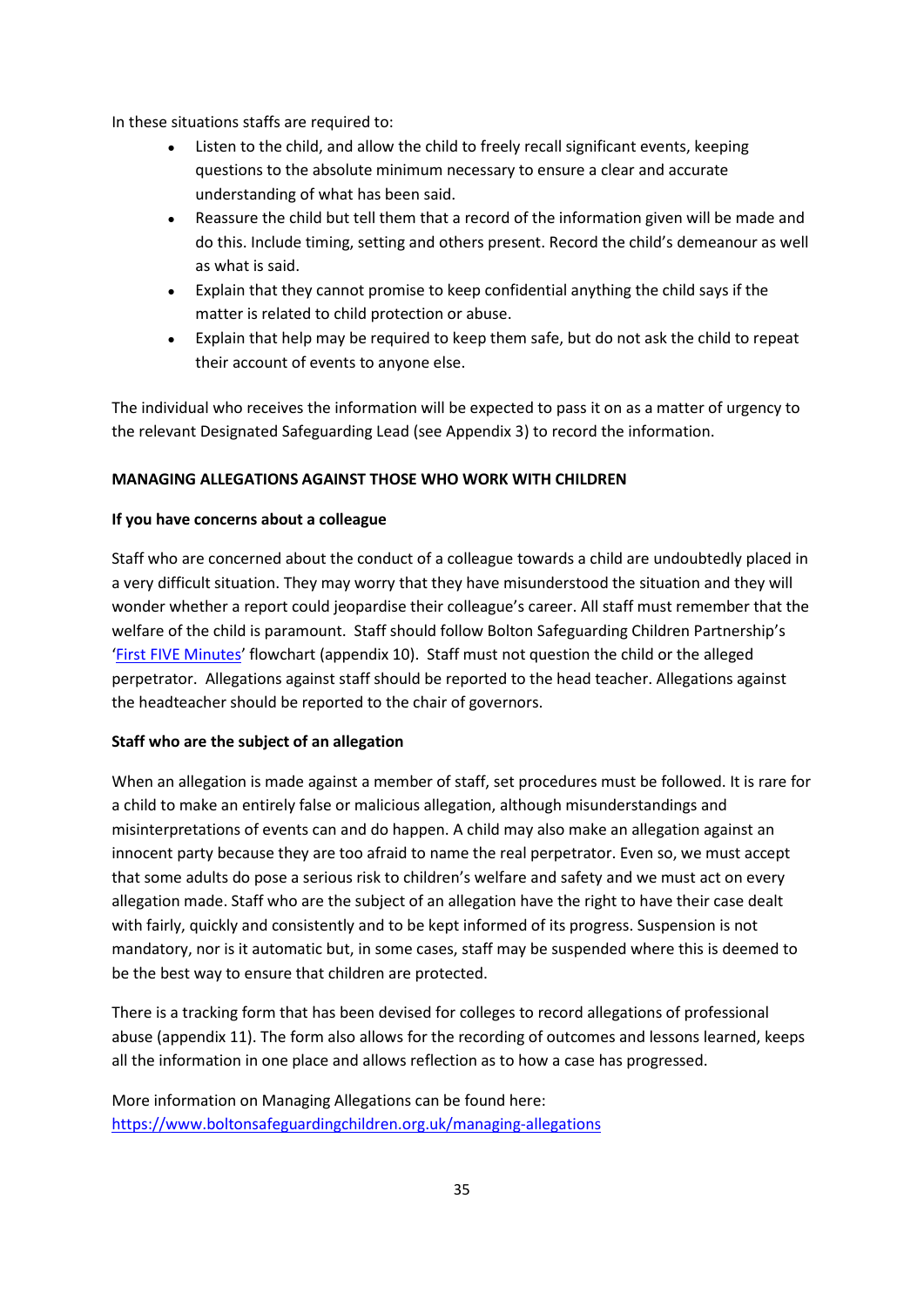In these situations staffs are required to:

- Listen to the child, and allow the child to freely recall significant events, keeping questions to the absolute minimum necessary to ensure a clear and accurate understanding of what has been said.
- Reassure the child but tell them that a record of the information given will be made and do this. Include timing, setting and others present. Record the child's demeanour as well as what is said.
- Explain that they cannot promise to keep confidential anything the child says if the matter is related to child protection or abuse.
- Explain that help may be required to keep them safe, but do not ask the child to repeat their account of events to anyone else.

The individual who receives the information will be expected to pass it on as a matter of urgency to the relevant Designated Safeguarding Lead (see Appendix 3) to record the information.

**MANAGING ALLEGATIONS AGAINST THOSE WHO WORK WITH CHILDREN**

**If you have concerns about a colleague**

Staff who are concerned about the conduct of a colleague towards a child are undoubtedly placed in a very difficult situation. They may worry that they have misunderstood the situation and they will wonder whether a report could jeopardise their colleague's career. All staff must remember that the welfare of the child is paramount. Staff should follow Bolton Safeguarding Children Partnership's 'First FIVE Minutes' flowchart (appendix 10). Staff must not question the child or the alleged perpetrator. Allegations against staff should be reported to the head teacher. Allegations against the headteacher should be reported to the chair of governors.

**Staff who are the subject of an allegation**

When an allegation is made against a member of staff, set procedures must be followed. It is rare for a child to make an entirely false or malicious allegation, although misunderstandings and misinterpretations of events can and do happen. A child may also make an allegation against an innocent party because they are too afraid to name the real perpetrator. Even so, we must accept that some adults do pose a serious risk to children's welfare and safety and we must act on every allegation made. Staff who are the subject of an allegation have the right to have their case dealt with fairly, quickly and consistently and to be kept informed of its progress. Suspension is not mandatory, nor is it automatic but, in some cases, staff may be suspended where this is deemed to be the best way to ensure that children are protected.

There is a tracking form that has been devised for colleges to record allegations of professional abuse (appendix 11). The form also allows for the recording of outcomes and lessons learned, keeps all the information in one place and allows reflection as to how a case has progressed.

More information on Managing Allegations can be found here:
https://www.boltonsafeguardingchildren.org.uk/managing-allegations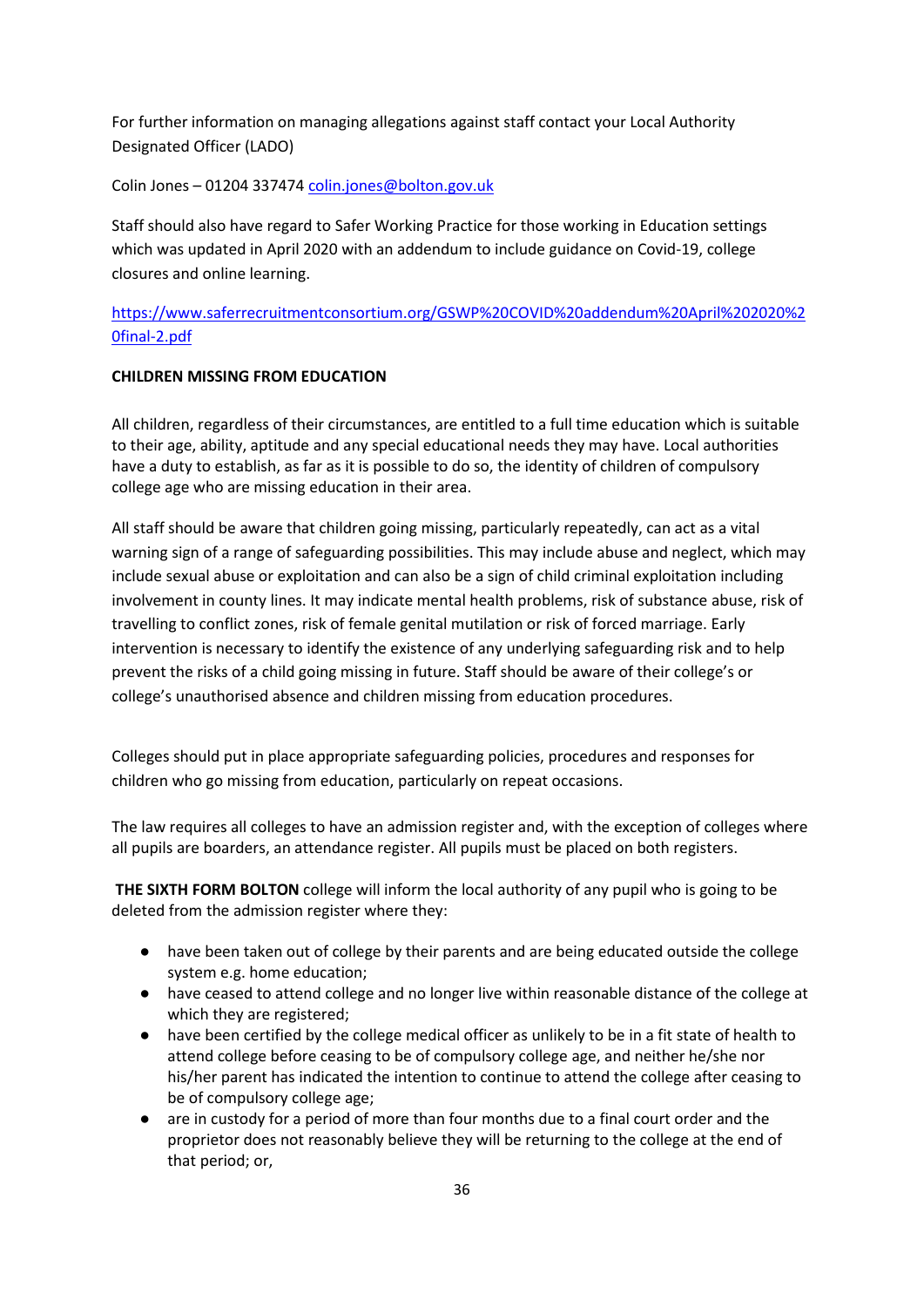For further information on managing allegations against staff contact your Local Authority Designated Officer (LADO)

Colin Jones – 01204 337474 colin.jones@bolton.gov.uk

Staff should also have regard to Safer Working Practice for those working in Education settings which was updated in April 2020 with an addendum to include guidance on Covid-19, college closures and online learning.

https://www.saferrecruitmentconsortium.org/GSWP%20COVID%20addendum%20April%202020%20final-2.pdf

**CHILDREN MISSING FROM EDUCATION**

All children, regardless of their circumstances, are entitled to a full time education which is suitable to their age, ability, aptitude and any special educational needs they may have. Local authorities have a duty to establish, as far as it is possible to do so, the identity of children of compulsory college age who are missing education in their area.

All staff should be aware that children going missing, particularly repeatedly, can act as a vital warning sign of a range of safeguarding possibilities. This may include abuse and neglect, which may include sexual abuse or exploitation and can also be a sign of child criminal exploitation including involvement in county lines. It may indicate mental health problems, risk of substance abuse, risk of travelling to conflict zones, risk of female genital mutilation or risk of forced marriage. Early intervention is necessary to identify the existence of any underlying safeguarding risk and to help prevent the risks of a child going missing in future. Staff should be aware of their college's or college's unauthorised absence and children missing from education procedures.

Colleges should put in place appropriate safeguarding policies, procedures and responses for children who go missing from education, particularly on repeat occasions.

The law requires all colleges to have an admission register and, with the exception of colleges where all pupils are boarders, an attendance register. All pupils must be placed on both registers.

**THE SIXTH FORM BOLTON** college will inform the local authority of any pupil who is going to be deleted from the admission register where they:

- have been taken out of college by their parents and are being educated outside the college system e.g. home education;
- have ceased to attend college and no longer live within reasonable distance of the college at which they are registered;
- have been certified by the college medical officer as unlikely to be in a fit state of health to attend college before ceasing to be of compulsory college age, and neither he/she nor his/her parent has indicated the intention to continue to attend the college after ceasing to be of compulsory college age;
- are in custody for a period of more than four months due to a final court order and the proprietor does not reasonably believe they will be returning to the college at the end of that period; or,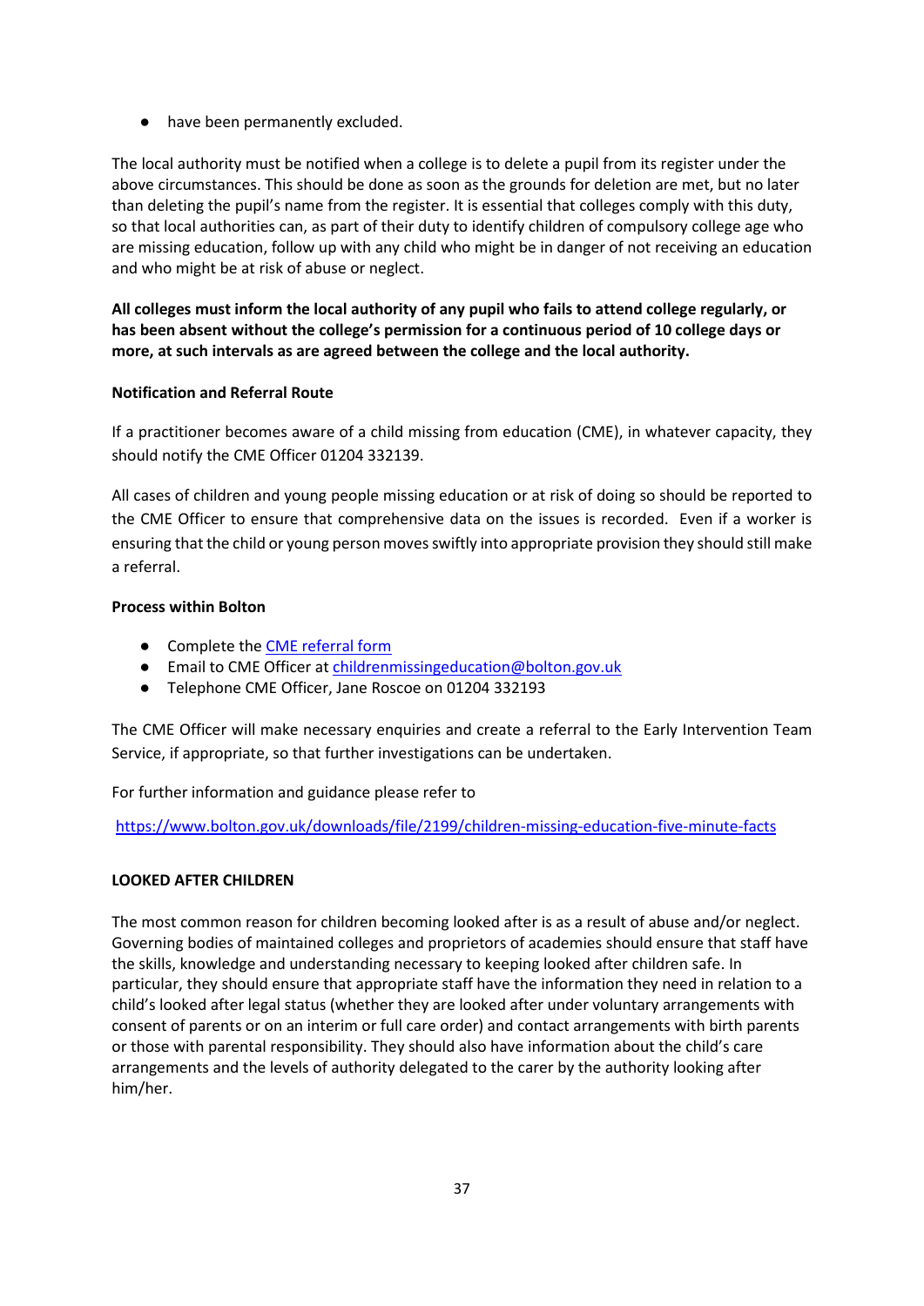- have been permanently excluded.

The local authority must be notified when a college is to delete a pupil from its register under the above circumstances. This should be done as soon as the grounds for deletion are met, but no later than deleting the pupil's name from the register. It is essential that colleges comply with this duty, so that local authorities can, as part of their duty to identify children of compulsory college age who are missing education, follow up with any child who might be in danger of not receiving an education and who might be at risk of abuse or neglect.

**All colleges must inform the local authority of any pupil who fails to attend college regularly, or has been absent without the college's permission for a continuous period of 10 college days or more, at such intervals as are agreed between the college and the local authority.**

**Notification and Referral Route**

If a practitioner becomes aware of a child missing from education (CME), in whatever capacity, they should notify the CME Officer 01204 332139.

All cases of children and young people missing education or at risk of doing so should be reported to the CME Officer to ensure that comprehensive data on the issues is recorded. Even if a worker is ensuring that the child or young person moves swiftly into appropriate provision they should still make a referral.

**Process within Bolton**

- Complete the CME referral form
- Email to CME Officer at childrenmissingeducation@bolton.gov.uk
- Telephone CME Officer, Jane Roscoe on 01204 332193

The CME Officer will make necessary enquiries and create a referral to the Early Intervention Team Service, if appropriate, so that further investigations can be undertaken.

For further information and guidance please refer to

https://www.bolton.gov.uk/downloads/file/2199/children-missing-education-five-minute-facts

**LOOKED AFTER CHILDREN**

The most common reason for children becoming looked after is as a result of abuse and/or neglect. Governing bodies of maintained colleges and proprietors of academies should ensure that staff have the skills, knowledge and understanding necessary to keeping looked after children safe. In particular, they should ensure that appropriate staff have the information they need in relation to a child's looked after legal status (whether they are looked after under voluntary arrangements with consent of parents or on an interim or full care order) and contact arrangements with birth parents or those with parental responsibility. They should also have information about the child's care arrangements and the levels of authority delegated to the carer by the authority looking after him/her.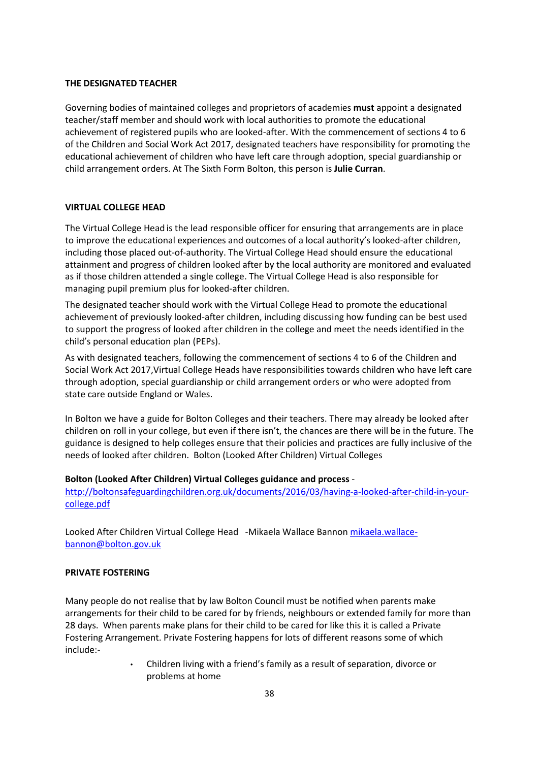## THE DESIGNATED TEACHER

Governing bodies of maintained colleges and proprietors of academies **must** appoint a designated teacher/staff member and should work with local authorities to promote the educational achievement of registered pupils who are looked-after. With the commencement of sections 4 to 6 of the Children and Social Work Act 2017, designated teachers have responsibility for promoting the educational achievement of children who have left care through adoption, special guardianship or child arrangement orders. At The Sixth Form Bolton, this person is **Julie Curran**.

## VIRTUAL COLLEGE HEAD

The Virtual College Head is the lead responsible officer for ensuring that arrangements are in place to improve the educational experiences and outcomes of a local authority's looked-after children, including those placed out-of-authority. The Virtual College Head should ensure the educational attainment and progress of children looked after by the local authority are monitored and evaluated as if those children attended a single college. The Virtual College Head is also responsible for managing pupil premium plus for looked-after children.

The designated teacher should work with the Virtual College Head to promote the educational achievement of previously looked-after children, including discussing how funding can be best used to support the progress of looked after children in the college and meet the needs identified in the child's personal education plan (PEPs).

As with designated teachers, following the commencement of sections 4 to 6 of the Children and Social Work Act 2017,Virtual College Heads have responsibilities towards children who have left care through adoption, special guardianship or child arrangement orders or who were adopted from state care outside England or Wales.

In Bolton we have a guide for Bolton Colleges and their teachers. There may already be looked after children on roll in your college, but even if there isn't, the chances are there will be in the future. The guidance is designed to help colleges ensure that their policies and practices are fully inclusive of the needs of looked after children. Bolton (Looked After Children) Virtual Colleges

**Bolton (Looked After Children) Virtual Colleges guidance and process** - [http://boltonsafeguardingchildren.org.uk/documents/2016/03/having-a-looked-after-child-in-your-college.pdf](http://boltonsafeguardingchildren.org.uk/documents/2016/03/having-a-looked-after-child-in-your-college.pdf)

Looked After Children Virtual College Head -Mikaela Wallace Bannon [mikaela.wallace-bannon@bolton.gov.uk](mailto:mikaela.wallace-bannon@bolton.gov.uk)

## PRIVATE FOSTERING

Many people do not realise that by law Bolton Council must be notified when parents make arrangements for their child to be cared for by friends, neighbours or extended family for more than 28 days. When parents make plans for their child to be cared for like this it is called a Private Fostering Arrangement. Private Fostering happens for lots of different reasons some of which include:-

- Children living with a friend's family as a result of separation, divorce or problems at home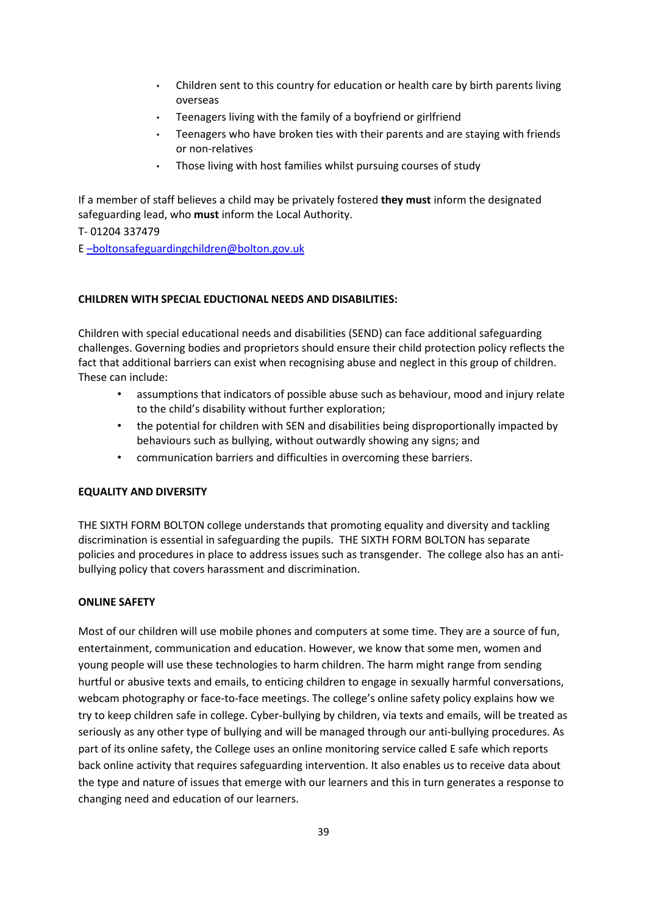- Children sent to this country for education or health care by birth parents living overseas
- Teenagers living with the family of a boyfriend or girlfriend
- Teenagers who have broken ties with their parents and are staying with friends or non-relatives
- Those living with host families whilst pursuing courses of study

If a member of staff believes a child may be privately fostered **they must** inform the designated safeguarding lead, who **must** inform the Local Authority.

T- 01204 337479

E –boltonsafeguardingchildren@bolton.gov.uk

**CHILDREN WITH SPECIAL EDUCTIONAL NEEDS AND DISABILITIES:**

Children with special educational needs and disabilities (SEND) can face additional safeguarding challenges. Governing bodies and proprietors should ensure their child protection policy reflects the fact that additional barriers can exist when recognising abuse and neglect in this group of children. These can include:

- assumptions that indicators of possible abuse such as behaviour, mood and injury relate to the child's disability without further exploration;
- the potential for children with SEN and disabilities being disproportionally impacted by behaviours such as bullying, without outwardly showing any signs; and
- communication barriers and difficulties in overcoming these barriers.

**EQUALITY AND DIVERSITY**

THE SIXTH FORM BOLTON college understands that promoting equality and diversity and tackling discrimination is essential in safeguarding the pupils. THE SIXTH FORM BOLTON has separate policies and procedures in place to address issues such as transgender. The college also has an anti-bullying policy that covers harassment and discrimination.

**ONLINE SAFETY**

Most of our children will use mobile phones and computers at some time. They are a source of fun, entertainment, communication and education. However, we know that some men, women and young people will use these technologies to harm children. The harm might range from sending hurtful or abusive texts and emails, to enticing children to engage in sexually harmful conversations, webcam photography or face-to-face meetings. The college's online safety policy explains how we try to keep children safe in college. Cyber-bullying by children, via texts and emails, will be treated as seriously as any other type of bullying and will be managed through our anti-bullying procedures. As part of its online safety, the College uses an online monitoring service called E safe which reports back online activity that requires safeguarding intervention. It also enables us to receive data about the type and nature of issues that emerge with our learners and this in turn generates a response to changing need and education of our learners.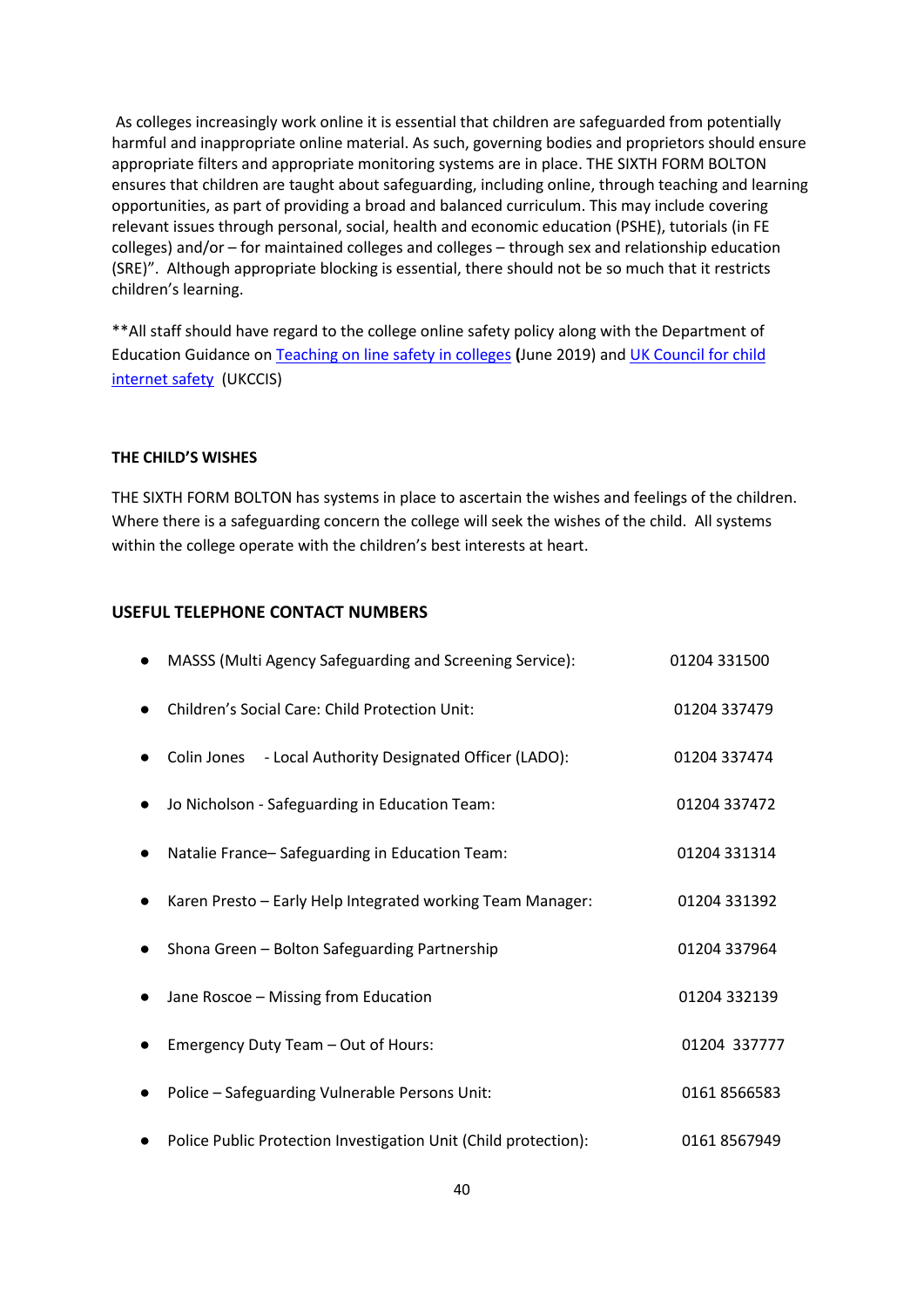As colleges increasingly work online it is essential that children are safeguarded from potentially harmful and inappropriate online material. As such, governing bodies and proprietors should ensure appropriate filters and appropriate monitoring systems are in place. THE SIXTH FORM BOLTON ensures that children are taught about safeguarding, including online, through teaching and learning opportunities, as part of providing a broad and balanced curriculum. This may include covering relevant issues through personal, social, health and economic education (PSHE), tutorials (in FE colleges) and/or – for maintained colleges and colleges – through sex and relationship education (SRE)". Although appropriate blocking is essential, there should not be so much that it restricts children's learning.

**All staff should have regard to the college online safety policy along with the Department of Education Guidance on [Teaching on line safety in colleges](#) **(**June 2019) and [UK Council for child internet safety](#) (UKCCIS)

**THE CHILD'S WISHES**

THE SIXTH FORM BOLTON has systems in place to ascertain the wishes and feelings of the children. Where there is a safeguarding concern the college will seek the wishes of the child. All systems within the college operate with the children's best interests at heart.

## USEFUL TELEPHONE CONTACT NUMBERS

- MASSS (Multi Agency Safeguarding and Screening Service): 01204 331500
- Children's Social Care: Child Protection Unit: 01204 337479
- Colin Jones - Local Authority Designated Officer (LADO): 01204 337474
- Jo Nicholson - Safeguarding in Education Team: 01204 337472
- Natalie France– Safeguarding in Education Team: 01204 331314
- Karen Presto – Early Help Integrated working Team Manager: 01204 331392
- Shona Green – Bolton Safeguarding Partnership 01204 337964
- Jane Roscoe – Missing from Education 01204 332139
- Emergency Duty Team – Out of Hours: 01204 337777
- Police – Safeguarding Vulnerable Persons Unit: 0161 8566583
- Police Public Protection Investigation Unit (Child protection): 0161 8567949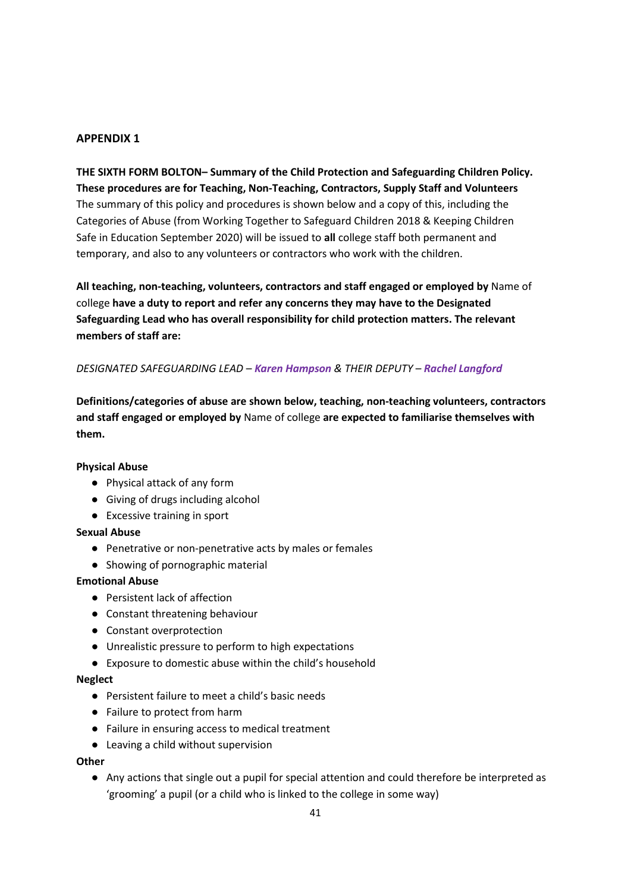## APPENDIX 1

**THE SIXTH FORM BOLTON– Summary of the Child Protection and Safeguarding Children Policy. These procedures are for Teaching, Non-Teaching, Contractors, Supply Staff and Volunteers**
The summary of this policy and procedures is shown below and a copy of this, including the Categories of Abuse (from Working Together to Safeguard Children 2018 & Keeping Children Safe in Education September 2020) will be issued to **all** college staff both permanent and temporary, and also to any volunteers or contractors who work with the children.

**All teaching, non-teaching, volunteers, contractors and staff engaged or employed by** Name of college **have a duty to report and refer any concerns they may have to the Designated Safeguarding Lead who has overall responsibility for child protection matters. The relevant members of staff are:**

*DESIGNATED SAFEGUARDING LEAD – **Karen Hampson** & THEIR DEPUTY – **Rachel Langford***

**Definitions/categories of abuse are shown below, teaching, non-teaching volunteers, contractors and staff engaged or employed by** Name of college **are expected to familiarise themselves with them.**

**Physical Abuse**

- Physical attack of any form
- Giving of drugs including alcohol
- Excessive training in sport

**Sexual Abuse**

- Penetrative or non-penetrative acts by males or females
- Showing of pornographic material

**Emotional Abuse**

- Persistent lack of affection
- Constant threatening behaviour
- Constant overprotection
- Unrealistic pressure to perform to high expectations
- Exposure to domestic abuse within the child's household

**Neglect**

- Persistent failure to meet a child's basic needs
- Failure to protect from harm
- Failure in ensuring access to medical treatment
- Leaving a child without supervision

**Other**

- Any actions that single out a pupil for special attention and could therefore be interpreted as 'grooming' a pupil (or a child who is linked to the college in some way)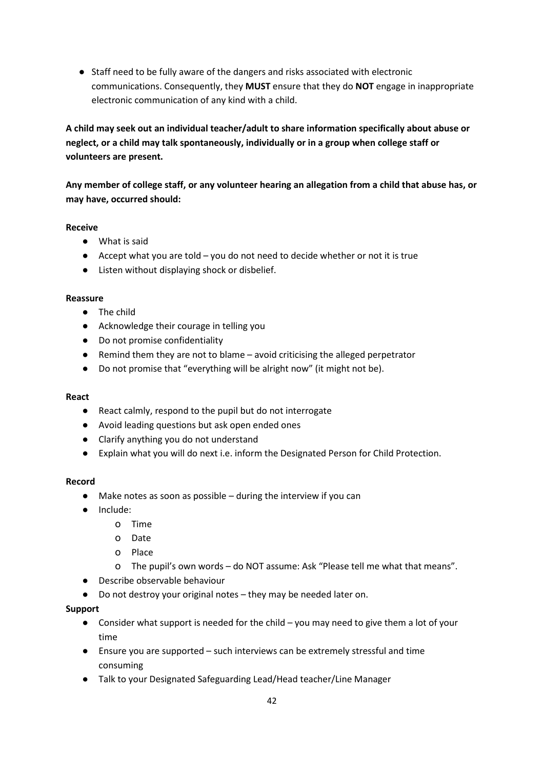- Staff need to be fully aware of the dangers and risks associated with electronic communications. Consequently, they **MUST** ensure that they do **NOT** engage in inappropriate electronic communication of any kind with a child.

**A child may seek out an individual teacher/adult to share information specifically about abuse or neglect, or a child may talk spontaneously, individually or in a group when college staff or volunteers are present.**

**Any member of college staff, or any volunteer hearing an allegation from a child that abuse has, or may have, occurred should:**

**Receive**

- What is said
- Accept what you are told – you do not need to decide whether or not it is true
- Listen without displaying shock or disbelief.

**Reassure**

- The child
- Acknowledge their courage in telling you
- Do not promise confidentiality
- Remind them they are not to blame – avoid criticising the alleged perpetrator
- Do not promise that "everything will be alright now" (it might not be).

**React**

- React calmly, respond to the pupil but do not interrogate
- Avoid leading questions but ask open ended ones
- Clarify anything you do not understand
- Explain what you will do next i.e. inform the Designated Person for Child Protection.

**Record**

- Make notes as soon as possible – during the interview if you can
- Include:
  - Time
  - Date
  - Place
  - The pupil's own words – do NOT assume: Ask "Please tell me what that means".
- Describe observable behaviour
- Do not destroy your original notes – they may be needed later on.

**Support**

- Consider what support is needed for the child – you may need to give them a lot of your time
- Ensure you are supported – such interviews can be extremely stressful and time consuming
- Talk to your Designated Safeguarding Lead/Head teacher/Line Manager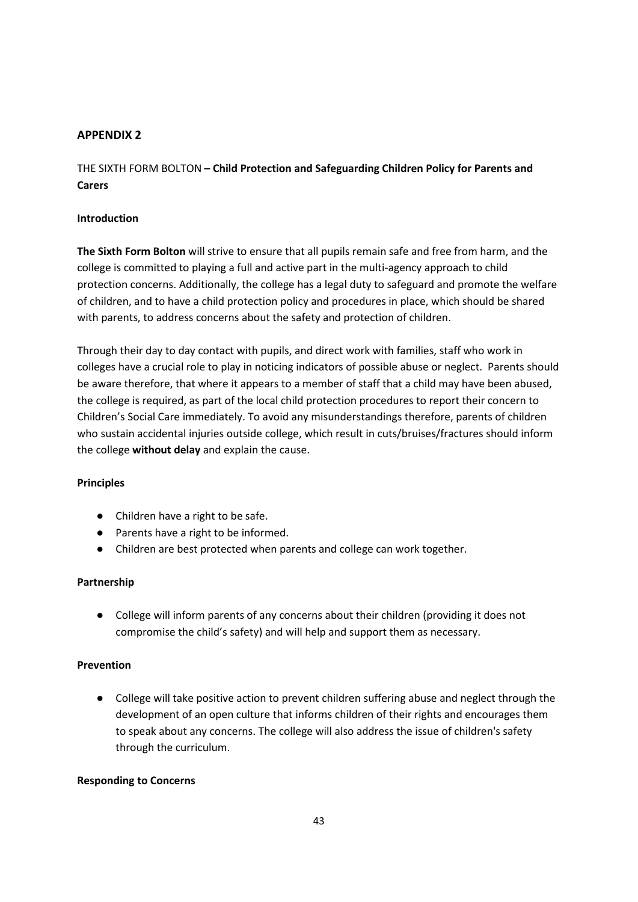## APPENDIX 2

THE SIXTH FORM BOLTON **– Child Protection and Safeguarding Children Policy for Parents and Carers**

**Introduction**

**The Sixth Form Bolton** will strive to ensure that all pupils remain safe and free from harm, and the college is committed to playing a full and active part in the multi-agency approach to child protection concerns. Additionally, the college has a legal duty to safeguard and promote the welfare of children, and to have a child protection policy and procedures in place, which should be shared with parents, to address concerns about the safety and protection of children.

Through their day to day contact with pupils, and direct work with families, staff who work in colleges have a crucial role to play in noticing indicators of possible abuse or neglect. Parents should be aware therefore, that where it appears to a member of staff that a child may have been abused, the college is required, as part of the local child protection procedures to report their concern to Children's Social Care immediately. To avoid any misunderstandings therefore, parents of children who sustain accidental injuries outside college, which result in cuts/bruises/fractures should inform the college **without delay** and explain the cause.

**Principles**

- Children have a right to be safe.
- Parents have a right to be informed.
- Children are best protected when parents and college can work together.

**Partnership**

- College will inform parents of any concerns about their children (providing it does not compromise the child's safety) and will help and support them as necessary.

**Prevention**

- College will take positive action to prevent children suffering abuse and neglect through the development of an open culture that informs children of their rights and encourages them to speak about any concerns. The college will also address the issue of children's safety through the curriculum.

**Responding to Concerns**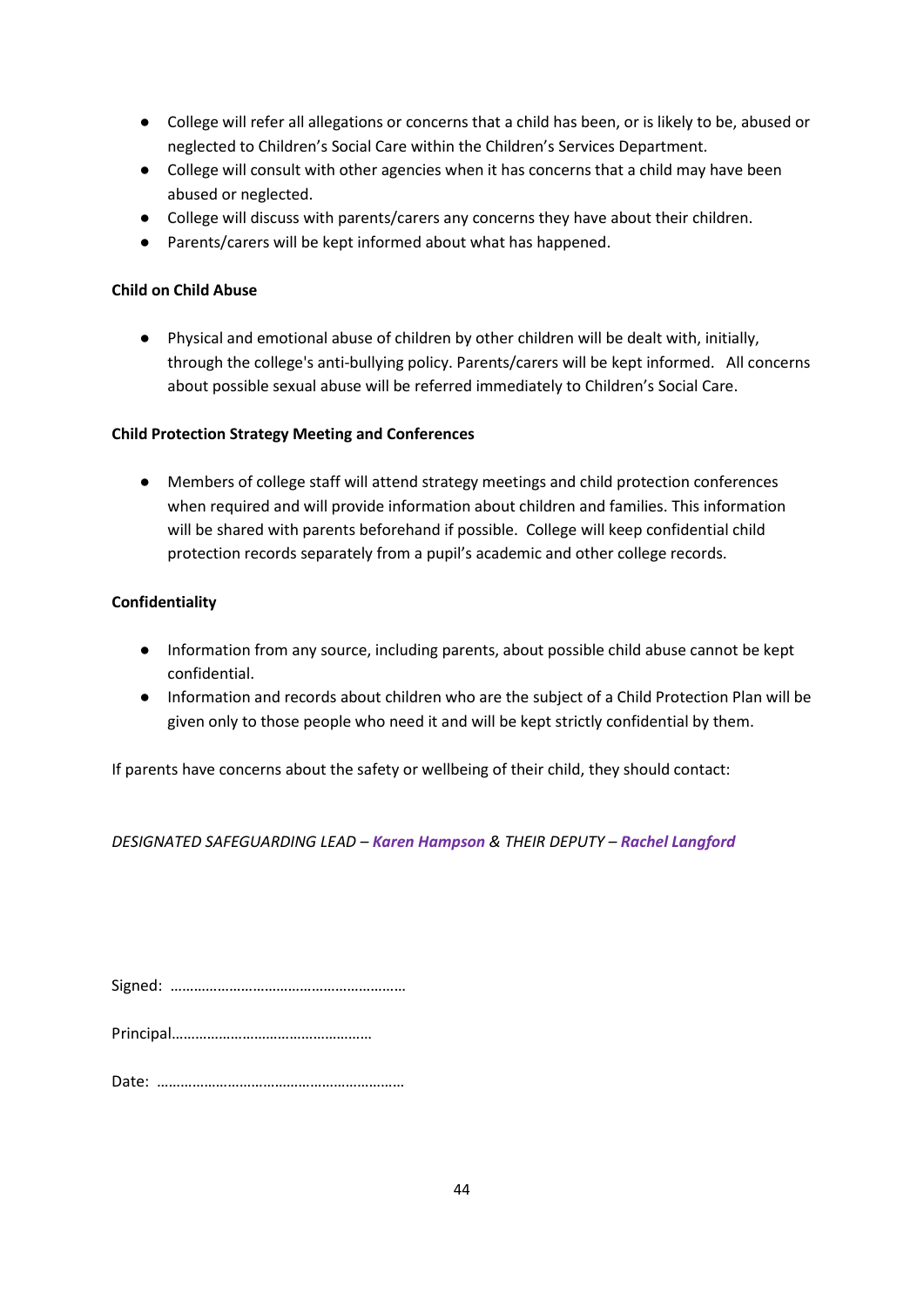- College will refer all allegations or concerns that a child has been, or is likely to be, abused or neglected to Children's Social Care within the Children's Services Department.
- College will consult with other agencies when it has concerns that a child may have been abused or neglected.
- College will discuss with parents/carers any concerns they have about their children.
- Parents/carers will be kept informed about what has happened.

**Child on Child Abuse**

- Physical and emotional abuse of children by other children will be dealt with, initially, through the college's anti-bullying policy. Parents/carers will be kept informed. All concerns about possible sexual abuse will be referred immediately to Children's Social Care.

**Child Protection Strategy Meeting and Conferences**

- Members of college staff will attend strategy meetings and child protection conferences when required and will provide information about children and families. This information will be shared with parents beforehand if possible. College will keep confidential child protection records separately from a pupil's academic and other college records.

**Confidentiality**

- Information from any source, including parents, about possible child abuse cannot be kept confidential.
- Information and records about children who are the subject of a Child Protection Plan will be given only to those people who need it and will be kept strictly confidential by them.

If parents have concerns about the safety or wellbeing of their child, they should contact:

*DESIGNATED SAFEGUARDING LEAD – **Karen Hampson** & THEIR DEPUTY – **Rachel Langford***

Signed: …………………………………………………

Principal……………………………………………

Date: ………………………………………………………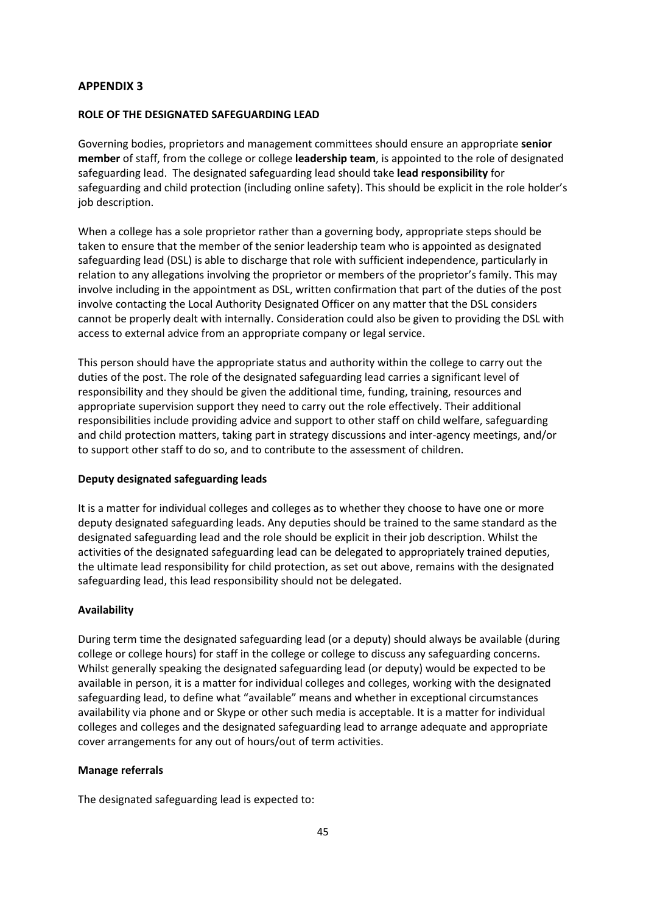## APPENDIX 3

### ROLE OF THE DESIGNATED SAFEGUARDING LEAD

Governing bodies, proprietors and management committees should ensure an appropriate **senior member** of staff, from the college or college **leadership team**, is appointed to the role of designated safeguarding lead. The designated safeguarding lead should take **lead responsibility** for safeguarding and child protection (including online safety). This should be explicit in the role holder's job description.

When a college has a sole proprietor rather than a governing body, appropriate steps should be taken to ensure that the member of the senior leadership team who is appointed as designated safeguarding lead (DSL) is able to discharge that role with sufficient independence, particularly in relation to any allegations involving the proprietor or members of the proprietor's family. This may involve including in the appointment as DSL, written confirmation that part of the duties of the post involve contacting the Local Authority Designated Officer on any matter that the DSL considers cannot be properly dealt with internally. Consideration could also be given to providing the DSL with access to external advice from an appropriate company or legal service.

This person should have the appropriate status and authority within the college to carry out the duties of the post. The role of the designated safeguarding lead carries a significant level of responsibility and they should be given the additional time, funding, training, resources and appropriate supervision support they need to carry out the role effectively. Their additional responsibilities include providing advice and support to other staff on child welfare, safeguarding and child protection matters, taking part in strategy discussions and inter-agency meetings, and/or to support other staff to do so, and to contribute to the assessment of children.

#### Deputy designated safeguarding leads

It is a matter for individual colleges and colleges as to whether they choose to have one or more deputy designated safeguarding leads. Any deputies should be trained to the same standard as the designated safeguarding lead and the role should be explicit in their job description. Whilst the activities of the designated safeguarding lead can be delegated to appropriately trained deputies, the ultimate lead responsibility for child protection, as set out above, remains with the designated safeguarding lead, this lead responsibility should not be delegated.

#### Availability

During term time the designated safeguarding lead (or a deputy) should always be available (during college or college hours) for staff in the college or college to discuss any safeguarding concerns. Whilst generally speaking the designated safeguarding lead (or deputy) would be expected to be available in person, it is a matter for individual colleges and colleges, working with the designated safeguarding lead, to define what "available" means and whether in exceptional circumstances availability via phone and or Skype or other such media is acceptable. It is a matter for individual colleges and colleges and the designated safeguarding lead to arrange adequate and appropriate cover arrangements for any out of hours/out of term activities.

#### Manage referrals

The designated safeguarding lead is expected to: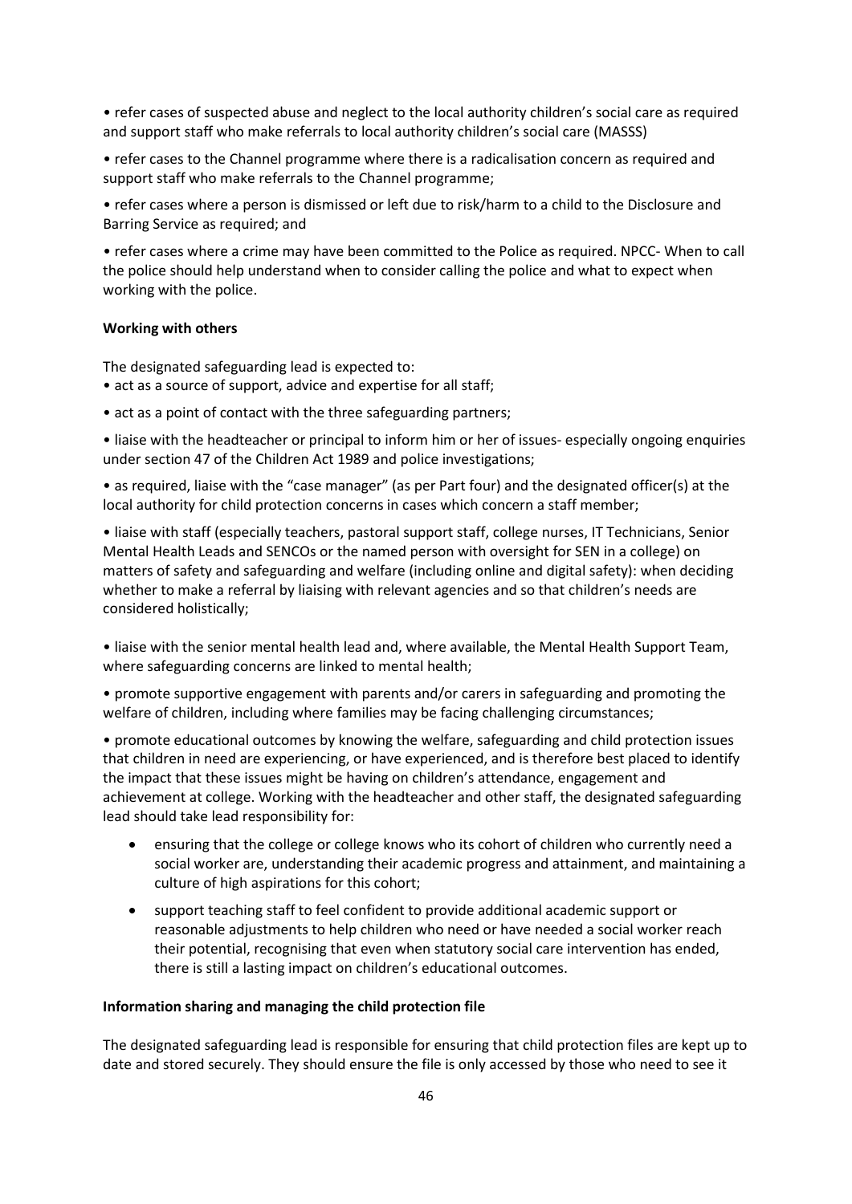• refer cases of suspected abuse and neglect to the local authority children's social care as required and support staff who make referrals to local authority children's social care (MASSS)

• refer cases to the Channel programme where there is a radicalisation concern as required and support staff who make referrals to the Channel programme;

• refer cases where a person is dismissed or left due to risk/harm to a child to the Disclosure and Barring Service as required; and

• refer cases where a crime may have been committed to the Police as required. NPCC- When to call the police should help understand when to consider calling the police and what to expect when working with the police.

**Working with others**

The designated safeguarding lead is expected to:

• act as a source of support, advice and expertise for all staff;

• act as a point of contact with the three safeguarding partners;

• liaise with the headteacher or principal to inform him or her of issues- especially ongoing enquiries under section 47 of the Children Act 1989 and police investigations;

• as required, liaise with the "case manager" (as per Part four) and the designated officer(s) at the local authority for child protection concerns in cases which concern a staff member;

• liaise with staff (especially teachers, pastoral support staff, college nurses, IT Technicians, Senior Mental Health Leads and SENCOs or the named person with oversight for SEN in a college) on matters of safety and safeguarding and welfare (including online and digital safety): when deciding whether to make a referral by liaising with relevant agencies and so that children's needs are considered holistically;

• liaise with the senior mental health lead and, where available, the Mental Health Support Team, where safeguarding concerns are linked to mental health;

• promote supportive engagement with parents and/or carers in safeguarding and promoting the welfare of children, including where families may be facing challenging circumstances;

• promote educational outcomes by knowing the welfare, safeguarding and child protection issues that children in need are experiencing, or have experienced, and is therefore best placed to identify the impact that these issues might be having on children's attendance, engagement and achievement at college. Working with the headteacher and other staff, the designated safeguarding lead should take lead responsibility for:

- ensuring that the college or college knows who its cohort of children who currently need a social worker are, understanding their academic progress and attainment, and maintaining a culture of high aspirations for this cohort;
- support teaching staff to feel confident to provide additional academic support or reasonable adjustments to help children who need or have needed a social worker reach their potential, recognising that even when statutory social care intervention has ended, there is still a lasting impact on children's educational outcomes.

**Information sharing and managing the child protection file**

The designated safeguarding lead is responsible for ensuring that child protection files are kept up to date and stored securely. They should ensure the file is only accessed by those who need to see it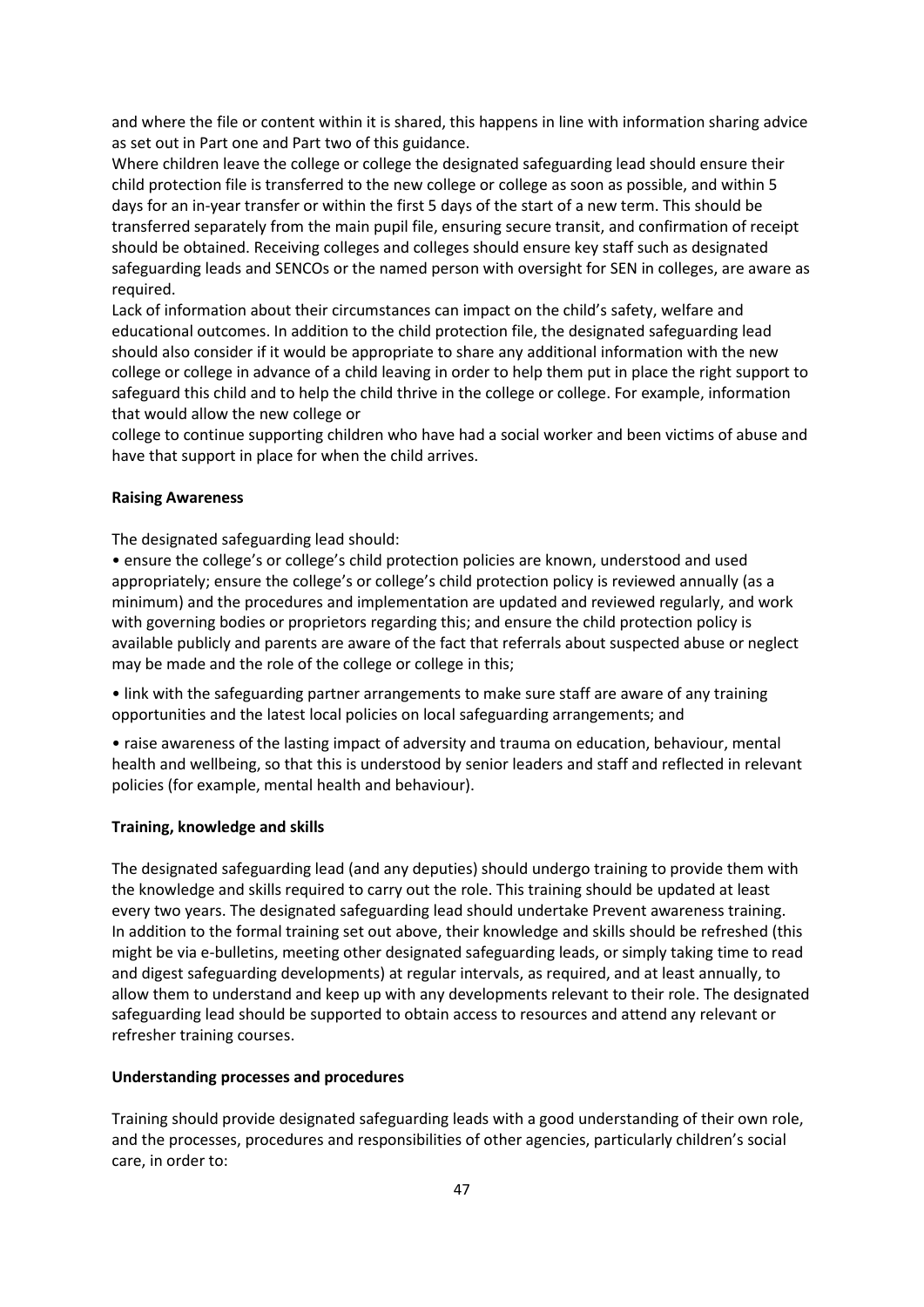and where the file or content within it is shared, this happens in line with information sharing advice as set out in Part one and Part two of this guidance.

Where children leave the college or college the designated safeguarding lead should ensure their child protection file is transferred to the new college or college as soon as possible, and within 5 days for an in-year transfer or within the first 5 days of the start of a new term. This should be transferred separately from the main pupil file, ensuring secure transit, and confirmation of receipt should be obtained. Receiving colleges and colleges should ensure key staff such as designated safeguarding leads and SENCOs or the named person with oversight for SEN in colleges, are aware as required.

Lack of information about their circumstances can impact on the child's safety, welfare and educational outcomes. In addition to the child protection file, the designated safeguarding lead should also consider if it would be appropriate to share any additional information with the new college or college in advance of a child leaving in order to help them put in place the right support to safeguard this child and to help the child thrive in the college or college. For example, information that would allow the new college or college to continue supporting children who have had a social worker and been victims of abuse and have that support in place for when the child arrives.

**Raising Awareness**

The designated safeguarding lead should:

- ensure the college's or college's child protection policies are known, understood and used appropriately; ensure the college's or college's child protection policy is reviewed annually (as a minimum) and the procedures and implementation are updated and reviewed regularly, and work with governing bodies or proprietors regarding this; and ensure the child protection policy is available publicly and parents are aware of the fact that referrals about suspected abuse or neglect may be made and the role of the college or college in this;
- link with the safeguarding partner arrangements to make sure staff are aware of any training opportunities and the latest local policies on local safeguarding arrangements; and
- raise awareness of the lasting impact of adversity and trauma on education, behaviour, mental health and wellbeing, so that this is understood by senior leaders and staff and reflected in relevant policies (for example, mental health and behaviour).

**Training, knowledge and skills**

The designated safeguarding lead (and any deputies) should undergo training to provide them with the knowledge and skills required to carry out the role. This training should be updated at least every two years. The designated safeguarding lead should undertake Prevent awareness training. In addition to the formal training set out above, their knowledge and skills should be refreshed (this might be via e-bulletins, meeting other designated safeguarding leads, or simply taking time to read and digest safeguarding developments) at regular intervals, as required, and at least annually, to allow them to understand and keep up with any developments relevant to their role. The designated safeguarding lead should be supported to obtain access to resources and attend any relevant or refresher training courses.

**Understanding processes and procedures**

Training should provide designated safeguarding leads with a good understanding of their own role, and the processes, procedures and responsibilities of other agencies, particularly children's social care, in order to: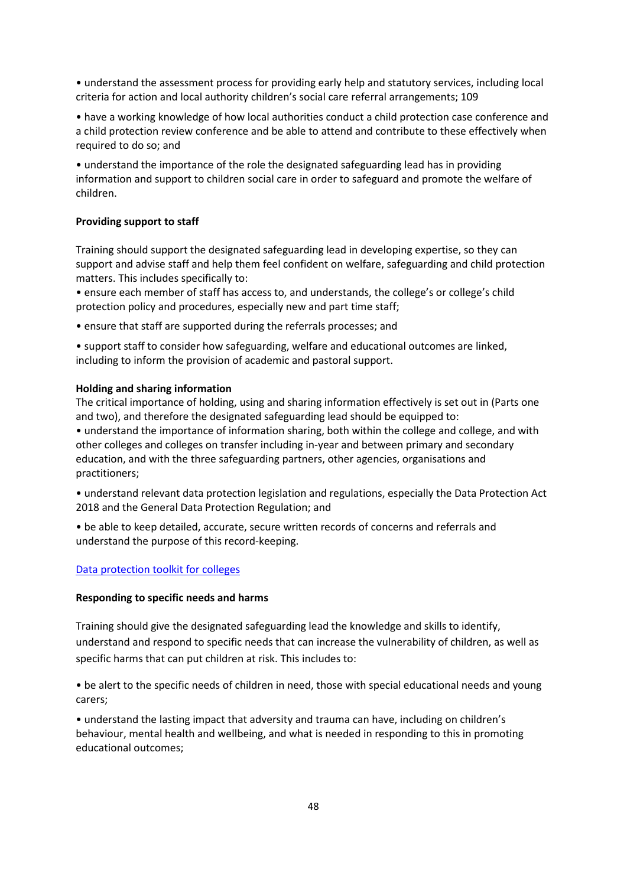- understand the assessment process for providing early help and statutory services, including local criteria for action and local authority children's social care referral arrangements; 109
- have a working knowledge of how local authorities conduct a child protection case conference and a child protection review conference and be able to attend and contribute to these effectively when required to do so; and
- understand the importance of the role the designated safeguarding lead has in providing information and support to children social care in order to safeguard and promote the welfare of children.

**Providing support to staff**

Training should support the designated safeguarding lead in developing expertise, so they can support and advise staff and help them feel confident on welfare, safeguarding and child protection matters. This includes specifically to:

- ensure each member of staff has access to, and understands, the college's or college's child protection policy and procedures, especially new and part time staff;
- ensure that staff are supported during the referrals processes; and
- support staff to consider how safeguarding, welfare and educational outcomes are linked, including to inform the provision of academic and pastoral support.

**Holding and sharing information**

The critical importance of holding, using and sharing information effectively is set out in (Parts one and two), and therefore the designated safeguarding lead should be equipped to:

- understand the importance of information sharing, both within the college and college, and with other colleges and colleges on transfer including in-year and between primary and secondary education, and with the three safeguarding partners, other agencies, organisations and practitioners;
- understand relevant data protection legislation and regulations, especially the Data Protection Act 2018 and the General Data Protection Regulation; and
- be able to keep detailed, accurate, secure written records of concerns and referrals and understand the purpose of this record-keeping.

[Data protection toolkit for colleges]

**Responding to specific needs and harms**

Training should give the designated safeguarding lead the knowledge and skills to identify, understand and respond to specific needs that can increase the vulnerability of children, as well as specific harms that can put children at risk. This includes to:

- be alert to the specific needs of children in need, those with special educational needs and young carers;
- understand the lasting impact that adversity and trauma can have, including on children's behaviour, mental health and wellbeing, and what is needed in responding to this in promoting educational outcomes;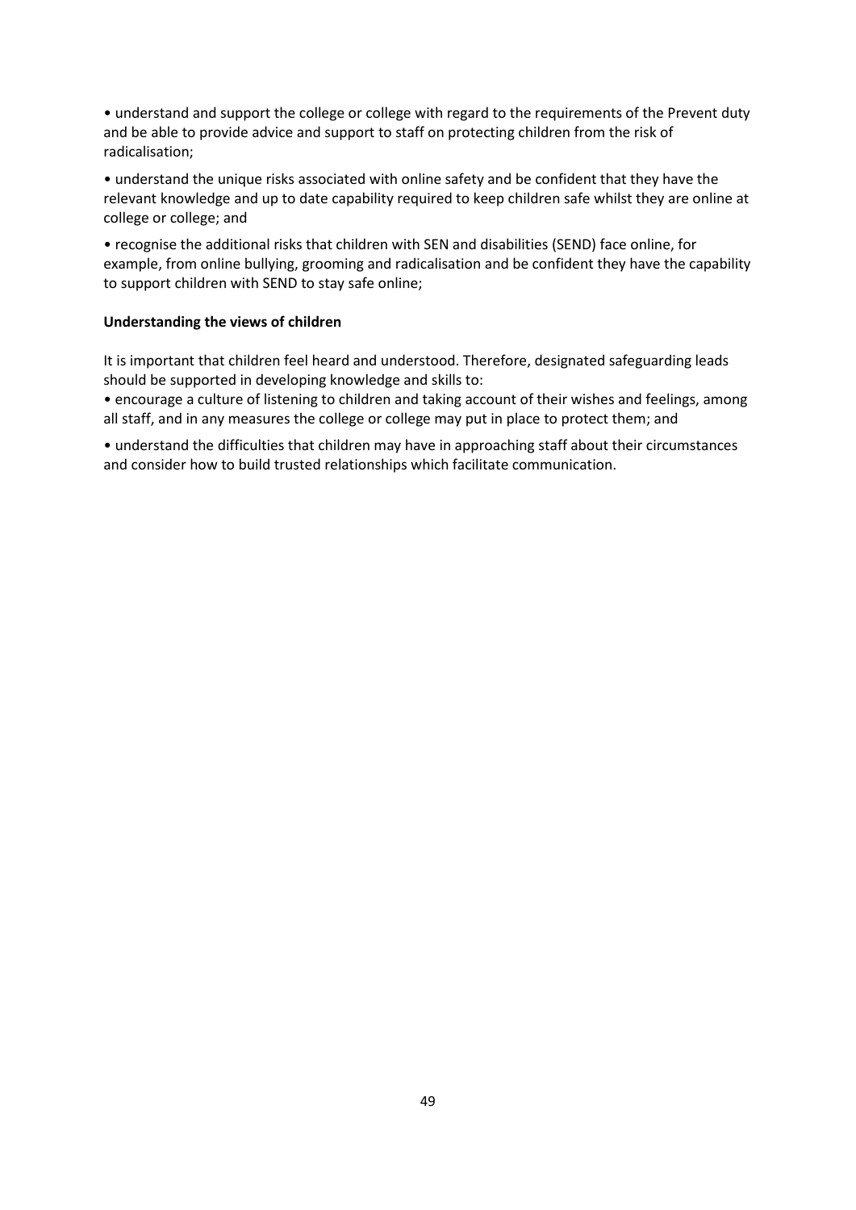- understand and support the college or college with regard to the requirements of the Prevent duty and be able to provide advice and support to staff on protecting children from the risk of radicalisation;

- understand the unique risks associated with online safety and be confident that they have the relevant knowledge and up to date capability required to keep children safe whilst they are online at college or college; and

- recognise the additional risks that children with SEN and disabilities (SEND) face online, for example, from online bullying, grooming and radicalisation and be confident they have the capability to support children with SEND to stay safe online;

**Understanding the views of children**

It is important that children feel heard and understood. Therefore, designated safeguarding leads should be supported in developing knowledge and skills to:

- encourage a culture of listening to children and taking account of their wishes and feelings, among all staff, and in any measures the college or college may put in place to protect them; and

- understand the difficulties that children may have in approaching staff about their circumstances and consider how to build trusted relationships which facilitate communication.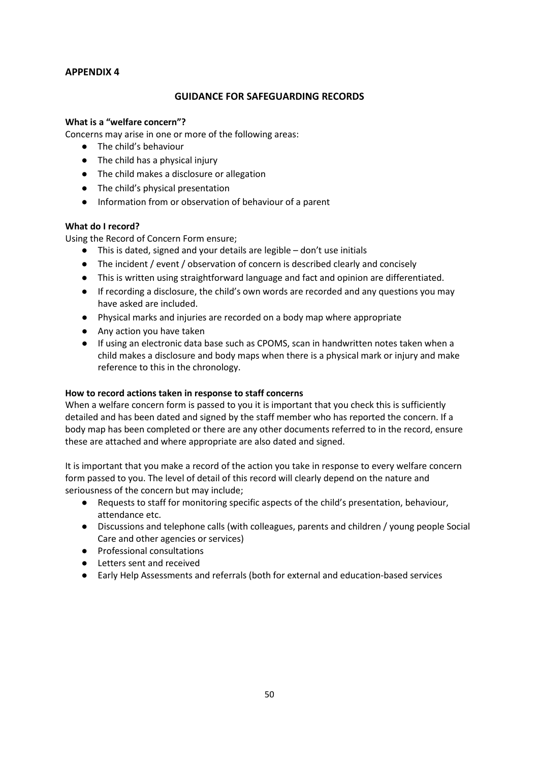**APPENDIX 4**

## GUIDANCE FOR SAFEGUARDING RECORDS

**What is a "welfare concern"?**

Concerns may arise in one or more of the following areas:

- The child's behaviour
- The child has a physical injury
- The child makes a disclosure or allegation
- The child's physical presentation
- Information from or observation of behaviour of a parent

**What do I record?**

Using the Record of Concern Form ensure;

- This is dated, signed and your details are legible – don't use initials
- The incident / event / observation of concern is described clearly and concisely
- This is written using straightforward language and fact and opinion are differentiated.
- If recording a disclosure, the child's own words are recorded and any questions you may have asked are included.
- Physical marks and injuries are recorded on a body map where appropriate
- Any action you have taken
- If using an electronic data base such as CPOMS, scan in handwritten notes taken when a child makes a disclosure and body maps when there is a physical mark or injury and make reference to this in the chronology.

**How to record actions taken in response to staff concerns**

When a welfare concern form is passed to you it is important that you check this is sufficiently detailed and has been dated and signed by the staff member who has reported the concern. If a body map has been completed or there are any other documents referred to in the record, ensure these are attached and where appropriate are also dated and signed.

It is important that you make a record of the action you take in response to every welfare concern form passed to you. The level of detail of this record will clearly depend on the nature and seriousness of the concern but may include;

- Requests to staff for monitoring specific aspects of the child's presentation, behaviour, attendance etc.
- Discussions and telephone calls (with colleagues, parents and children / young people Social Care and other agencies or services)
- Professional consultations
- Letters sent and received
- Early Help Assessments and referrals (both for external and education-based services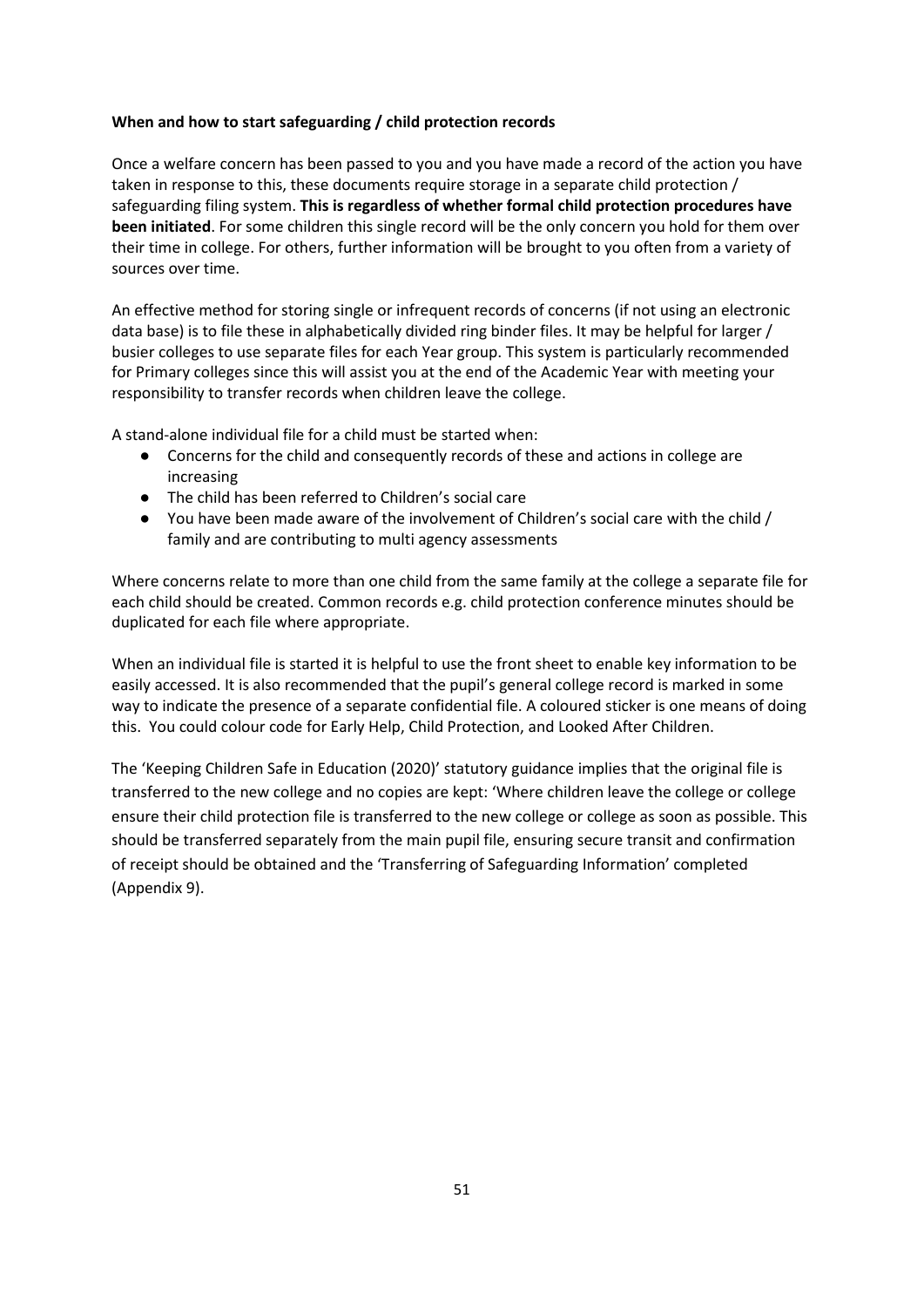**When and how to start safeguarding / child protection records**

Once a welfare concern has been passed to you and you have made a record of the action you have taken in response to this, these documents require storage in a separate child protection / safeguarding filing system. **This is regardless of whether formal child protection procedures have been initiated**. For some children this single record will be the only concern you hold for them over their time in college. For others, further information will be brought to you often from a variety of sources over time.

An effective method for storing single or infrequent records of concerns (if not using an electronic data base) is to file these in alphabetically divided ring binder files. It may be helpful for larger / busier colleges to use separate files for each Year group. This system is particularly recommended for Primary colleges since this will assist you at the end of the Academic Year with meeting your responsibility to transfer records when children leave the college.

A stand-alone individual file for a child must be started when:

- Concerns for the child and consequently records of these and actions in college are increasing
- The child has been referred to Children's social care
- You have been made aware of the involvement of Children's social care with the child / family and are contributing to multi agency assessments

Where concerns relate to more than one child from the same family at the college a separate file for each child should be created. Common records e.g. child protection conference minutes should be duplicated for each file where appropriate.

When an individual file is started it is helpful to use the front sheet to enable key information to be easily accessed. It is also recommended that the pupil's general college record is marked in some way to indicate the presence of a separate confidential file. A coloured sticker is one means of doing this. You could colour code for Early Help, Child Protection, and Looked After Children.

The 'Keeping Children Safe in Education (2020)' statutory guidance implies that the original file is transferred to the new college and no copies are kept: 'Where children leave the college or college ensure their child protection file is transferred to the new college or college as soon as possible. This should be transferred separately from the main pupil file, ensuring secure transit and confirmation of receipt should be obtained and the 'Transferring of Safeguarding Information' completed (Appendix 9).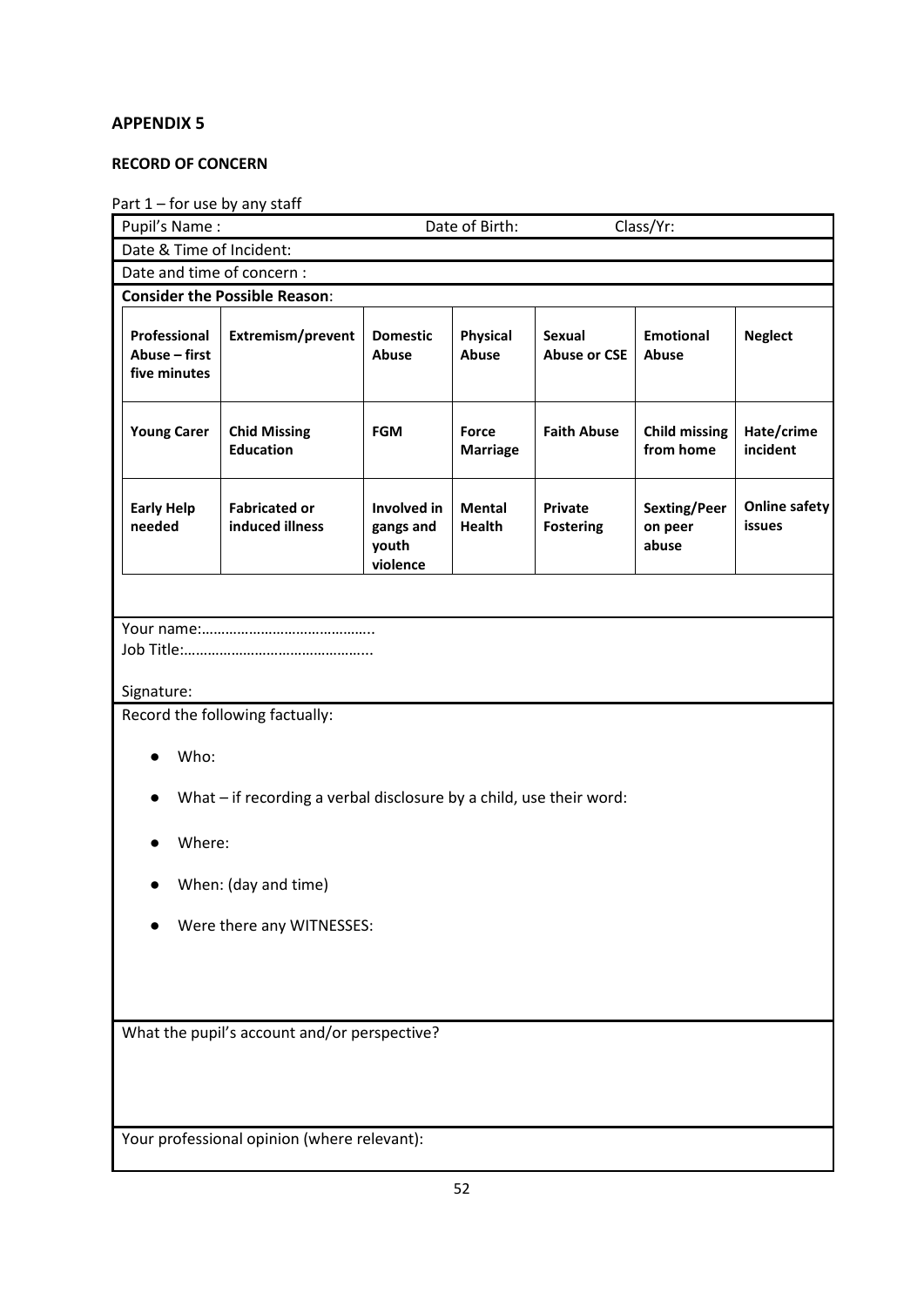**APPENDIX 5**

**RECORD OF CONCERN**

Part 1 – for use by any staff

Pupil's Name : Date of Birth: Class/Yr:

Date & Time of Incident:

Date and time of concern :

**Consider the Possible Reason**:

| **Professional Abuse – first five minutes** | **Extremism/prevent** | **Domestic Abuse** | **Physical Abuse** | **Sexual Abuse or CSE** | **Emotional Abuse** | **Neglect** |
|---|---|---|---|---|---|---|
| **Young Carer** | **Chid Missing Education** | **FGM** | **Force Marriage** | **Faith Abuse** | **Child missing from home** | **Hate/crime incident** |
| **Early Help needed** | **Fabricated or induced illness** | **Involved in gangs and youth violence** | **Mental Health** | **Private Fostering** | **Sexting/Peer on peer abuse** | **Online safety issues** |

Your name:……………………………………..

Job Title:………………………………………...

Signature:

Record the following factually:

- Who:
- What – if recording a verbal disclosure by a child, use their word:
- Where:
- When: (day and time)
- Were there any WITNESSES:

What the pupil's account and/or perspective?

Your professional opinion (where relevant):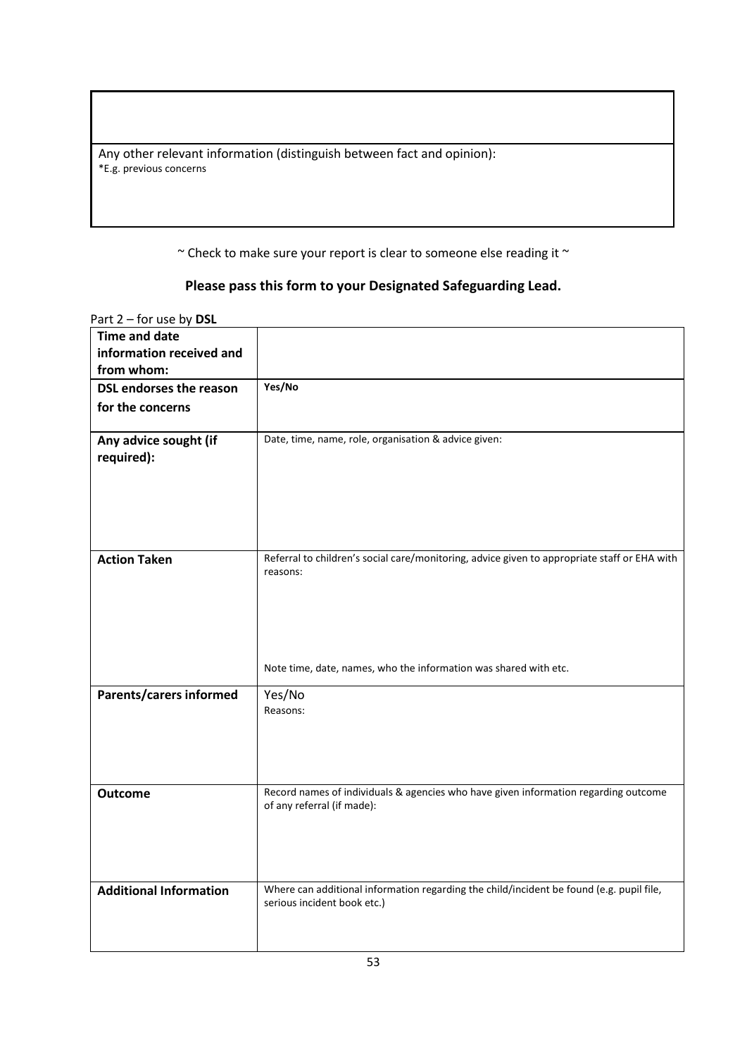| |
|---|
| |
| Any other relevant information (distinguish between fact and opinion):<br>*E.g. previous concerns |

~ Check to make sure your report is clear to someone else reading it ~

**Please pass this form to your Designated Safeguarding Lead.**

Part 2 – for use by **DSL**

| | |
|---|---|
| **Time and date information received and from whom:** | |
| **DSL endorses the reason for the concerns** | **Yes/No** |
| **Any advice sought (if required):** | Date, time, name, role, organisation & advice given: |
| **Action Taken** | Referral to children's social care/monitoring, advice given to appropriate staff or EHA with reasons:<br><br>Note time, date, names, who the information was shared with etc. |
| **Parents/carers informed** | Yes/No<br>Reasons: |
| **Outcome** | Record names of individuals & agencies who have given information regarding outcome of any referral (if made): |
| **Additional Information** | Where can additional information regarding the child/incident be found (e.g. pupil file, serious incident book etc.) |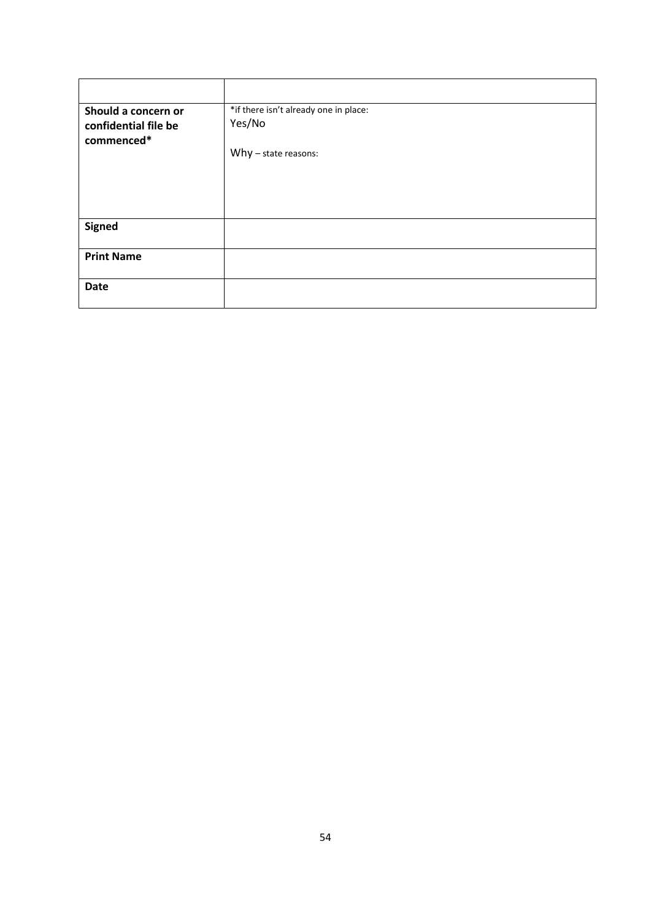| | |
|---|---|
| **Should a concern or confidential file be commenced*** | *if there isn't already one in place:<br>Yes/No<br><br>Why – state reasons: |
| **Signed** | |
| **Print Name** | |
| **Date** | |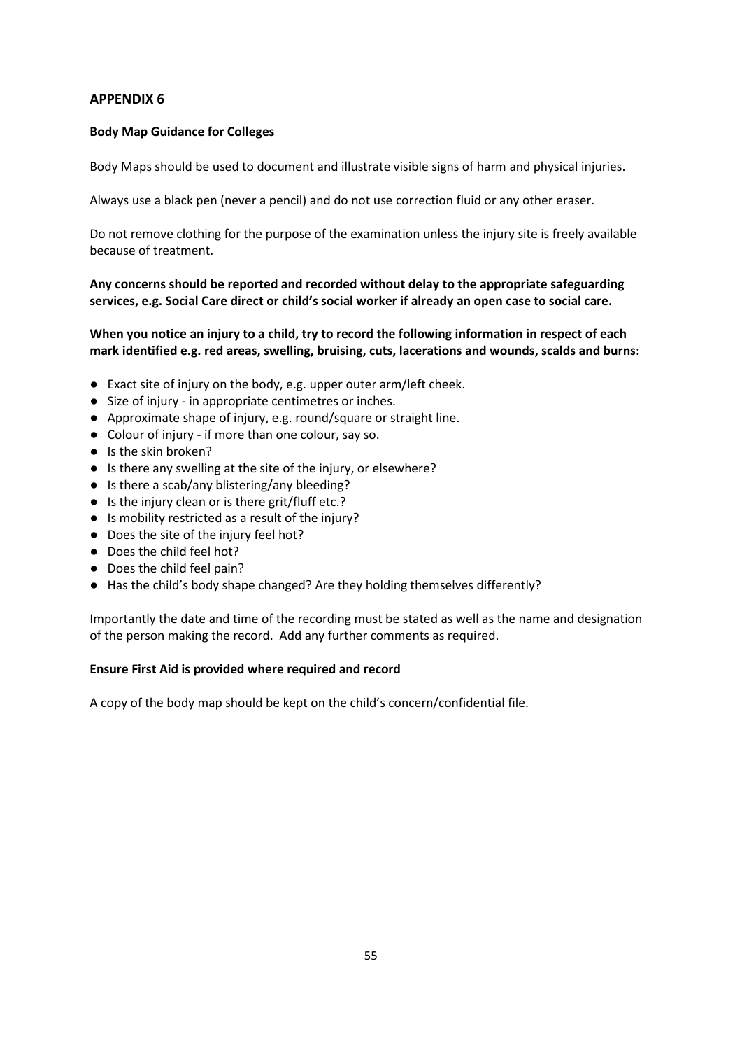## APPENDIX 6

**Body Map Guidance for Colleges**

Body Maps should be used to document and illustrate visible signs of harm and physical injuries.

Always use a black pen (never a pencil) and do not use correction fluid or any other eraser.

Do not remove clothing for the purpose of the examination unless the injury site is freely available because of treatment.

**Any concerns should be reported and recorded without delay to the appropriate safeguarding services, e.g. Social Care direct or child's social worker if already an open case to social care.**

**When you notice an injury to a child, try to record the following information in respect of each mark identified e.g. red areas, swelling, bruising, cuts, lacerations and wounds, scalds and burns:**

- Exact site of injury on the body, e.g. upper outer arm/left cheek.
- Size of injury - in appropriate centimetres or inches.
- Approximate shape of injury, e.g. round/square or straight line.
- Colour of injury - if more than one colour, say so.
- Is the skin broken?
- Is there any swelling at the site of the injury, or elsewhere?
- Is there a scab/any blistering/any bleeding?
- Is the injury clean or is there grit/fluff etc.?
- Is mobility restricted as a result of the injury?
- Does the site of the injury feel hot?
- Does the child feel hot?
- Does the child feel pain?
- Has the child's body shape changed? Are they holding themselves differently?

Importantly the date and time of the recording must be stated as well as the name and designation of the person making the record. Add any further comments as required.

**Ensure First Aid is provided where required and record**

A copy of the body map should be kept on the child's concern/confidential file.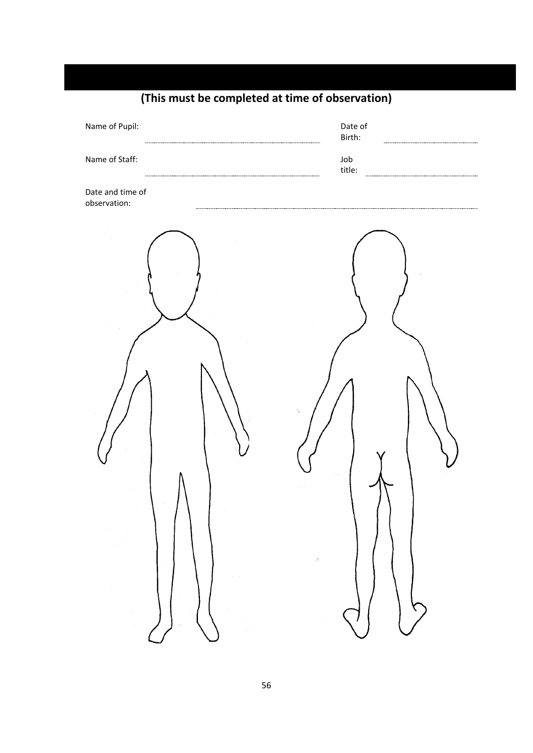**(This must be completed at time of observation)**

Name of Pupil: ..............................................................................................  Date of Birth: ..................................................

Name of Staff: ..............................................................................................  Job title: ..................................................

Date and time of observation: ..............................................................................................................................................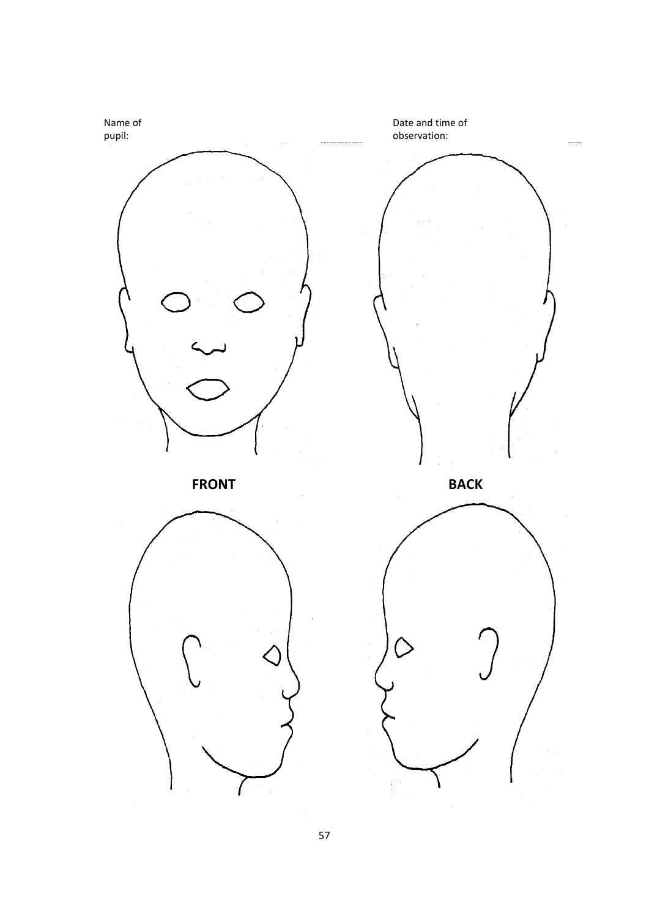Name of pupil: ..................................

Date and time of observation: ..........

**FRONT**

**BACK**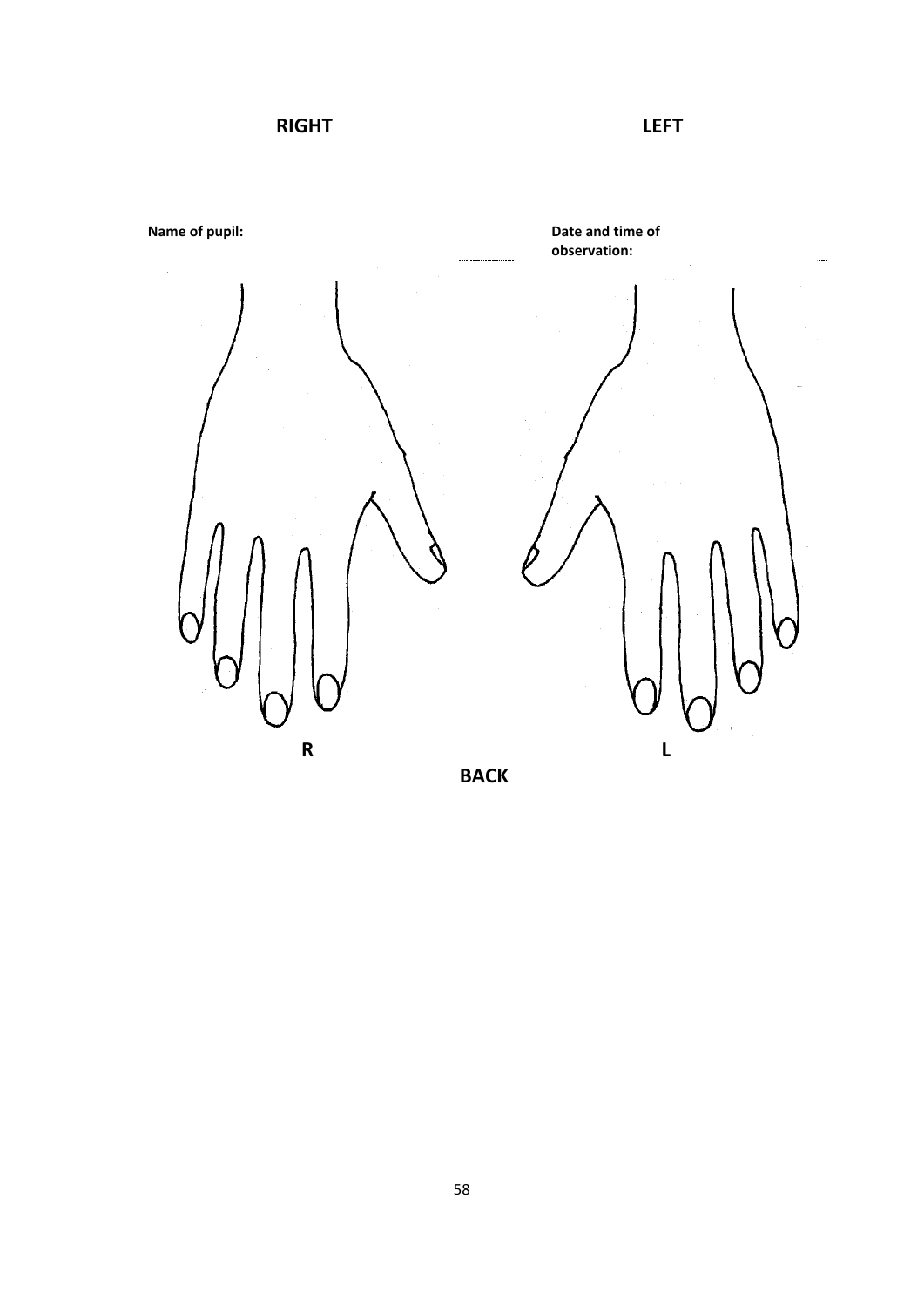**RIGHT** **LEFT**

**Name of pupil:** **Date and time of observation:**

**R** **L**

**BACK**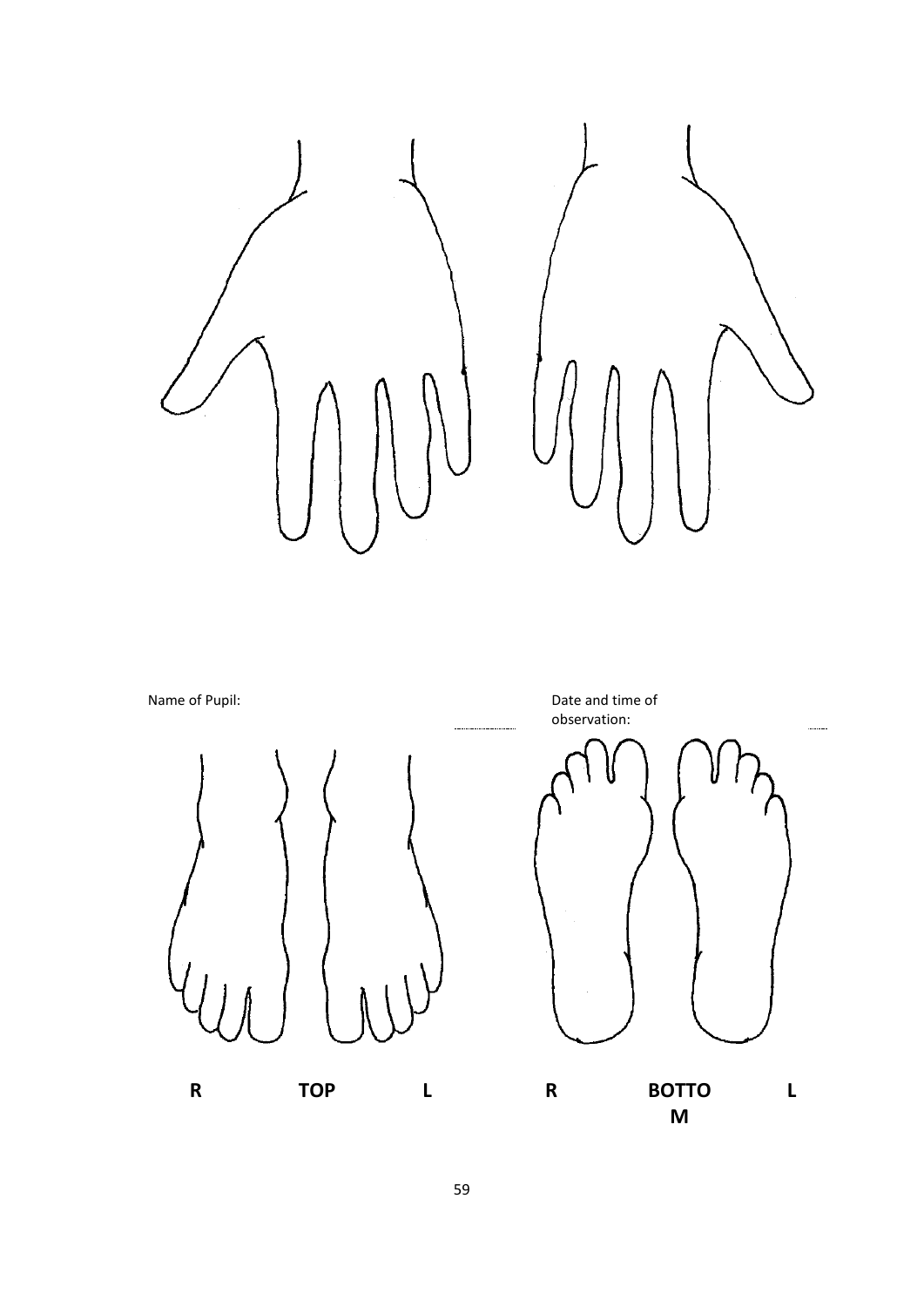Name of Pupil: ..................

Date and time of observation: ..................

**R** **TOP** **L**

**R** **BOTTOM** **L**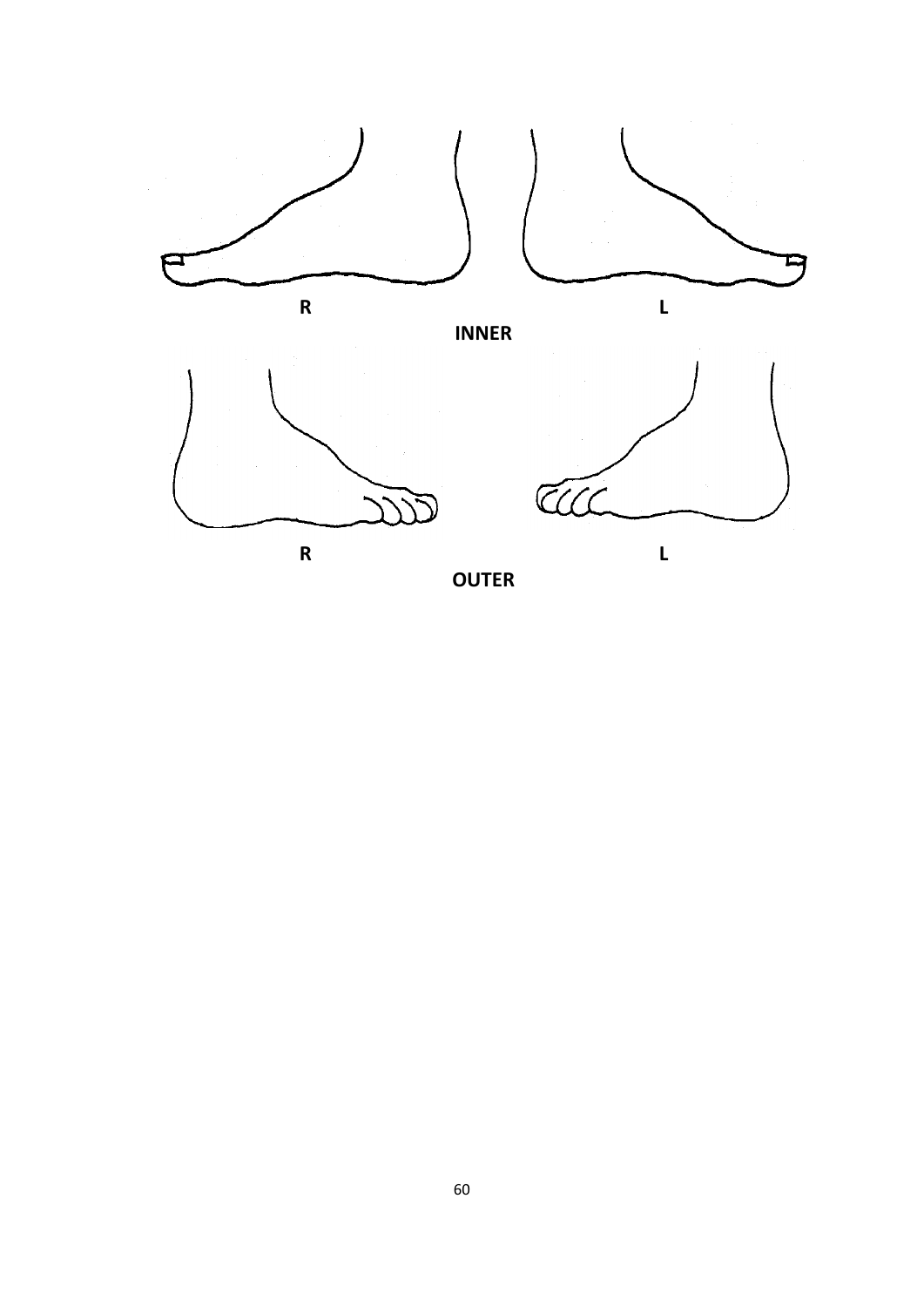R L

**INNER**

R L

**OUTER**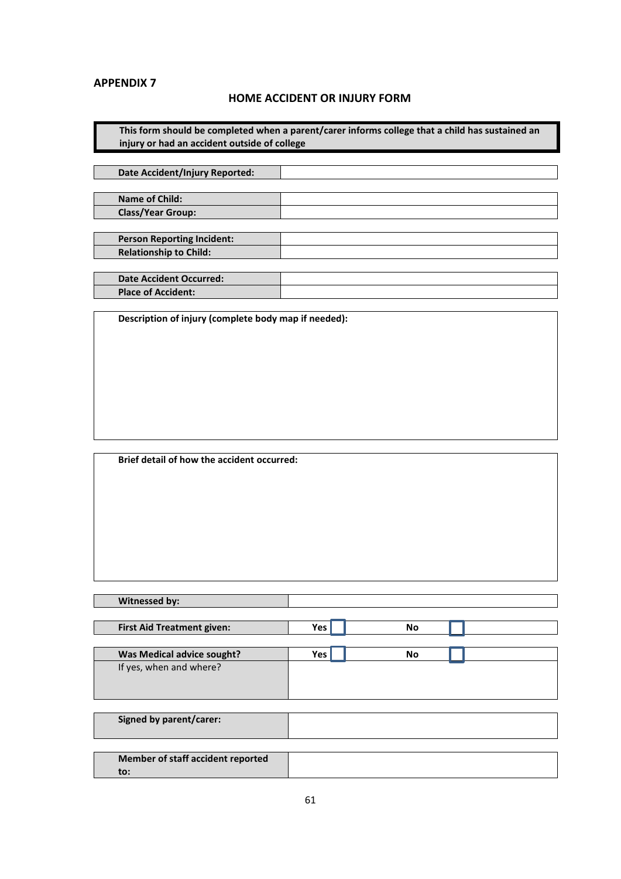**APPENDIX 7**

## HOME ACCIDENT OR INJURY FORM

**This form should be completed when a parent/carer informs college that a child has sustained an injury or had an accident outside of college**

| **Date Accident/Injury Reported:** | |
|---|---|

| **Name of Child:** | |
|---|---|
| **Class/Year Group:** | |

| **Person Reporting Incident:** | |
|---|---|
| **Relationship to Child:** | |

| **Date Accident Occurred:** | |
|---|---|
| **Place of Accident:** | |

**Description of injury (complete body map if needed):**

**Brief detail of how the accident occurred:**

| **Witnessed by:** | |
|---|---|

| **First Aid Treatment given:** | **Yes** ☐ | **No** ☐ |
|---|---|---|

| **Was Medical advice sought?** | **Yes** ☐ | **No** ☐ |
|---|---|---|
| If yes, when and where? | | |

| **Signed by parent/carer:** | |
|---|---|

| **Member of staff accident reported to:** | |
|---|---|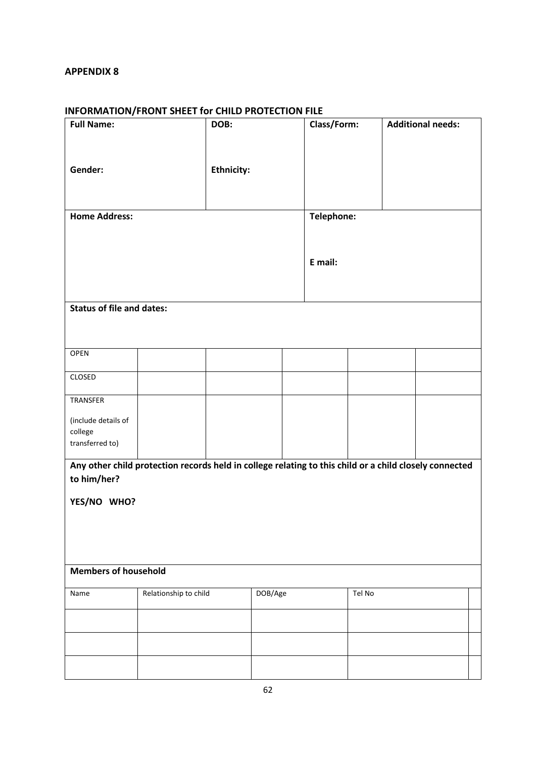**APPENDIX 8**

**INFORMATION/FRONT SHEET for CHILD PROTECTION FILE**

| **Full Name:** | **DOB:** | **Class/Form:** | **Additional needs:** |
|---|---|---|---|
| **Gender:** | **Ethnicity:** | | |

| **Home Address:** | **Telephone:** |
|---|---|
| | **E mail:** |

**Status of file and dates:**

| | | | | | |
|---|---|---|---|---|---|
| OPEN | | | | | |
| CLOSED | | | | | |
| TRANSFER (include details of college transferred to) | | | | | |

**Any other child protection records held in college relating to this child or a child closely connected to him/her?**

**YES/NO WHO?**

**Members of household**

| Name | Relationship to child | DOB/Age | Tel No |
|---|---|---|---|
| | | | |
| | | | |
| | | | |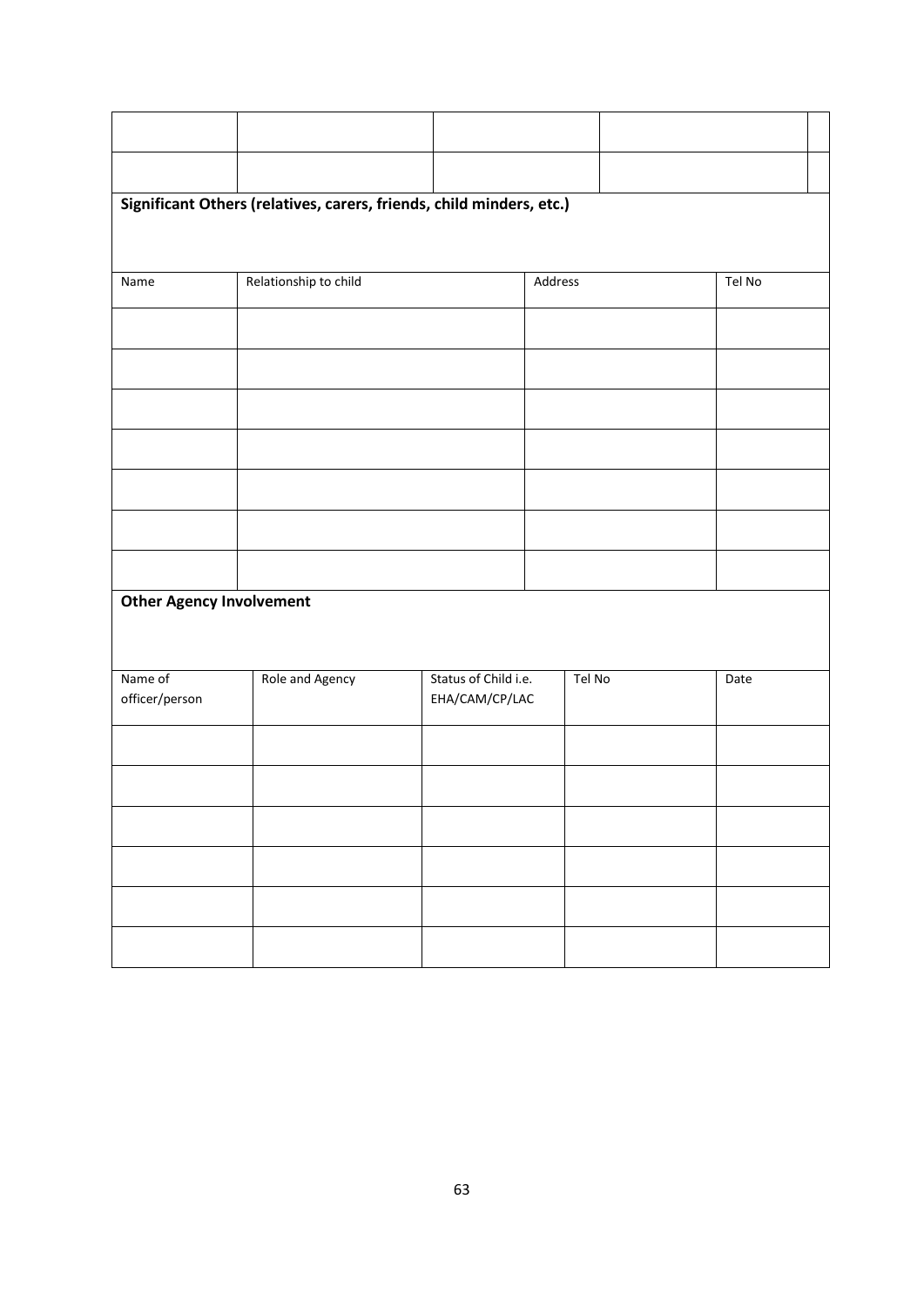| | | | | |
|---|---|---|---|---|
| | | | | |
| | | | | |

**Significant Others (relatives, carers, friends, child minders, etc.)**

| Name | Relationship to child | Address | Tel No |
|---|---|---|---|
| | | | |
| | | | |
| | | | |
| | | | |
| | | | |
| | | | |
| | | | |

**Other Agency Involvement**

| Name of officer/person | Role and Agency | Status of Child i.e. EHA/CAM/CP/LAC | Tel No | Date |
|---|---|---|---|---|
| | | | | |
| | | | | |
| | | | | |
| | | | | |
| | | | | |
| | | | | |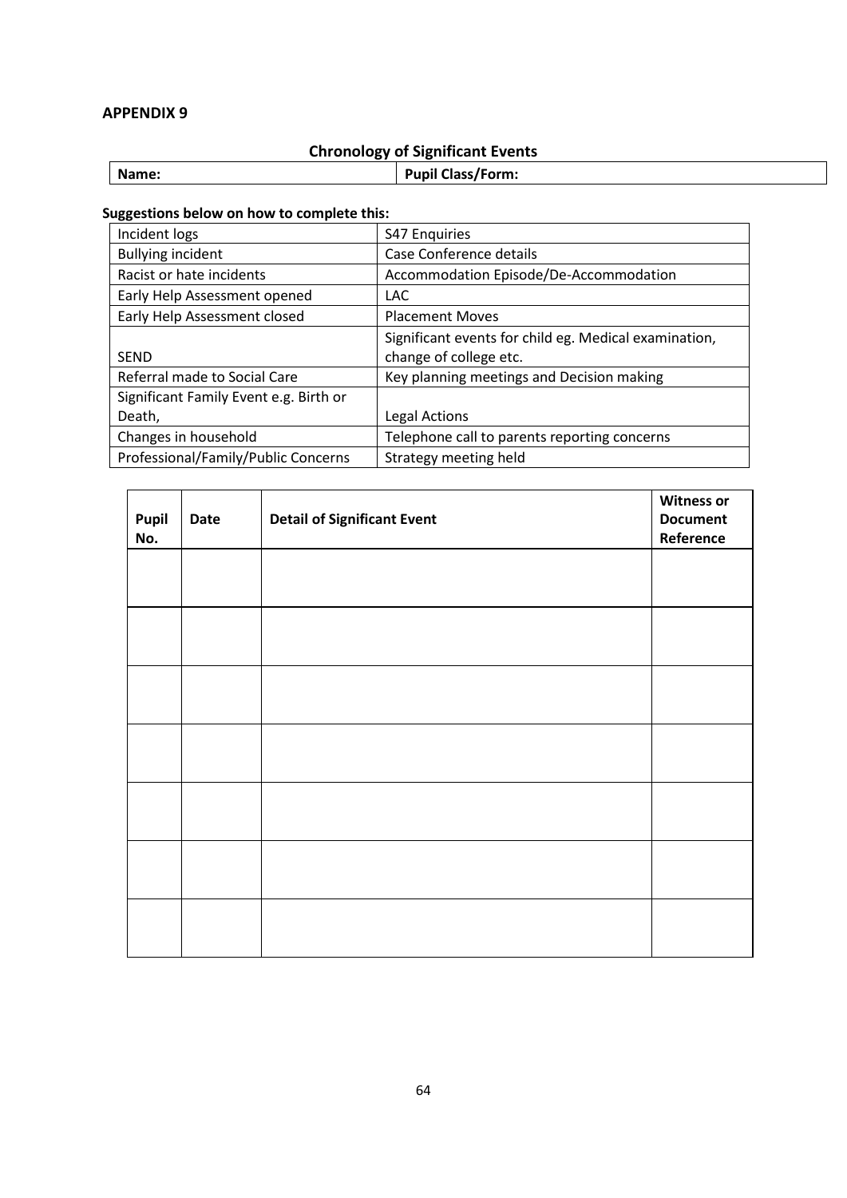**APPENDIX 9**

## Chronology of Significant Events

| Name: | Pupil Class/Form: |
|---|---|

**Suggestions below on how to complete this:**

| Incident logs | S47 Enquiries |
|---|---|
| Bullying incident | Case Conference details |
| Racist or hate incidents | Accommodation Episode/De-Accommodation |
| Early Help Assessment opened | LAC |
| Early Help Assessment closed | Placement Moves |
| SEND | Significant events for child eg. Medical examination, change of college etc. |
| Referral made to Social Care | Key planning meetings and Decision making |
| Significant Family Event e.g. Birth or Death, | Legal Actions |
| Changes in household | Telephone call to parents reporting concerns |
| Professional/Family/Public Concerns | Strategy meeting held |

| Pupil No. | Date | Detail of Significant Event | Witness or Document Reference |
|---|---|---|---|
| | | | |
| | | | |
| | | | |
| | | | |
| | | | |
| | | | |
| | | | |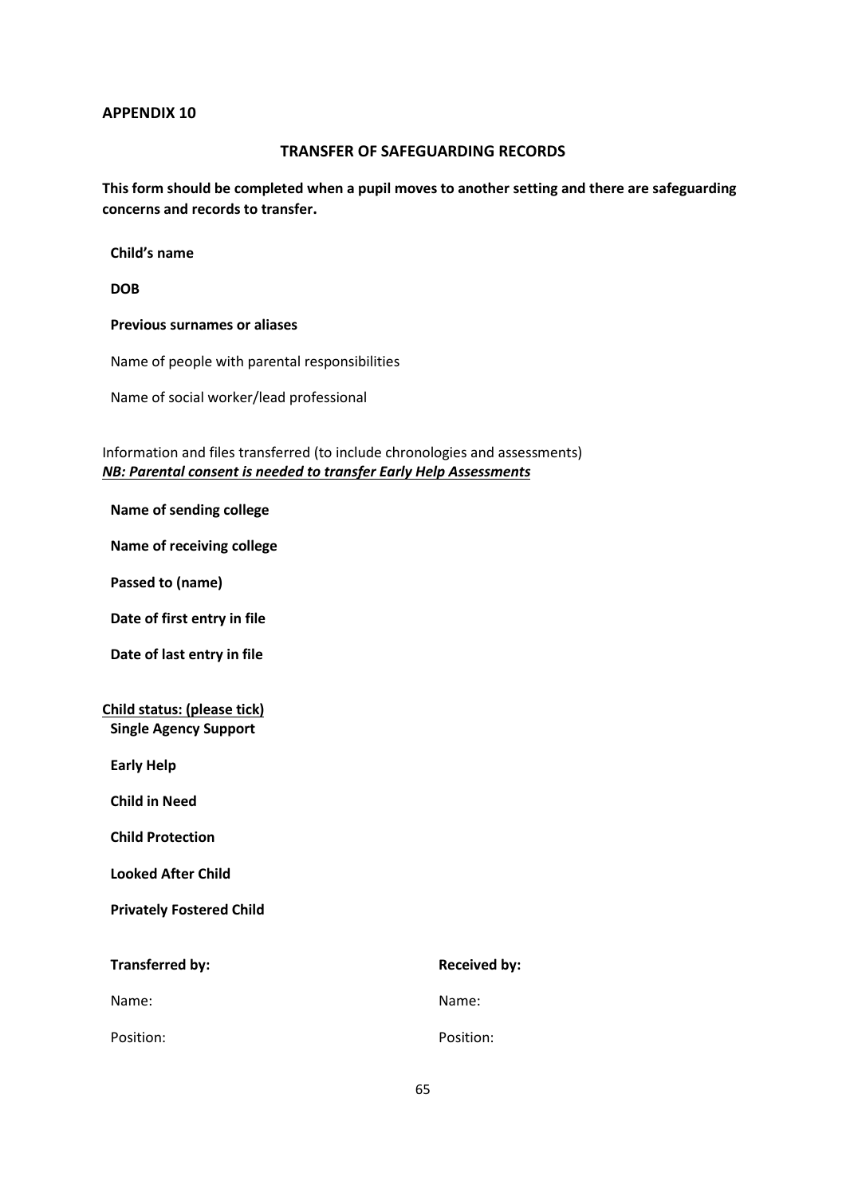**APPENDIX 10**

## TRANSFER OF SAFEGUARDING RECORDS

**This form should be completed when a pupil moves to another setting and there are safeguarding concerns and records to transfer.**

**Child's name**

**DOB**

**Previous surnames or aliases**

Name of people with parental responsibilities

Name of social worker/lead professional

Information and files transferred (to include chronologies and assessments)
***NB: Parental consent is needed to transfer Early Help Assessments***

**Name of sending college**

**Name of receiving college**

**Passed to (name)**

**Date of first entry in file**

**Date of last entry in file**

**Child status: (please tick)**

**Single Agency Support**

**Early Help**

**Child in Need**

**Child Protection**

**Looked After Child**

**Privately Fostered Child**

| **Transferred by:** | **Received by:** |
|---|---|
| Name: | Name: |
| Position: | Position: |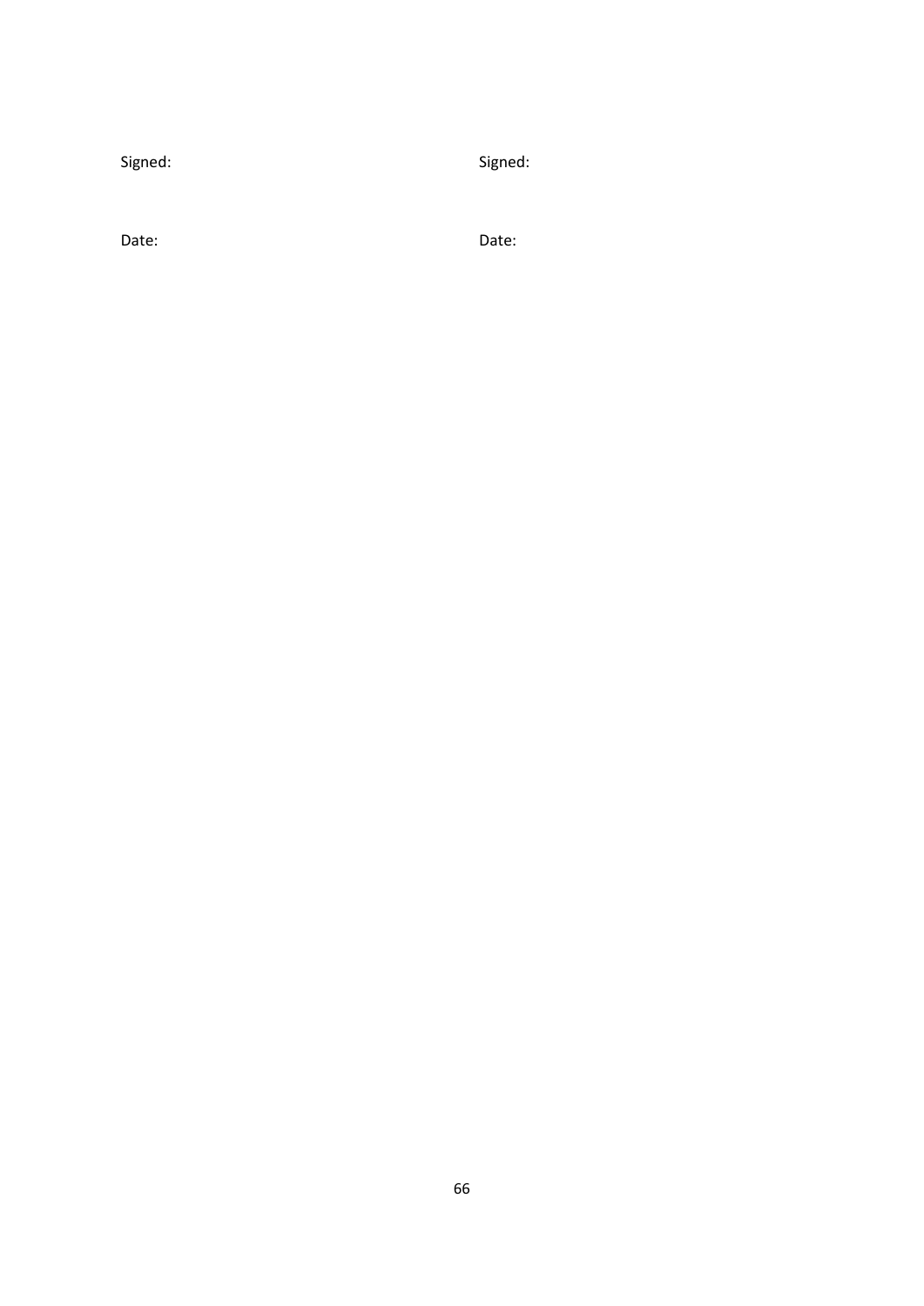| Signed: | Signed: |
| --- | --- |
| Date: | Date: |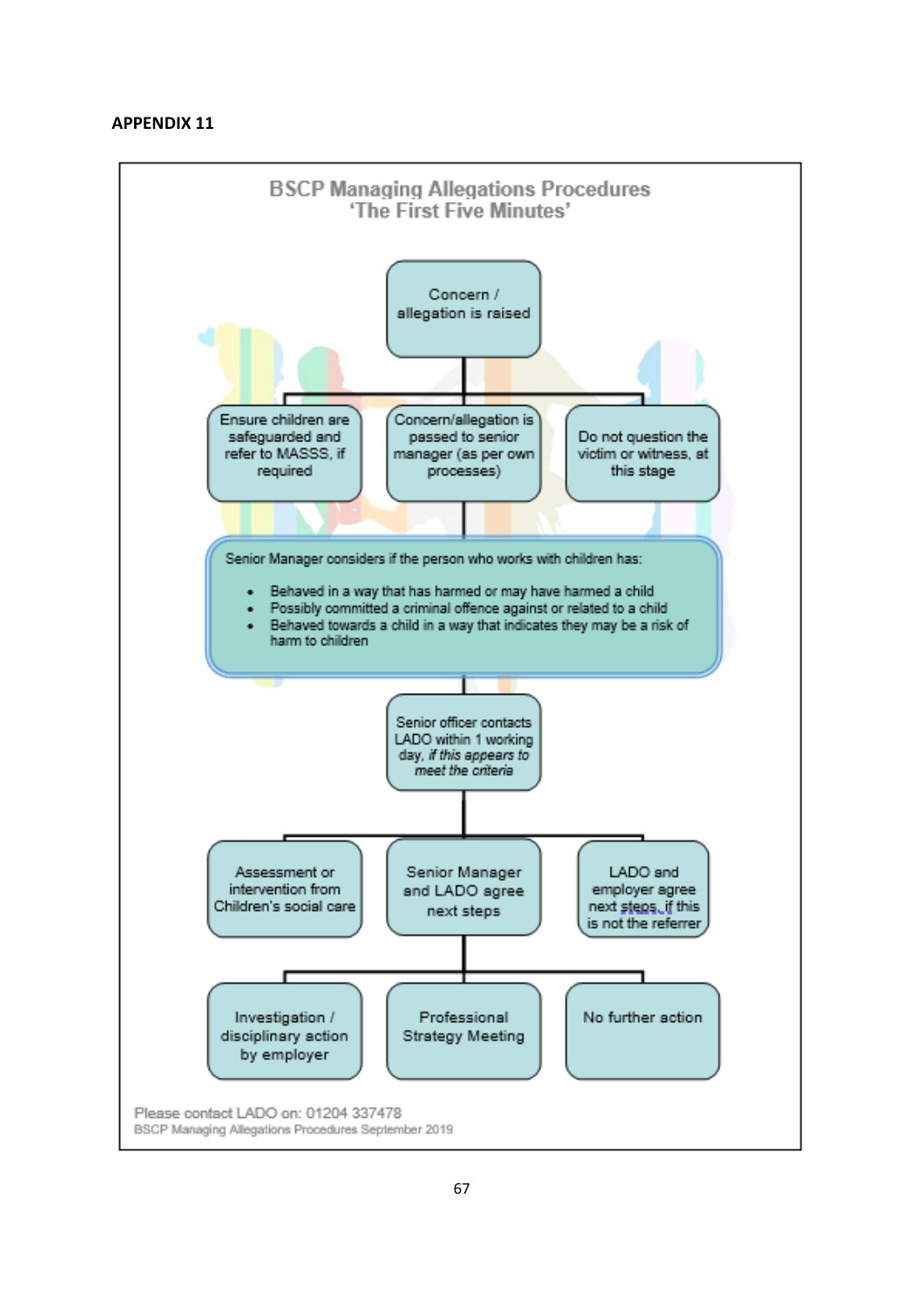**APPENDIX 11**

## BSCP Managing Allegations Procedures
## 'The First Five Minutes'

Concern / allegation is raised

- Ensure children are safeguarded and refer to MASSS, if required
- Concern/allegation is passed to senior manager (as per own processes)
- Do not question the victim or witness, at this stage

Senior Manager considers if the person who works with children has:

- Behaved in a way that has harmed or may have harmed a child
- Possibly committed a criminal offence against or related to a child
- Behaved towards a child in a way that indicates they may be a risk of harm to children

Senior officer contacts LADO within 1 working day, *if this appears to meet the criteria*

- Assessment or intervention from Children's social care
- Senior Manager and LADO agree next steps
- LADO and employer agree next steps, if this is not the referrer

- Investigation / disciplinary action by employer
- Professional Strategy Meeting
- No further action

Please contact LADO on: 01204 337478

BSCP Managing Allegations Procedures September 2019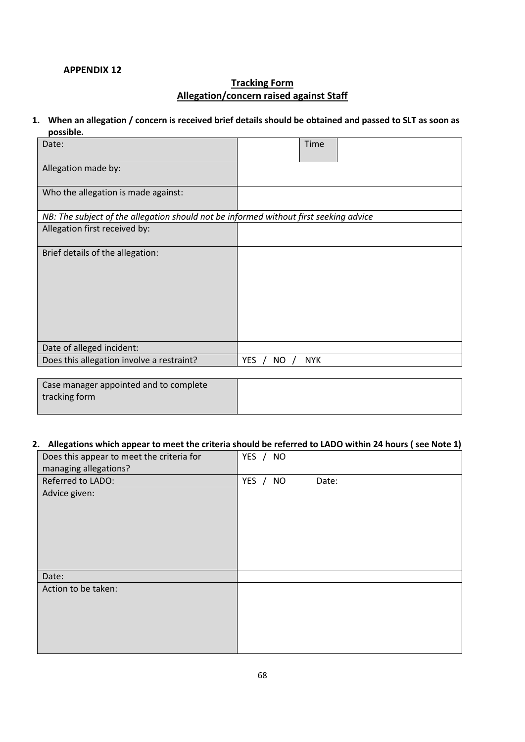**APPENDIX 12**

## Tracking Form
## Allegation/concern raised against Staff

**1. When an allegation / concern is received brief details should be obtained and passed to SLT as soon as possible.**

| Date: | | Time | |
|---|---|---|---|
| Allegation made by: | | | |
| Who the allegation is made against: | | | |
| *NB: The subject of the allegation should not be informed without first seeking advice* | | | |
| Allegation first received by: | | | |
| Brief details of the allegation: | | | |
| Date of alleged incident: | | | |
| Does this allegation involve a restraint? | YES / NO / NYK | | |

| Case manager appointed and to complete tracking form | |
|---|---|

**2. Allegations which appear to meet the criteria should be referred to LADO within 24 hours ( see Note 1)**

| Does this appear to meet the criteria for managing allegations? | YES / NO |
|---|---|
| Referred to LADO: | YES / NO Date: |
| Advice given: | |
| Date: | |
| Action to be taken: | |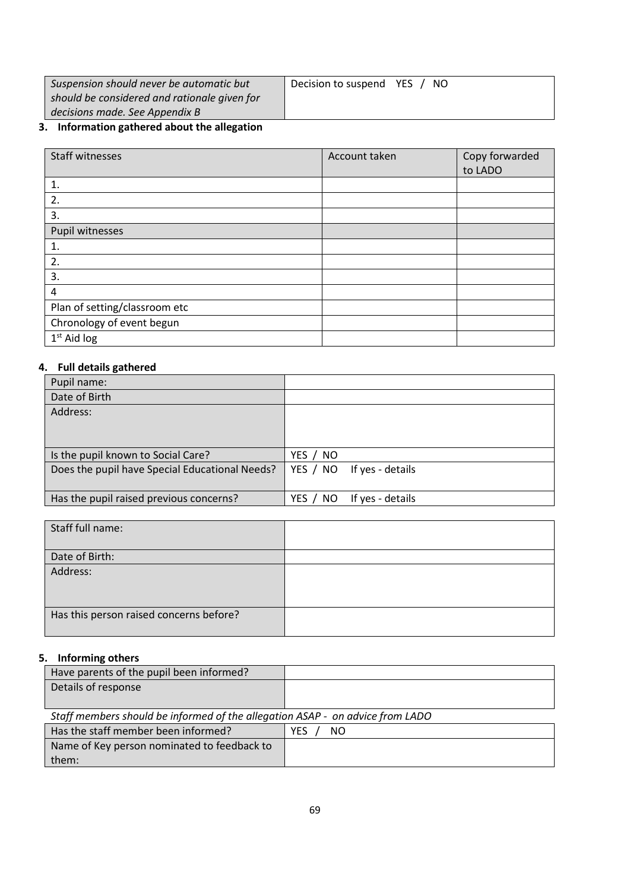| *Suspension should never be automatic but should be considered and rationale given for decisions made. See Appendix B* | Decision to suspend YES / NO |
|---|---|

### 3. Information gathered about the allegation

| Staff witnesses | Account taken | Copy forwarded to LADO |
|---|---|---|
| 1. | | |
| 2. | | |
| 3. | | |
| Pupil witnesses | | |
| 1. | | |
| 2. | | |
| 3. | | |
| 4 | | |
| Plan of setting/classroom etc | | |
| Chronology of event begun | | |
| 1st Aid log | | |

### 4. Full details gathered

| Pupil name: | |
|---|---|
| Date of Birth | |
| Address: | |
| Is the pupil known to Social Care? | YES / NO |
| Does the pupil have Special Educational Needs? | YES / NO If yes - details |
| Has the pupil raised previous concerns? | YES / NO If yes - details |

| Staff full name: | |
|---|---|
| Date of Birth: | |
| Address: | |
| Has this person raised concerns before? | |

### 5. Informing others

| Have parents of the pupil been informed? | |
|---|---|
| Details of response | |

*Staff members should be informed of the allegation ASAP - on advice from LADO*

| Has the staff member been informed? | YES / NO |
|---|---|
| Name of Key person nominated to feedback to them: | |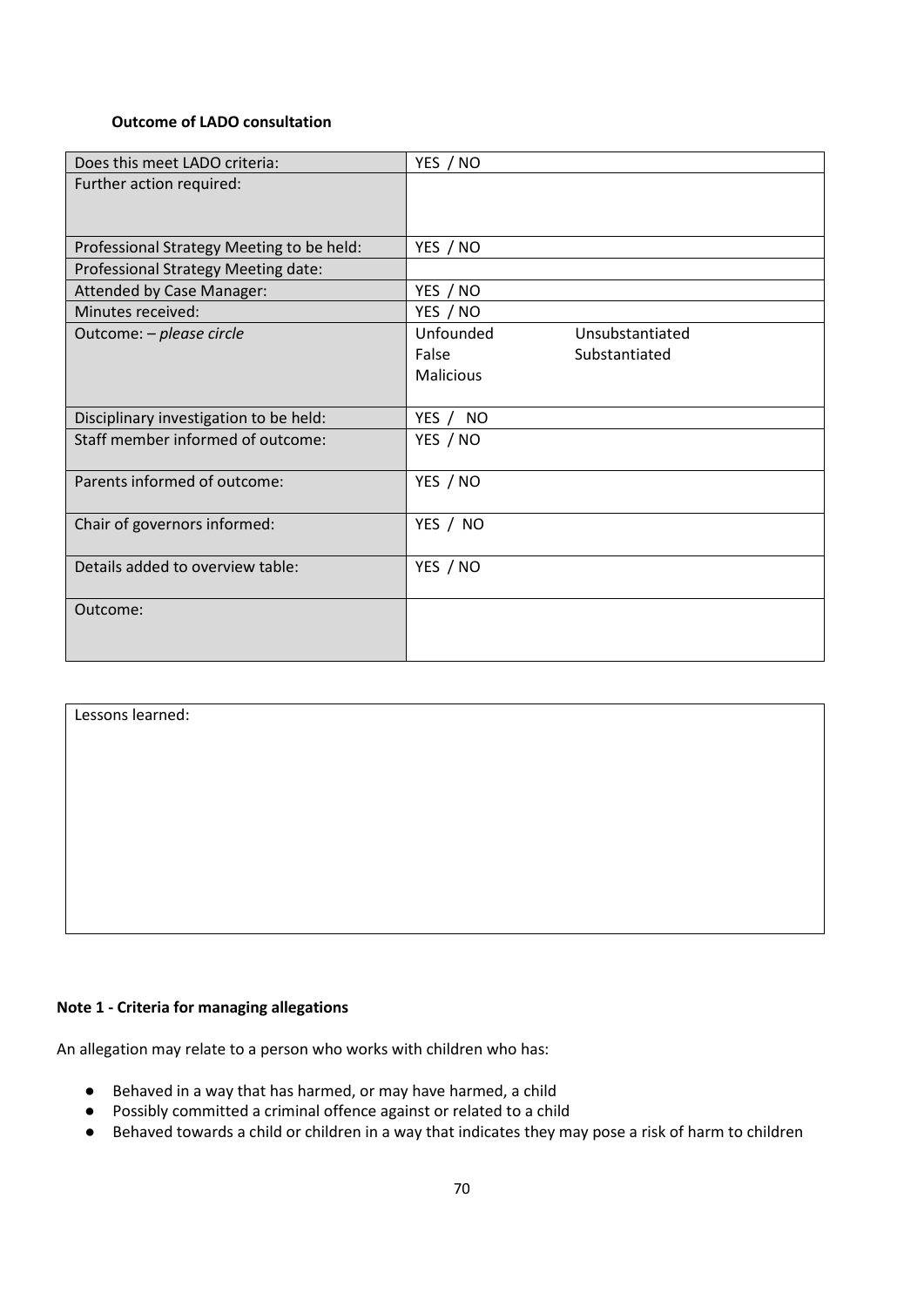**Outcome of LADO consultation**

| | |
|---|---|
| Does this meet LADO criteria: | YES / NO |
| Further action required: | |
| Professional Strategy Meeting to be held: | YES / NO |
| Professional Strategy Meeting date: | |
| Attended by Case Manager: | YES / NO |
| Minutes received: | YES / NO |
| Outcome: – *please circle* | Unfounded Unsubstantiated<br>False Substantiated<br>Malicious |
| Disciplinary investigation to be held: | YES / NO |
| Staff member informed of outcome: | YES / NO |
| Parents informed of outcome: | YES / NO |
| Chair of governors informed: | YES / NO |
| Details added to overview table: | YES / NO |
| Outcome: | |

| Lessons learned: |
|---|
| |

**Note 1 - Criteria for managing allegations**

An allegation may relate to a person who works with children who has:

- Behaved in a way that has harmed, or may have harmed, a child
- Possibly committed a criminal offence against or related to a child
- Behaved towards a child or children in a way that indicates they may pose a risk of harm to children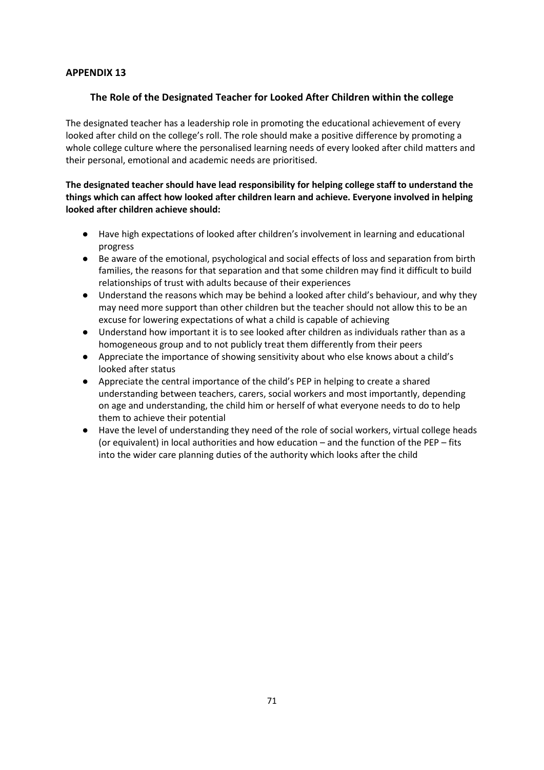**APPENDIX 13**

## The Role of the Designated Teacher for Looked After Children within the college

The designated teacher has a leadership role in promoting the educational achievement of every looked after child on the college's roll. The role should make a positive difference by promoting a whole college culture where the personalised learning needs of every looked after child matters and their personal, emotional and academic needs are prioritised.

**The designated teacher should have lead responsibility for helping college staff to understand the things which can affect how looked after children learn and achieve. Everyone involved in helping looked after children achieve should:**

- Have high expectations of looked after children's involvement in learning and educational progress
- Be aware of the emotional, psychological and social effects of loss and separation from birth families, the reasons for that separation and that some children may find it difficult to build relationships of trust with adults because of their experiences
- Understand the reasons which may be behind a looked after child's behaviour, and why they may need more support than other children but the teacher should not allow this to be an excuse for lowering expectations of what a child is capable of achieving
- Understand how important it is to see looked after children as individuals rather than as a homogeneous group and to not publicly treat them differently from their peers
- Appreciate the importance of showing sensitivity about who else knows about a child's looked after status
- Appreciate the central importance of the child's PEP in helping to create a shared understanding between teachers, carers, social workers and most importantly, depending on age and understanding, the child him or herself of what everyone needs to do to help them to achieve their potential
- Have the level of understanding they need of the role of social workers, virtual college heads (or equivalent) in local authorities and how education – and the function of the PEP – fits into the wider care planning duties of the authority which looks after the child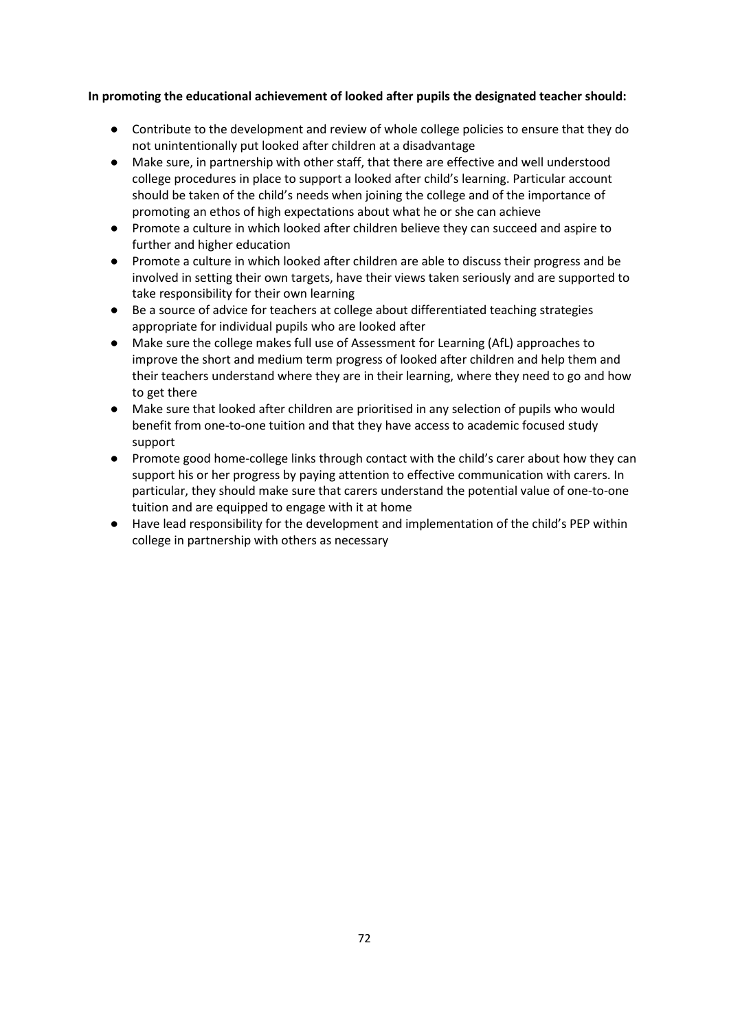**In promoting the educational achievement of looked after pupils the designated teacher should:**

- Contribute to the development and review of whole college policies to ensure that they do not unintentionally put looked after children at a disadvantage
- Make sure, in partnership with other staff, that there are effective and well understood college procedures in place to support a looked after child's learning. Particular account should be taken of the child's needs when joining the college and of the importance of promoting an ethos of high expectations about what he or she can achieve
- Promote a culture in which looked after children believe they can succeed and aspire to further and higher education
- Promote a culture in which looked after children are able to discuss their progress and be involved in setting their own targets, have their views taken seriously and are supported to take responsibility for their own learning
- Be a source of advice for teachers at college about differentiated teaching strategies appropriate for individual pupils who are looked after
- Make sure the college makes full use of Assessment for Learning (AfL) approaches to improve the short and medium term progress of looked after children and help them and their teachers understand where they are in their learning, where they need to go and how to get there
- Make sure that looked after children are prioritised in any selection of pupils who would benefit from one-to-one tuition and that they have access to academic focused study support
- Promote good home-college links through contact with the child's carer about how they can support his or her progress by paying attention to effective communication with carers. In particular, they should make sure that carers understand the potential value of one-to-one tuition and are equipped to engage with it at home
- Have lead responsibility for the development and implementation of the child's PEP within college in partnership with others as necessary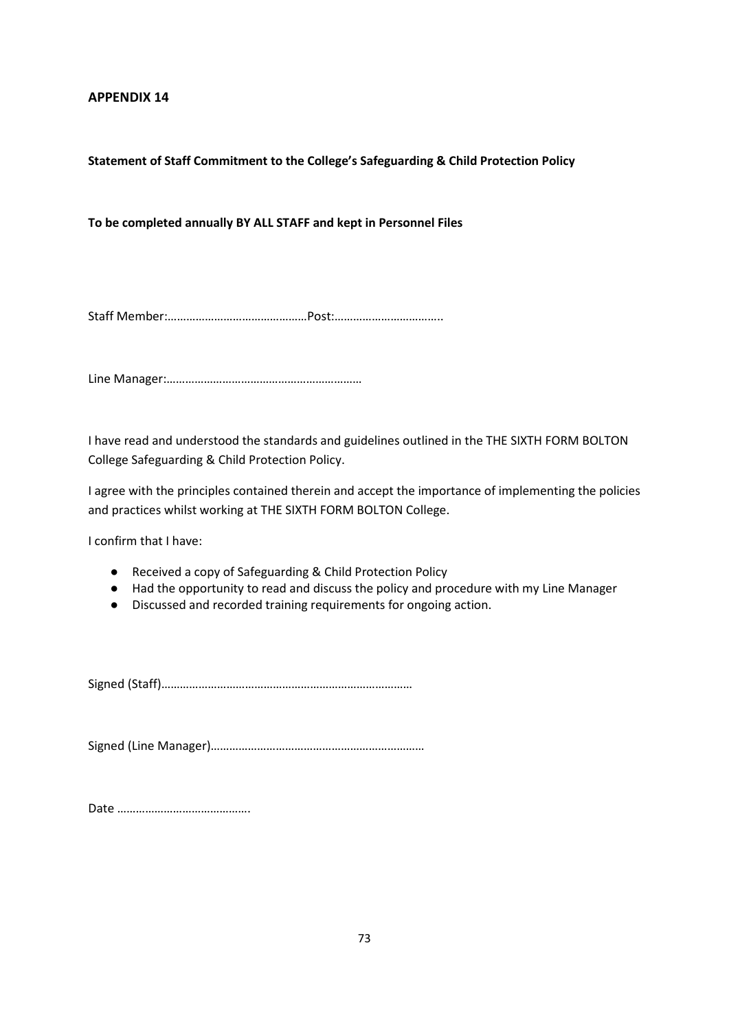**APPENDIX 14**

**Statement of Staff Commitment to the College's Safeguarding & Child Protection Policy**

**To be completed annually BY ALL STAFF and kept in Personnel Files**

Staff Member:………………………………………Post:……………………………..

Line Manager:………………………………………………………

I have read and understood the standards and guidelines outlined in the THE SIXTH FORM BOLTON College Safeguarding & Child Protection Policy.

I agree with the principles contained therein and accept the importance of implementing the policies and practices whilst working at THE SIXTH FORM BOLTON College.

I confirm that I have:

- Received a copy of Safeguarding & Child Protection Policy
- Had the opportunity to read and discuss the policy and procedure with my Line Manager
- Discussed and recorded training requirements for ongoing action.

Signed (Staff)………………………………………………………………………

Signed (Line Manager)…………………………………………………………

Date …………………………………….